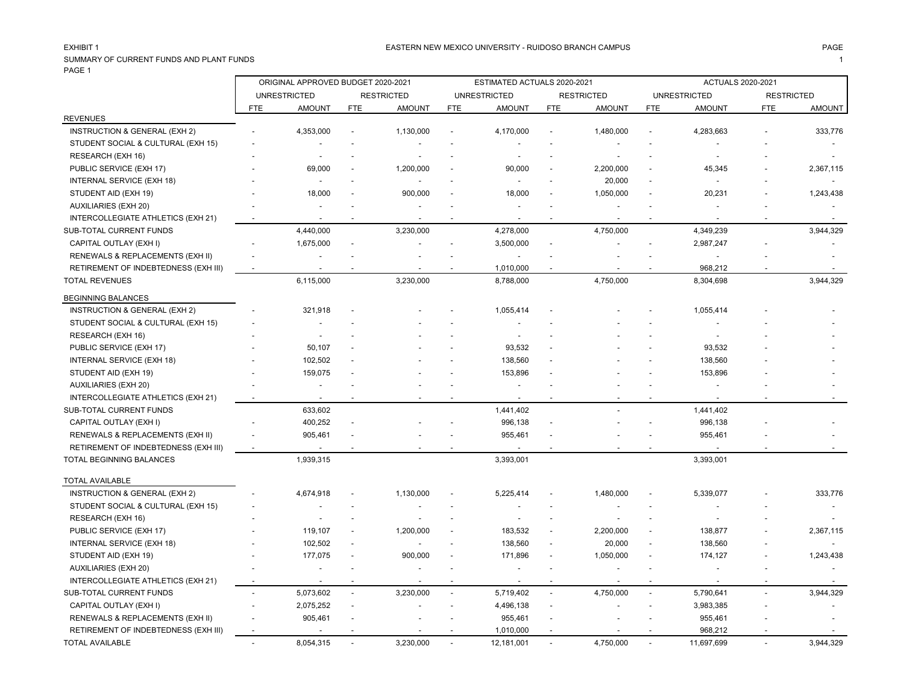EXHIBIT 1

EASTERN NEW MEXICO UNIVERSITY - RUIDOSO BRANCH CAMPUS

SUMMARY OF CURRENT FUNDS AND PLANT FUNDS

PAGE 1

| | ORIGINAL APPROVED BUDGET 2020-2021 | | | | ESTIMATED ACTUALS 2020-2021 | | | | ACTUALS 2020-2021 | | | |
|---|---|---|---|---|---|---|---|---|---|---|---|---|
| | UNRESTRICTED | | RESTRICTED | | UNRESTRICTED | | RESTRICTED | | UNRESTRICTED | | RESTRICTED | |
| | FTE | AMOUNT | FTE | AMOUNT | FTE | AMOUNT | FTE | AMOUNT | FTE | AMOUNT | FTE | AMOUNT |
| **REVENUES** | | | | | | | | | | | | |
| INSTRUCTION & GENERAL (EXH 2) | - | 4,353,000 | - | 1,130,000 | - | 4,170,000 | - | 1,480,000 | - | 4,283,663 | - | 333,776 |
| STUDENT SOCIAL & CULTURAL (EXH 15) | - | - | - | - | - | - | - | - | - | - | - | - |
| RESEARCH (EXH 16) | - | - | - | - | - | - | - | - | - | - | - | - |
| PUBLIC SERVICE (EXH 17) | - | 69,000 | - | 1,200,000 | - | 90,000 | - | 2,200,000 | - | 45,345 | - | 2,367,115 |
| INTERNAL SERVICE (EXH 18) | - | - | - | - | - | - | - | 20,000 | - | - | - | - |
| STUDENT AID (EXH 19) | - | 18,000 | - | 900,000 | - | 18,000 | - | 1,050,000 | - | 20,231 | - | 1,243,438 |
| AUXILIARIES (EXH 20) | - | - | - | - | - | - | - | - | - | - | - | - |
| INTERCOLLEGIATE ATHLETICS (EXH 21) | - | - | - | - | - | - | - | - | - | - | - | - |
| SUB-TOTAL CURRENT FUNDS | | 4,440,000 | | 3,230,000 | | 4,278,000 | | 4,750,000 | | 4,349,239 | | 3,944,329 |
| CAPITAL OUTLAY (EXH I) | - | 1,675,000 | - | - | - | 3,500,000 | - | - | - | 2,987,247 | - | - |
| RENEWALS & REPLACEMENTS (EXH II) | - | - | - | - | - | - | - | - | - | - | - | - |
| RETIREMENT OF INDEBTEDNESS (EXH III) | - | - | - | - | - | 1,010,000 | - | - | - | 968,212 | - | - |
| TOTAL REVENUES | | 6,115,000 | | 3,230,000 | | 8,788,000 | | 4,750,000 | | 8,304,698 | | 3,944,329 |
| **BEGINNING BALANCES** | | | | | | | | | | | | |
| INSTRUCTION & GENERAL (EXH 2) | - | 321,918 | - | - | - | 1,055,414 | - | - | - | 1,055,414 | - | - |
| STUDENT SOCIAL & CULTURAL (EXH 15) | - | - | - | - | - | - | - | - | - | - | - | - |
| RESEARCH (EXH 16) | - | - | - | - | - | - | - | - | - | - | - | - |
| PUBLIC SERVICE (EXH 17) | - | 50,107 | - | - | - | 93,532 | - | - | - | 93,532 | - | - |
| INTERNAL SERVICE (EXH 18) | - | 102,502 | - | - | - | 138,560 | - | - | - | 138,560 | - | - |
| STUDENT AID (EXH 19) | - | 159,075 | - | - | - | 153,896 | - | - | - | 153,896 | - | - |
| AUXILIARIES (EXH 20) | - | - | - | - | - | - | - | - | - | - | - | - |
| INTERCOLLEGIATE ATHLETICS (EXH 21) | - | - | - | - | - | - | - | - | - | - | - | - |
| SUB-TOTAL CURRENT FUNDS | | 633,602 | | | | 1,441,402 | | - | | 1,441,402 | | |
| CAPITAL OUTLAY (EXH I) | - | 400,252 | - | - | - | 996,138 | - | - | - | 996,138 | - | - |
| RENEWALS & REPLACEMENTS (EXH II) | - | 905,461 | - | - | - | 955,461 | - | - | - | 955,461 | - | - |
| RETIREMENT OF INDEBTEDNESS (EXH III) | - | - | - | - | - | - | - | - | - | - | - | - |
| TOTAL BEGINNING BALANCES | | 1,939,315 | | | | 3,393,001 | | | | 3,393,001 | | |
| **TOTAL AVAILABLE** | | | | | | | | | | | | |
| INSTRUCTION & GENERAL (EXH 2) | - | 4,674,918 | - | 1,130,000 | - | 5,225,414 | - | 1,480,000 | - | 5,339,077 | - | 333,776 |
| STUDENT SOCIAL & CULTURAL (EXH 15) | - | - | - | - | - | - | - | - | - | - | - | - |
| RESEARCH (EXH 16) | - | - | - | - | - | - | - | - | - | - | - | - |
| PUBLIC SERVICE (EXH 17) | - | 119,107 | - | 1,200,000 | - | 183,532 | - | 2,200,000 | - | 138,877 | - | 2,367,115 |
| INTERNAL SERVICE (EXH 18) | - | 102,502 | - | - | - | 138,560 | - | 20,000 | - | 138,560 | - | - |
| STUDENT AID (EXH 19) | - | 177,075 | - | 900,000 | - | 171,896 | - | 1,050,000 | - | 174,127 | - | 1,243,438 |
| AUXILIARIES (EXH 20) | - | - | - | - | - | - | - | - | - | - | - | - |
| INTERCOLLEGIATE ATHLETICS (EXH 21) | - | - | - | - | - | - | - | - | - | - | - | - |
| SUB-TOTAL CURRENT FUNDS | - | 5,073,602 | - | 3,230,000 | - | 5,719,402 | - | 4,750,000 | - | 5,790,641 | - | 3,944,329 |
| CAPITAL OUTLAY (EXH I) | - | 2,075,252 | - | - | - | 4,496,138 | - | - | - | 3,983,385 | - | - |
| RENEWALS & REPLACEMENTS (EXH II) | - | 905,461 | - | - | - | 955,461 | - | - | - | 955,461 | - | - |
| RETIREMENT OF INDEBTEDNESS (EXH III) | - | - | - | - | - | 1,010,000 | - | - | - | 968,212 | - | - |
| TOTAL AVAILABLE | - | 8,054,315 | - | 3,230,000 | - | 12,181,001 | - | 4,750,000 | - | 11,697,699 | - | 3,944,329 |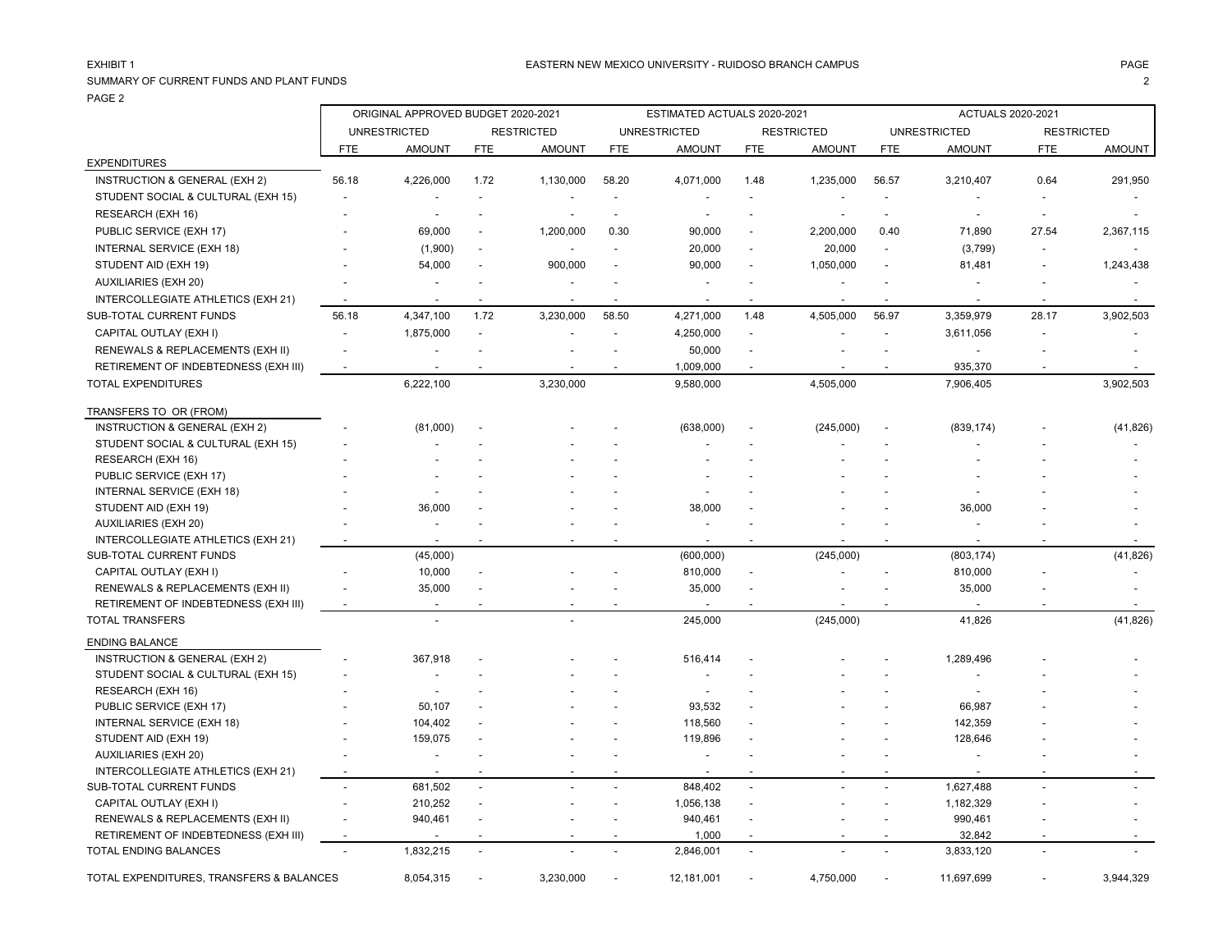EXHIBIT 1

EASTERN NEW MEXICO UNIVERSITY - RUIDOSO BRANCH CAMPUS

SUMMARY OF CURRENT FUNDS AND PLANT FUNDS

PAGE 2

| | ORIGINAL APPROVED BUDGET 2020-2021 | | | | ESTIMATED ACTUALS 2020-2021 | | | | ACTUALS 2020-2021 | | | |
|---|---|---|---|---|---|---|---|---|---|---|---|---|
| | UNRESTRICTED | | RESTRICTED | | UNRESTRICTED | | RESTRICTED | | UNRESTRICTED | | RESTRICTED | |
| | FTE | AMOUNT | FTE | AMOUNT | FTE | AMOUNT | FTE | AMOUNT | FTE | AMOUNT | FTE | AMOUNT |
| EXPENDITURES | | | | | | | | | | | | |
| INSTRUCTION & GENERAL (EXH 2) | 56.18 | 4,226,000 | 1.72 | 1,130,000 | 58.20 | 4,071,000 | 1.48 | 1,235,000 | 56.57 | 3,210,407 | 0.64 | 291,950 |
| STUDENT SOCIAL & CULTURAL (EXH 15) | - | - | - | - | - | - | - | - | - | - | - | - |
| RESEARCH (EXH 16) | - | - | - | - | - | - | - | - | - | - | - | - |
| PUBLIC SERVICE (EXH 17) | - | 69,000 | - | 1,200,000 | 0.30 | 90,000 | - | 2,200,000 | 0.40 | 71,890 | 27.54 | 2,367,115 |
| INTERNAL SERVICE (EXH 18) | - | (1,900) | - | - | - | 20,000 | - | 20,000 | - | (3,799) | - | - |
| STUDENT AID (EXH 19) | - | 54,000 | - | 900,000 | - | 90,000 | - | 1,050,000 | - | 81,481 | - | 1,243,438 |
| AUXILIARIES (EXH 20) | - | - | - | - | - | - | - | - | - | - | - | - |
| INTERCOLLEGIATE ATHLETICS (EXH 21) | - | - | - | - | - | - | - | - | - | - | - | - |
| SUB-TOTAL CURRENT FUNDS | 56.18 | 4,347,100 | 1.72 | 3,230,000 | 58.50 | 4,271,000 | 1.48 | 4,505,000 | 56.97 | 3,359,979 | 28.17 | 3,902,503 |
| CAPITAL OUTLAY (EXH I) | - | 1,875,000 | - | - | - | 4,250,000 | - | - | - | 3,611,056 | - | - |
| RENEWALS & REPLACEMENTS (EXH II) | - | - | - | - | - | 50,000 | - | - | - | - | - | - |
| RETIREMENT OF INDEBTEDNESS (EXH III) | - | - | - | - | - | 1,009,000 | - | - | - | 935,370 | - | - |
| TOTAL EXPENDITURES | | 6,222,100 | | 3,230,000 | | 9,580,000 | | 4,505,000 | | 7,906,405 | | 3,902,503 |
| TRANSFERS TO OR (FROM) | | | | | | | | | | | | |
| INSTRUCTION & GENERAL (EXH 2) | - | (81,000) | - | - | - | (638,000) | - | (245,000) | - | (839,174) | - | (41,826) |
| STUDENT SOCIAL & CULTURAL (EXH 15) | - | - | - | - | - | - | - | - | - | - | - | - |
| RESEARCH (EXH 16) | - | - | - | - | - | - | - | - | - | - | - | - |
| PUBLIC SERVICE (EXH 17) | - | - | - | - | - | - | - | - | - | - | - | - |
| INTERNAL SERVICE (EXH 18) | - | - | - | - | - | - | - | - | - | - | - | - |
| STUDENT AID (EXH 19) | - | 36,000 | - | - | - | 38,000 | - | - | - | 36,000 | - | - |
| AUXILIARIES (EXH 20) | - | - | - | - | - | - | - | - | - | - | - | - |
| INTERCOLLEGIATE ATHLETICS (EXH 21) | - | - | - | - | - | - | - | - | - | - | - | - |
| SUB-TOTAL CURRENT FUNDS | | (45,000) | | | | (600,000) | | (245,000) | | (803,174) | | (41,826) |
| CAPITAL OUTLAY (EXH I) | - | 10,000 | - | - | - | 810,000 | - | - | - | 810,000 | - | - |
| RENEWALS & REPLACEMENTS (EXH II) | - | 35,000 | - | - | - | 35,000 | - | - | - | 35,000 | - | - |
| RETIREMENT OF INDEBTEDNESS (EXH III) | - | - | - | - | - | - | - | - | - | - | - | - |
| TOTAL TRANSFERS | | - | | - | | 245,000 | | (245,000) | | 41,826 | | (41,826) |
| ENDING BALANCE | | | | | | | | | | | | |
| INSTRUCTION & GENERAL (EXH 2) | - | 367,918 | - | - | - | 516,414 | - | - | - | 1,289,496 | - | - |
| STUDENT SOCIAL & CULTURAL (EXH 15) | - | - | - | - | - | - | - | - | - | - | - | - |
| RESEARCH (EXH 16) | - | - | - | - | - | - | - | - | - | - | - | - |
| PUBLIC SERVICE (EXH 17) | - | 50,107 | - | - | - | 93,532 | - | - | - | 66,987 | - | - |
| INTERNAL SERVICE (EXH 18) | - | 104,402 | - | - | - | 118,560 | - | - | - | 142,359 | - | - |
| STUDENT AID (EXH 19) | - | 159,075 | - | - | - | 119,896 | - | - | - | 128,646 | - | - |
| AUXILIARIES (EXH 20) | - | - | - | - | - | - | - | - | - | - | - | - |
| INTERCOLLEGIATE ATHLETICS (EXH 21) | - | - | - | - | - | - | - | - | - | - | - | - |
| SUB-TOTAL CURRENT FUNDS | - | 681,502 | - | - | - | 848,402 | - | - | - | 1,627,488 | - | - |
| CAPITAL OUTLAY (EXH I) | - | 210,252 | - | - | - | 1,056,138 | - | - | - | 1,182,329 | - | - |
| RENEWALS & REPLACEMENTS (EXH II) | - | 940,461 | - | - | - | 940,461 | - | - | - | 990,461 | - | - |
| RETIREMENT OF INDEBTEDNESS (EXH III) | - | - | - | - | - | 1,000 | - | - | - | 32,842 | - | - |
| TOTAL ENDING BALANCES | - | 1,832,215 | - | - | - | 2,846,001 | - | - | - | 3,833,120 | - | - |
| TOTAL EXPENDITURES, TRANSFERS & BALANCES | | 8,054,315 | - | 3,230,000 | - | 12,181,001 | - | 4,750,000 | - | 11,697,699 | - | 3,944,329 |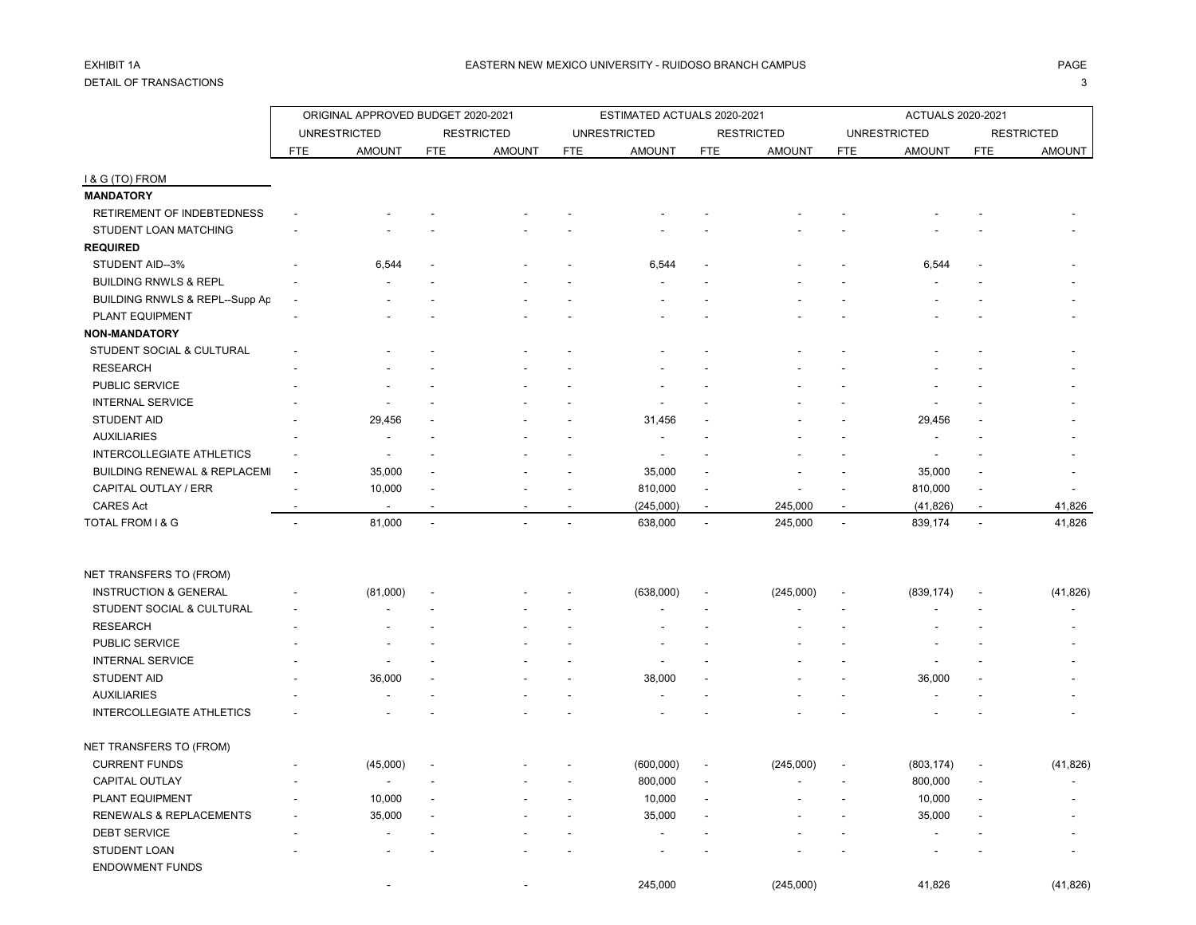EXHIBIT 1A
DETAIL OF TRANSACTIONS

EASTERN NEW MEXICO UNIVERSITY - RUIDOSO BRANCH CAMPUS

| | ORIGINAL APPROVED BUDGET 2020-2021 | | | | ESTIMATED ACTUALS 2020-2021 | | | | ACTUALS 2020-2021 | | | |
|---|---|---|---|---|---|---|---|---|---|---|---|---|
| | UNRESTRICTED | | RESTRICTED | | UNRESTRICTED | | RESTRICTED | | UNRESTRICTED | | RESTRICTED | |
| | FTE | AMOUNT | FTE | AMOUNT | FTE | AMOUNT | FTE | AMOUNT | FTE | AMOUNT | FTE | AMOUNT |
| I & G (TO) FROM | | | | | | | | | | | | |
| **MANDATORY** | | | | | | | | | | | | |
| RETIREMENT OF INDEBTEDNESS | - | - | - | - | - | - | - | - | - | - | - | - |
| STUDENT LOAN MATCHING | - | - | - | - | - | - | - | - | - | - | - | - |
| **REQUIRED** | | | | | | | | | | | | |
| STUDENT AID--3% | - | 6,544 | - | - | - | 6,544 | - | - | - | 6,544 | - | - |
| BUILDING RNWLS & REPL | - | - | - | - | - | - | - | - | - | - | - | - |
| BUILDING RNWLS & REPL--Supp Ap | - | - | - | - | - | - | - | - | - | - | - | - |
| PLANT EQUIPMENT | - | - | - | - | - | - | - | - | - | - | - | - |
| **NON-MANDATORY** | | | | | | | | | | | | |
| STUDENT SOCIAL & CULTURAL | - | - | - | - | - | - | - | - | - | - | - | - |
| RESEARCH | - | - | - | - | - | - | - | - | - | - | - | - |
| PUBLIC SERVICE | - | - | - | - | - | - | - | - | - | - | - | - |
| INTERNAL SERVICE | - | - | - | - | - | - | - | - | - | - | - | - |
| STUDENT AID | - | 29,456 | - | - | - | 31,456 | - | - | - | 29,456 | - | - |
| AUXILIARIES | - | - | - | - | - | - | - | - | - | - | - | - |
| INTERCOLLEGIATE ATHLETICS | - | - | - | - | - | - | - | - | - | - | - | - |
| BUILDING RENEWAL & REPLACEMI | - | 35,000 | - | - | - | 35,000 | - | - | - | 35,000 | - | - |
| CAPITAL OUTLAY / ERR | - | 10,000 | - | - | - | 810,000 | - | - | - | 810,000 | - | - |
| CARES Act | - | - | - | - | - | (245,000) | - | 245,000 | - | (41,826) | - | 41,826 |
| TOTAL FROM I & G | - | 81,000 | - | - | - | 638,000 | - | 245,000 | - | 839,174 | - | 41,826 |
| | | | | | | | | | | | | |
| NET TRANSFERS TO (FROM) | | | | | | | | | | | | |
| INSTRUCTION & GENERAL | - | (81,000) | - | - | - | (638,000) | - | (245,000) | - | (839,174) | - | (41,826) |
| STUDENT SOCIAL & CULTURAL | - | - | - | - | - | - | - | - | - | - | - | - |
| RESEARCH | - | - | - | - | - | - | - | - | - | - | - | - |
| PUBLIC SERVICE | - | - | - | - | - | - | - | - | - | - | - | - |
| INTERNAL SERVICE | - | - | - | - | - | - | - | - | - | - | - | - |
| STUDENT AID | - | 36,000 | - | - | - | 38,000 | - | - | - | 36,000 | - | - |
| AUXILIARIES | - | - | - | - | - | - | - | - | - | - | - | - |
| INTERCOLLEGIATE ATHLETICS | - | - | - | - | - | - | - | - | - | - | - | - |
| | | | | | | | | | | | | |
| NET TRANSFERS TO (FROM) | | | | | | | | | | | | |
| CURRENT FUNDS | - | (45,000) | - | - | - | (600,000) | - | (245,000) | - | (803,174) | - | (41,826) |
| CAPITAL OUTLAY | - | - | - | - | - | 800,000 | - | - | - | 800,000 | - | - |
| PLANT EQUIPMENT | - | 10,000 | - | - | - | 10,000 | - | - | - | 10,000 | - | - |
| RENEWALS & REPLACEMENTS | - | 35,000 | - | - | - | 35,000 | - | - | - | 35,000 | - | - |
| DEBT SERVICE | - | - | - | - | - | - | - | - | - | - | - | - |
| STUDENT LOAN | - | - | - | - | - | - | - | - | - | - | - | - |
| ENDOWMENT FUNDS | | | | | | | | | | | | |
| | | - | | - | | 245,000 | | (245,000) | | 41,826 | | (41,826) |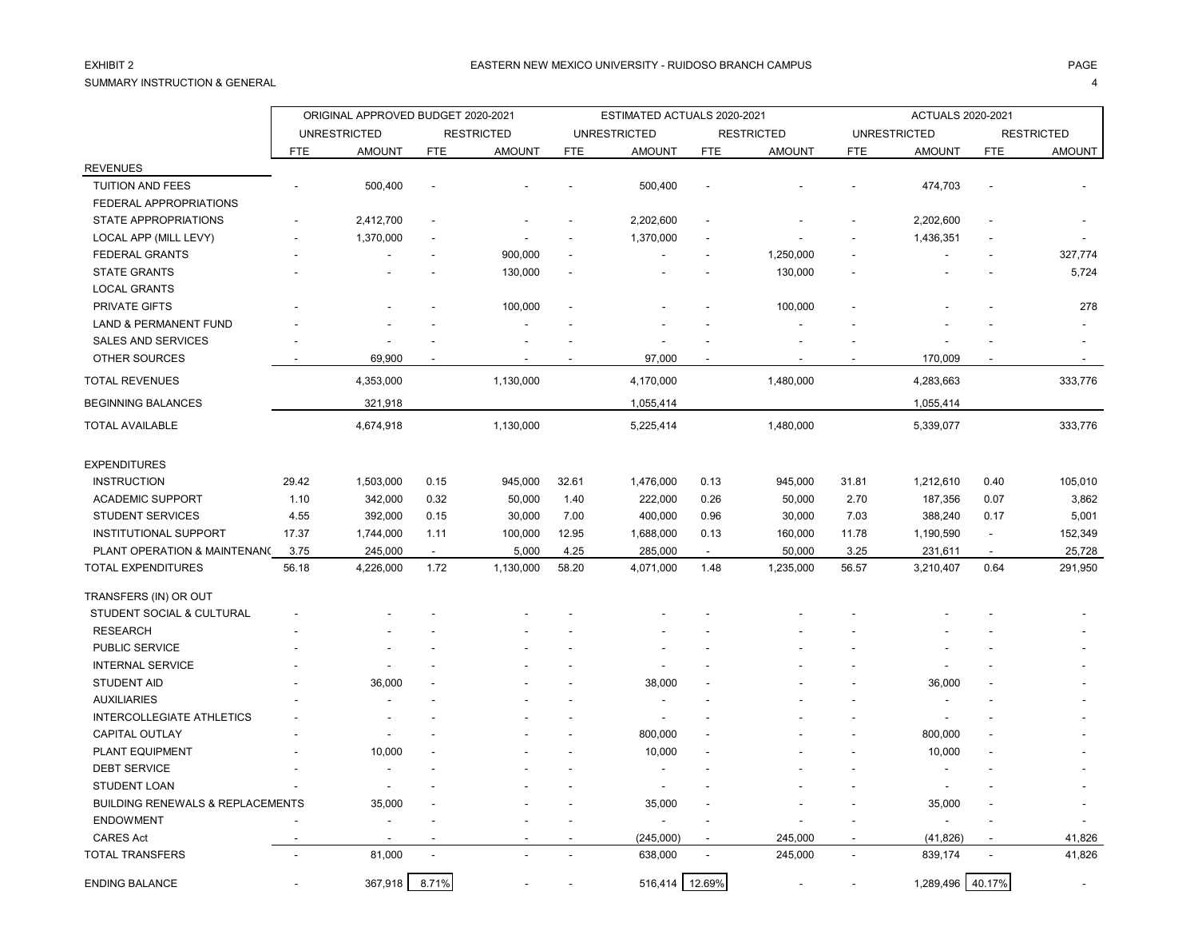EXHIBIT 2

SUMMARY INSTRUCTION & GENERAL

## EASTERN NEW MEXICO UNIVERSITY - RUIDOSO BRANCH CAMPUS

| | ORIGINAL APPROVED BUDGET 2020-2021 | | | | ESTIMATED ACTUALS 2020-2021 | | | | ACTUALS 2020-2021 | | | |
|---|---|---|---|---|---|---|---|---|---|---|---|---|
| | UNRESTRICTED | | RESTRICTED | | UNRESTRICTED | | RESTRICTED | | UNRESTRICTED | | RESTRICTED | |
| | FTE | AMOUNT | FTE | AMOUNT | FTE | AMOUNT | FTE | AMOUNT | FTE | AMOUNT | FTE | AMOUNT |
| **REVENUES** | | | | | | | | | | | | |
| TUITION AND FEES | - | 500,400 | - | - | - | 500,400 | - | - | - | 474,703 | - | - |
| FEDERAL APPROPRIATIONS | | | | | | | | | | | | |
| STATE APPROPRIATIONS | - | 2,412,700 | - | - | - | 2,202,600 | - | - | - | 2,202,600 | - | - |
| LOCAL APP (MILL LEVY) | - | 1,370,000 | - | - | - | 1,370,000 | - | - | - | 1,436,351 | - | - |
| FEDERAL GRANTS | - | - | - | 900,000 | - | - | - | 1,250,000 | - | - | - | 327,774 |
| STATE GRANTS | - | - | - | 130,000 | - | - | - | 130,000 | - | - | - | 5,724 |
| LOCAL GRANTS | | | | | | | | | | | | |
| PRIVATE GIFTS | - | - | - | 100,000 | - | - | - | 100,000 | - | - | - | 278 |
| LAND & PERMANENT FUND | - | - | - | - | - | - | - | - | - | - | - | - |
| SALES AND SERVICES | - | - | - | - | - | - | - | - | - | - | - | - |
| OTHER SOURCES | - | 69,900 | - | - | - | 97,000 | - | - | - | 170,009 | - | - |
| TOTAL REVENUES | | 4,353,000 | | 1,130,000 | | 4,170,000 | | 1,480,000 | | 4,283,663 | | 333,776 |
| BEGINNING BALANCES | | 321,918 | | | | 1,055,414 | | | | 1,055,414 | | |
| TOTAL AVAILABLE | | 4,674,918 | | 1,130,000 | | 5,225,414 | | 1,480,000 | | 5,339,077 | | 333,776 |
| **EXPENDITURES** | | | | | | | | | | | | |
| INSTRUCTION | 29.42 | 1,503,000 | 0.15 | 945,000 | 32.61 | 1,476,000 | 0.13 | 945,000 | 31.81 | 1,212,610 | 0.40 | 105,010 |
| ACADEMIC SUPPORT | 1.10 | 342,000 | 0.32 | 50,000 | 1.40 | 222,000 | 0.26 | 50,000 | 2.70 | 187,356 | 0.07 | 3,862 |
| STUDENT SERVICES | 4.55 | 392,000 | 0.15 | 30,000 | 7.00 | 400,000 | 0.96 | 30,000 | 7.03 | 388,240 | 0.17 | 5,001 |
| INSTITUTIONAL SUPPORT | 17.37 | 1,744,000 | 1.11 | 100,000 | 12.95 | 1,688,000 | 0.13 | 160,000 | 11.78 | 1,190,590 | - | 152,349 |
| PLANT OPERATION & MAINTENANC | 3.75 | 245,000 | - | 5,000 | 4.25 | 285,000 | - | 50,000 | 3.25 | 231,611 | - | 25,728 |
| TOTAL EXPENDITURES | 56.18 | 4,226,000 | 1.72 | 1,130,000 | 58.20 | 4,071,000 | 1.48 | 1,235,000 | 56.57 | 3,210,407 | 0.64 | 291,950 |
| **TRANSFERS (IN) OR OUT** | | | | | | | | | | | | |
| STUDENT SOCIAL & CULTURAL | - | - | - | - | - | - | - | - | - | - | - | - |
| RESEARCH | - | - | - | - | - | - | - | - | - | - | - | - |
| PUBLIC SERVICE | - | - | - | - | - | - | - | - | - | - | - | - |
| INTERNAL SERVICE | - | - | - | - | - | - | - | - | - | - | - | - |
| STUDENT AID | - | 36,000 | - | - | - | 38,000 | - | - | - | 36,000 | - | - |
| AUXILIARIES | - | - | - | - | - | - | - | - | - | - | - | - |
| INTERCOLLEGIATE ATHLETICS | - | - | - | - | - | - | - | - | - | - | - | - |
| CAPITAL OUTLAY | - | - | - | - | - | 800,000 | - | - | - | 800,000 | - | - |
| PLANT EQUIPMENT | - | 10,000 | - | - | - | 10,000 | - | - | - | 10,000 | - | - |
| DEBT SERVICE | - | - | - | - | - | - | - | - | - | - | - | - |
| STUDENT LOAN | - | - | - | - | - | - | - | - | - | - | - | - |
| BUILDING RENEWALS & REPLACEMENTS | - | 35,000 | - | - | - | 35,000 | - | - | - | 35,000 | - | - |
| ENDOWMENT | - | - | - | - | - | - | - | - | - | - | - | - |
| CARES Act | - | - | - | - | - | (245,000) | - | 245,000 | - | (41,826) | - | 41,826 |
| TOTAL TRANSFERS | - | 81,000 | - | - | - | 638,000 | - | 245,000 | - | 839,174 | - | 41,826 |
| ENDING BALANCE | - | 367,918 | 8.71% | - | - | 516,414 | 12.69% | - | - | 1,289,496 | 40.17% | - |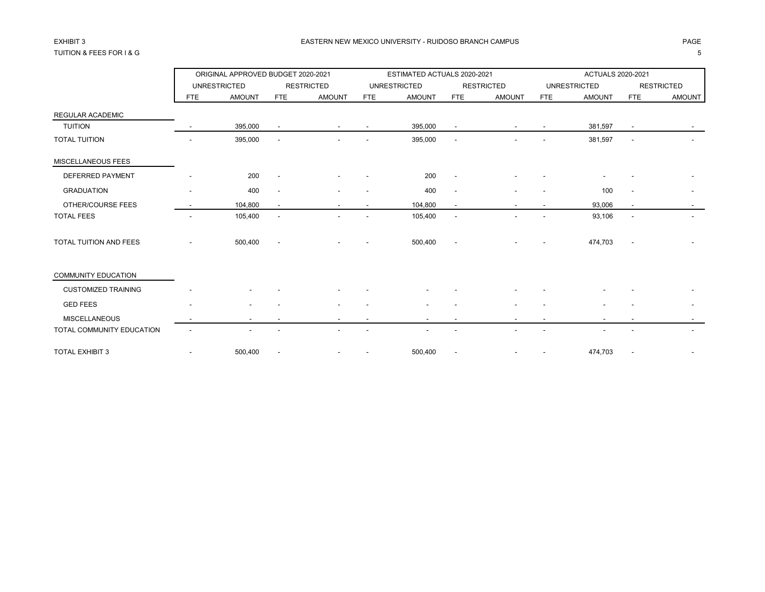EXHIBIT 3

TUITION & FEES FOR I & G

EASTERN NEW MEXICO UNIVERSITY - RUIDOSO BRANCH CAMPUS

| | ORIGINAL APPROVED BUDGET 2020-2021 | | | | ESTIMATED ACTUALS 2020-2021 | | | | ACTUALS 2020-2021 | | | |
|---|---|---|---|---|---|---|---|---|---|---|---|---|
| | UNRESTRICTED | | RESTRICTED | | UNRESTRICTED | | RESTRICTED | | UNRESTRICTED | | RESTRICTED | |
| | FTE | AMOUNT | FTE | AMOUNT | FTE | AMOUNT | FTE | AMOUNT | FTE | AMOUNT | FTE | AMOUNT |
| REGULAR ACADEMIC | | | | | | | | | | | | |
| TUITION | - | 395,000 | - | - | - | 395,000 | - | - | - | 381,597 | - | - |
| TOTAL TUITION | - | 395,000 | - | - | - | 395,000 | - | - | - | 381,597 | - | - |
| MISCELLANEOUS FEES | | | | | | | | | | | | |
| DEFERRED PAYMENT | - | 200 | - | - | - | 200 | - | - | - | - | - | - |
| GRADUATION | - | 400 | - | - | - | 400 | - | - | - | 100 | - | - |
| OTHER/COURSE FEES | - | 104,800 | - | - | - | 104,800 | - | - | - | 93,006 | - | - |
| TOTAL FEES | - | 105,400 | - | - | - | 105,400 | - | - | - | 93,106 | - | - |
| TOTAL TUITION AND FEES | - | 500,400 | - | - | - | 500,400 | - | - | - | 474,703 | - | - |
| COMMUNITY EDUCATION | | | | | | | | | | | | |
| CUSTOMIZED TRAINING | - | - | - | - | - | - | - | - | - | - | - | - |
| GED FEES | - | - | - | - | - | - | - | - | - | - | - | - |
| MISCELLANEOUS | - | - | - | - | - | - | - | - | - | - | - | - |
| TOTAL COMMUNITY EDUCATION | - | - | - | - | - | - | - | - | - | - | - | - |
| TOTAL EXHIBIT 3 | - | 500,400 | - | - | - | 500,400 | - | - | - | 474,703 | - | - |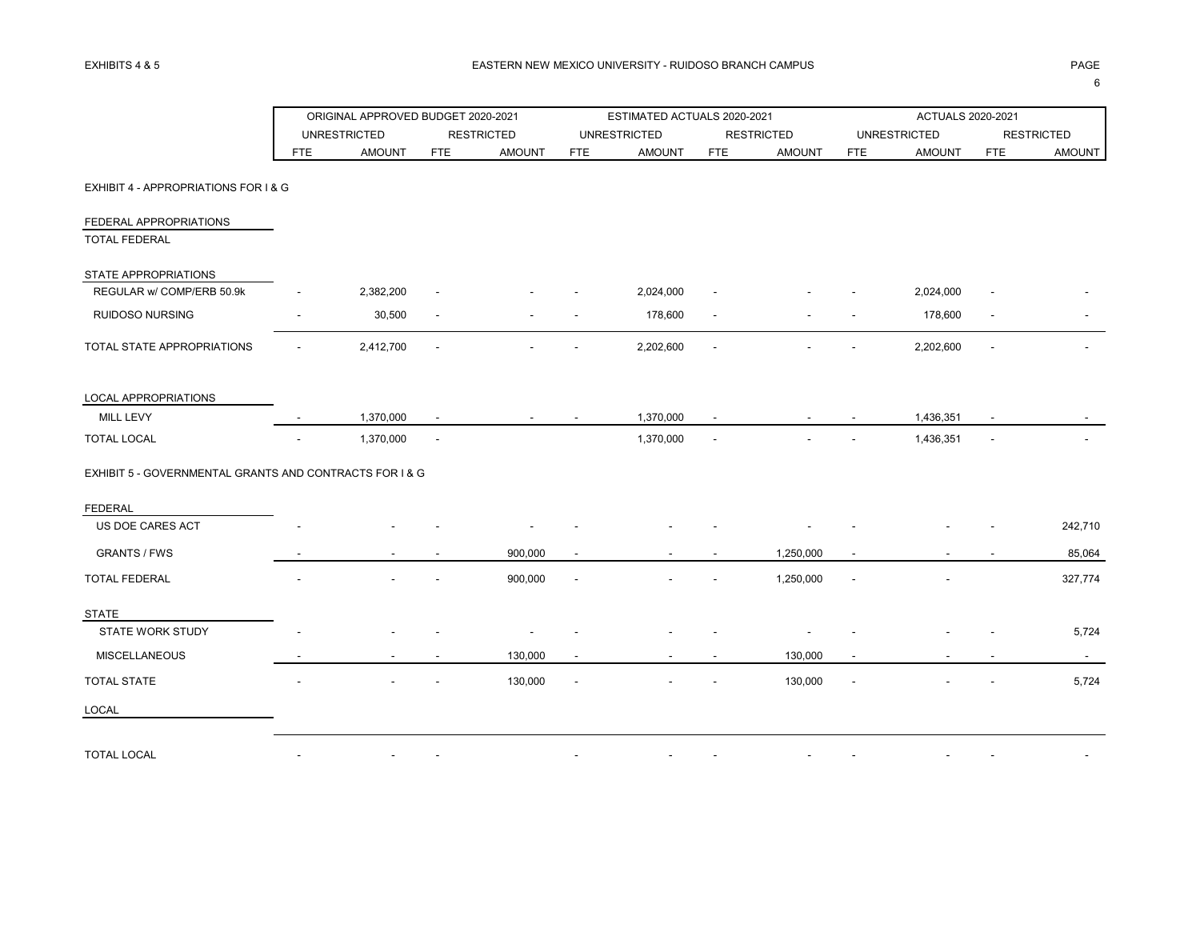EXHIBITS 4 & 5

# EASTERN NEW MEXICO UNIVERSITY - RUIDOSO BRANCH CAMPUS

| | ORIGINAL APPROVED BUDGET 2020-2021 | | | | ESTIMATED ACTUALS 2020-2021 | | | | ACTUALS 2020-2021 | | | |
|---|---|---|---|---|---|---|---|---|---|---|---|---|
| | UNRESTRICTED | | RESTRICTED | | UNRESTRICTED | | RESTRICTED | | UNRESTRICTED | | RESTRICTED | |
| | FTE | AMOUNT | FTE | AMOUNT | FTE | AMOUNT | FTE | AMOUNT | FTE | AMOUNT | FTE | AMOUNT |
| **EXHIBIT 4 - APPROPRIATIONS FOR I & G** | | | | | | | | | | | | |
| FEDERAL APPROPRIATIONS | | | | | | | | | | | | |
| TOTAL FEDERAL | | | | | | | | | | | | |
| STATE APPROPRIATIONS | | | | | | | | | | | | |
| REGULAR w/ COMP/ERB 50.9k | - | 2,382,200 | - | - | - | 2,024,000 | - | - | - | 2,024,000 | - | - |
| RUIDOSO NURSING | - | 30,500 | - | - | - | 178,600 | - | - | - | 178,600 | - | - |
| TOTAL STATE APPROPRIATIONS | - | 2,412,700 | - | - | - | 2,202,600 | - | - | - | 2,202,600 | - | - |
| LOCAL APPROPRIATIONS | | | | | | | | | | | | |
| MILL LEVY | - | 1,370,000 | - | - | - | 1,370,000 | - | - | - | 1,436,351 | - | - |
| TOTAL LOCAL | - | 1,370,000 | - | | | 1,370,000 | - | - | - | 1,436,351 | - | - |
| **EXHIBIT 5 - GOVERNMENTAL GRANTS AND CONTRACTS FOR I & G** | | | | | | | | | | | | |
| FEDERAL | | | | | | | | | | | | |
| US DOE CARES ACT | - | - | - | - | - | - | - | - | - | - | - | 242,710 |
| GRANTS / FWS | - | - | - | 900,000 | - | - | - | 1,250,000 | - | - | - | 85,064 |
| TOTAL FEDERAL | - | - | - | 900,000 | - | - | - | 1,250,000 | - | - | | 327,774 |
| STATE | | | | | | | | | | | | |
| STATE WORK STUDY | - | - | - | - | - | - | - | - | - | - | - | 5,724 |
| MISCELLANEOUS | - | - | - | 130,000 | - | - | - | 130,000 | - | - | - | - |
| TOTAL STATE | - | - | - | 130,000 | - | - | - | 130,000 | - | - | - | 5,724 |
| LOCAL | | | | | | | | | | | | |
| TOTAL LOCAL | - | - | - | | - | - | - | - | - | - | - | - |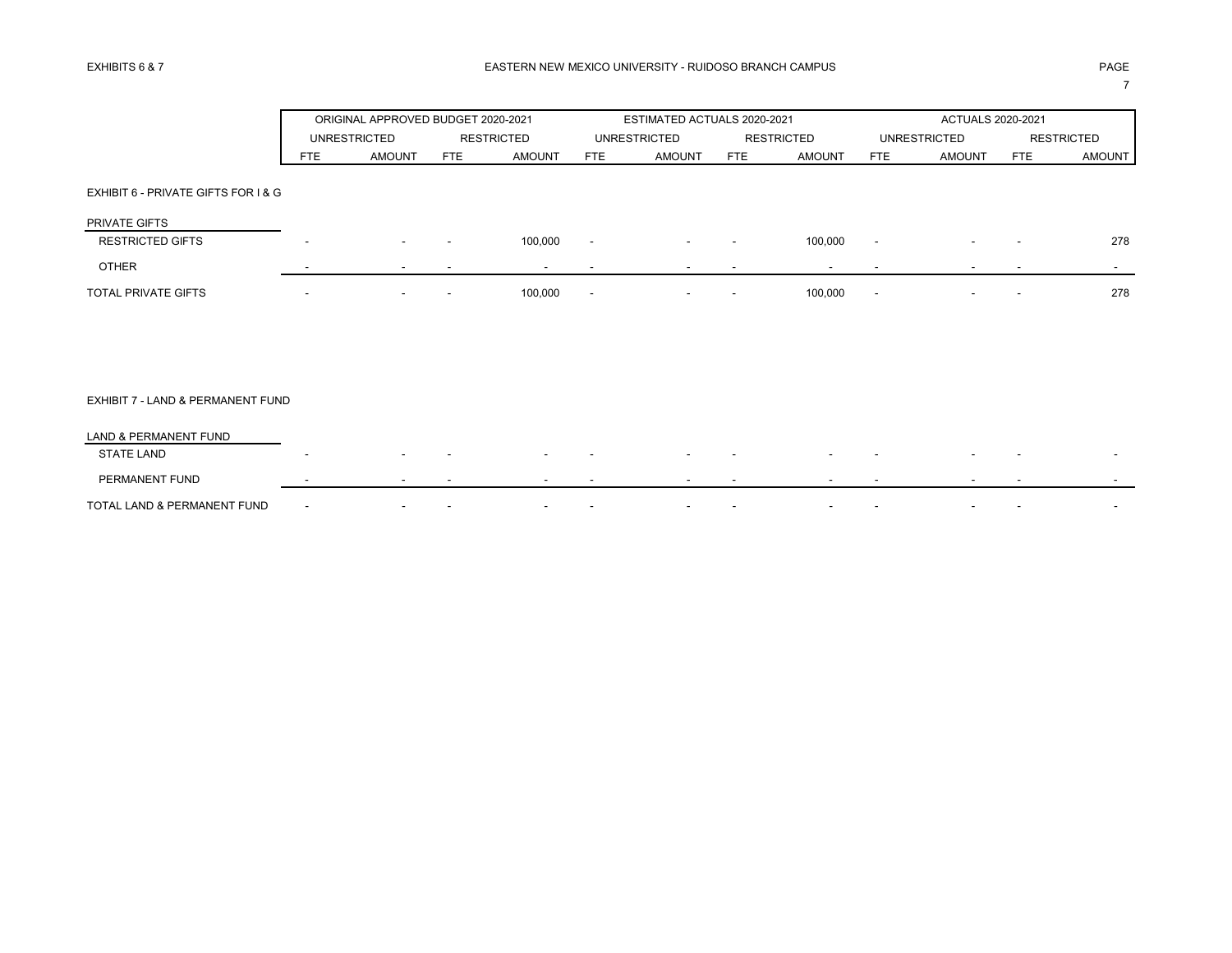## EASTERN NEW MEXICO UNIVERSITY - RUIDOSO BRANCH CAMPUS

EXHIBITS 6 & 7

| | ORIGINAL APPROVED BUDGET 2020-2021 | | | | ESTIMATED ACTUALS 2020-2021 | | | | ACTUALS 2020-2021 | | | |
|---|---|---|---|---|---|---|---|---|---|---|---|---|
| | UNRESTRICTED | | RESTRICTED | | UNRESTRICTED | | RESTRICTED | | UNRESTRICTED | | RESTRICTED | |
| | FTE | AMOUNT | FTE | AMOUNT | FTE | AMOUNT | FTE | AMOUNT | FTE | AMOUNT | FTE | AMOUNT |
| **EXHIBIT 6 - PRIVATE GIFTS FOR I & G** | | | | | | | | | | | | |
| PRIVATE GIFTS | | | | | | | | | | | | |
| RESTRICTED GIFTS | - | - | - | 100,000 | - | - | - | 100,000 | - | - | - | 278 |
| OTHER | - | - | - | - | - | - | - | - | - | - | - | - |
| TOTAL PRIVATE GIFTS | - | - | - | 100,000 | - | - | - | 100,000 | - | - | - | 278 |
| **EXHIBIT 7 - LAND & PERMANENT FUND** | | | | | | | | | | | | |
| LAND & PERMANENT FUND | | | | | | | | | | | | |
| STATE LAND | - | - | - | - | - | - | - | - | - | - | - | - |
| PERMANENT FUND | - | - | - | - | - | - | - | - | - | - | - | - |
| TOTAL LAND & PERMANENT FUND | - | - | - | - | - | - | - | - | - | - | - | - |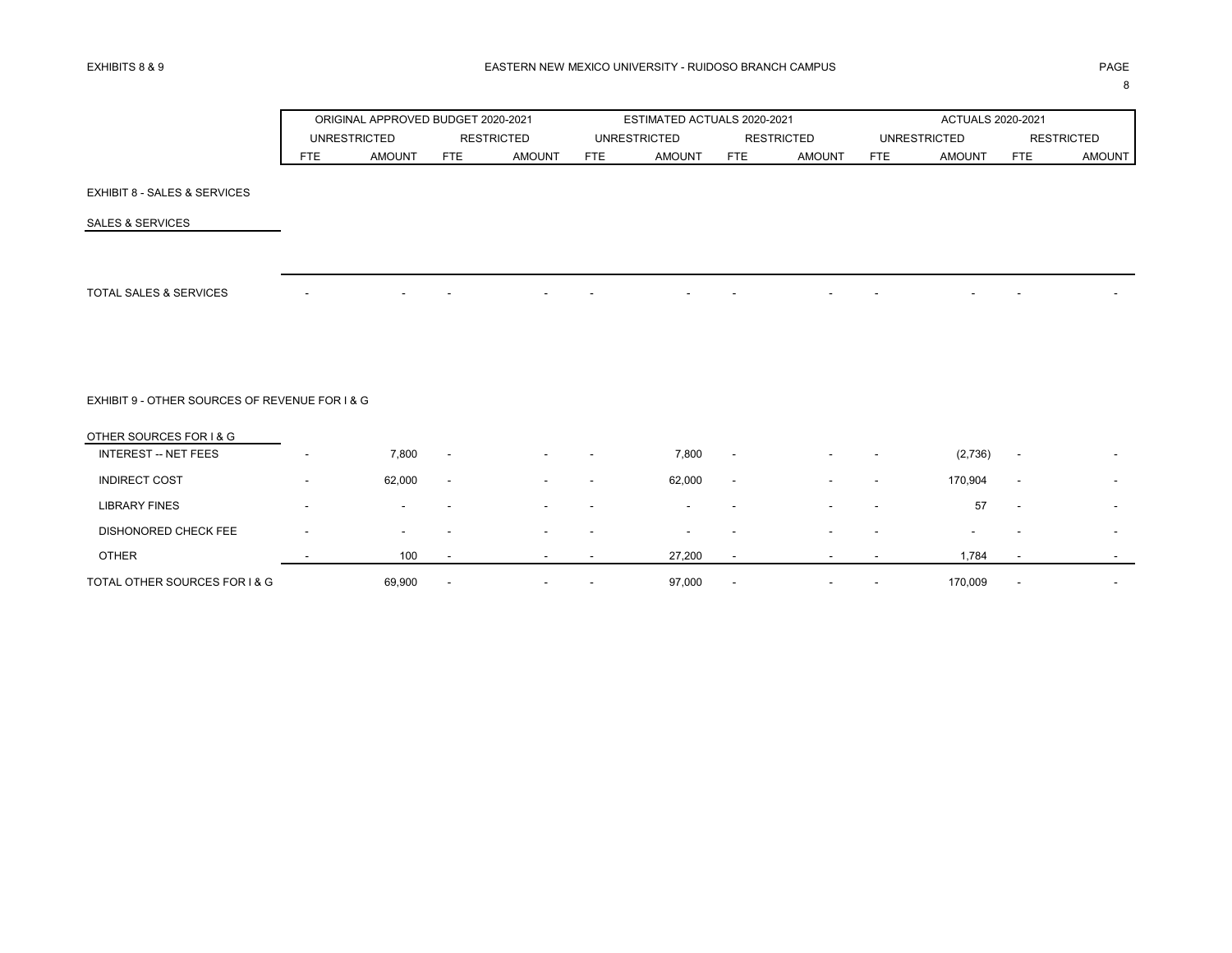EXHIBITS 8 & 9

# EASTERN NEW MEXICO UNIVERSITY - RUIDOSO BRANCH CAMPUS

| | ORIGINAL APPROVED BUDGET 2020-2021 | | | | ESTIMATED ACTUALS 2020-2021 | | | | ACTUALS 2020-2021 | | | |
|---|---|---|---|---|---|---|---|---|---|---|---|---|
| | UNRESTRICTED | | RESTRICTED | | UNRESTRICTED | | RESTRICTED | | UNRESTRICTED | | RESTRICTED | |
| | FTE | AMOUNT | FTE | AMOUNT | FTE | AMOUNT | FTE | AMOUNT | FTE | AMOUNT | FTE | AMOUNT |
| **EXHIBIT 8 - SALES & SERVICES** | | | | | | | | | | | | |
| SALES & SERVICES | | | | | | | | | | | | |
| TOTAL SALES & SERVICES | - | - | - | - | - | - | - | - | - | - | - | - |
| **EXHIBIT 9 - OTHER SOURCES OF REVENUE FOR I & G** | | | | | | | | | | | | |
| OTHER SOURCES FOR I & G | | | | | | | | | | | | |
| INTEREST -- NET FEES | - | 7,800 | - | - | - | 7,800 | - | - | - | (2,736) | - | - |
| INDIRECT COST | - | 62,000 | - | - | - | 62,000 | - | - | - | 170,904 | - | - |
| LIBRARY FINES | - | - | - | - | - | - | - | - | - | 57 | - | - |
| DISHONORED CHECK FEE | - | - | - | - | - | - | - | - | - | - | - | - |
| OTHER | - | 100 | - | - | - | 27,200 | - | - | - | 1,784 | - | - |
| TOTAL OTHER SOURCES FOR I & G | | 69,900 | - | - | - | 97,000 | - | - | - | 170,009 | - | - |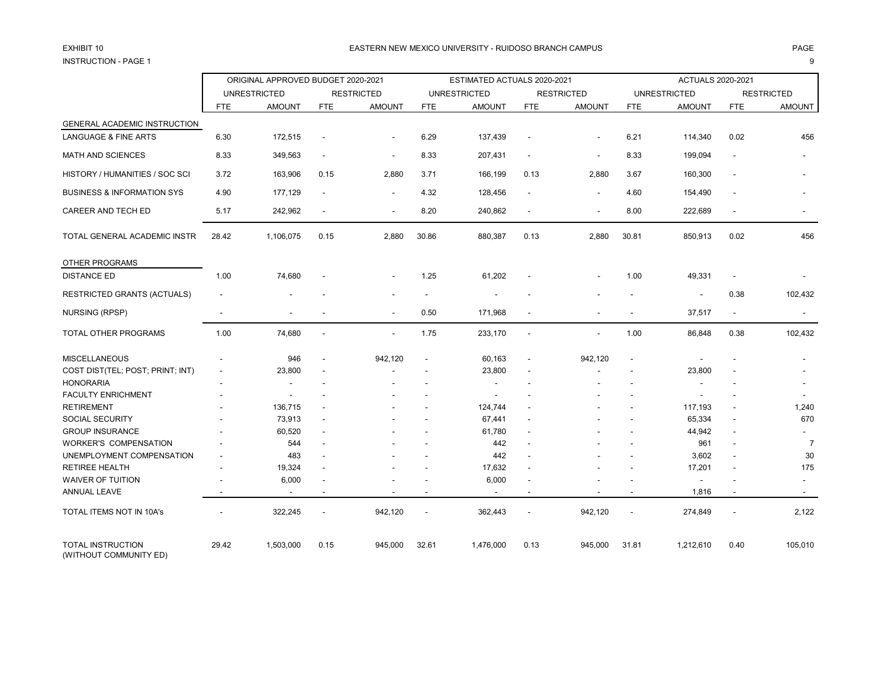EXHIBIT 10

INSTRUCTION - PAGE 1

EASTERN NEW MEXICO UNIVERSITY - RUIDOSO BRANCH CAMPUS

| | ORIGINAL APPROVED BUDGET 2020-2021 | | | | ESTIMATED ACTUALS 2020-2021 | | | | ACTUALS 2020-2021 | | | |
|---|---|---|---|---|---|---|---|---|---|---|---|---|
| | UNRESTRICTED | | RESTRICTED | | UNRESTRICTED | | RESTRICTED | | UNRESTRICTED | | RESTRICTED | |
| | FTE | AMOUNT | FTE | AMOUNT | FTE | AMOUNT | FTE | AMOUNT | FTE | AMOUNT | FTE | AMOUNT |
| GENERAL ACADEMIC INSTRUCTION | | | | | | | | | | | | |
| LANGUAGE & FINE ARTS | 6.30 | 172,515 | - | - | 6.29 | 137,439 | - | - | 6.21 | 114,340 | 0.02 | 456 |
| MATH AND SCIENCES | 8.33 | 349,563 | - | - | 8.33 | 207,431 | - | - | 8.33 | 199,094 | - | - |
| HISTORY / HUMANITIES / SOC SCI | 3.72 | 163,906 | 0.15 | 2,880 | 3.71 | 166,199 | 0.13 | 2,880 | 3.67 | 160,300 | - | - |
| BUSINESS & INFORMATION SYS | 4.90 | 177,129 | - | - | 4.32 | 128,456 | - | - | 4.60 | 154,490 | - | - |
| CAREER AND TECH ED | 5.17 | 242,962 | - | - | 8.20 | 240,862 | - | - | 8.00 | 222,689 | - | - |
| TOTAL GENERAL ACADEMIC INSTR | 28.42 | 1,106,075 | 0.15 | 2,880 | 30.86 | 880,387 | 0.13 | 2,880 | 30.81 | 850,913 | 0.02 | 456 |
| OTHER PROGRAMS | | | | | | | | | | | | |
| DISTANCE ED | 1.00 | 74,680 | - | - | 1.25 | 61,202 | - | - | 1.00 | 49,331 | - | - |
| RESTRICTED GRANTS (ACTUALS) | - | - | - | - | - | - | - | - | - | - | 0.38 | 102,432 |
| NURSING (RPSP) | - | - | - | - | 0.50 | 171,968 | - | - | - | 37,517 | - | - |
| TOTAL OTHER PROGRAMS | 1.00 | 74,680 | - | - | 1.75 | 233,170 | - | - | 1.00 | 86,848 | 0.38 | 102,432 |
| MISCELLANEOUS | - | 946 | - | 942,120 | - | 60,163 | - | 942,120 | - | - | - | - |
| COST DIST(TEL; POST; PRINT; INT) | - | 23,800 | - | - | - | 23,800 | - | - | - | 23,800 | - | - |
| HONORARIA | - | - | - | - | - | - | - | - | - | - | - | - |
| FACULTY ENRICHMENT | - | - | - | - | - | - | - | - | - | - | - | - |
| RETIREMENT | - | 136,715 | - | - | - | 124,744 | - | - | - | 117,193 | - | 1,240 |
| SOCIAL SECURITY | - | 73,913 | - | - | - | 67,441 | - | - | - | 65,334 | - | 670 |
| GROUP INSURANCE | - | 60,520 | - | - | - | 61,780 | - | - | - | 44,942 | - | - |
| WORKER'S COMPENSATION | - | 544 | - | - | - | 442 | - | - | - | 961 | - | 7 |
| UNEMPLOYMENT COMPENSATION | - | 483 | - | - | - | 442 | - | - | - | 3,602 | - | 30 |
| RETIREE HEALTH | - | 19,324 | - | - | - | 17,632 | - | - | - | 17,201 | - | 175 |
| WAIVER OF TUITION | - | 6,000 | - | - | - | 6,000 | - | - | - | - | - | - |
| ANNUAL LEAVE | - | - | - | - | - | - | - | - | - | 1,816 | - | - |
| TOTAL ITEMS NOT IN 10A's | - | 322,245 | - | 942,120 | - | 362,443 | - | 942,120 | - | 274,849 | - | 2,122 |
| TOTAL INSTRUCTION (WITHOUT COMMUNITY ED) | 29.42 | 1,503,000 | 0.15 | 945,000 | 32.61 | 1,476,000 | 0.13 | 945,000 | 31.81 | 1,212,610 | 0.40 | 105,010 |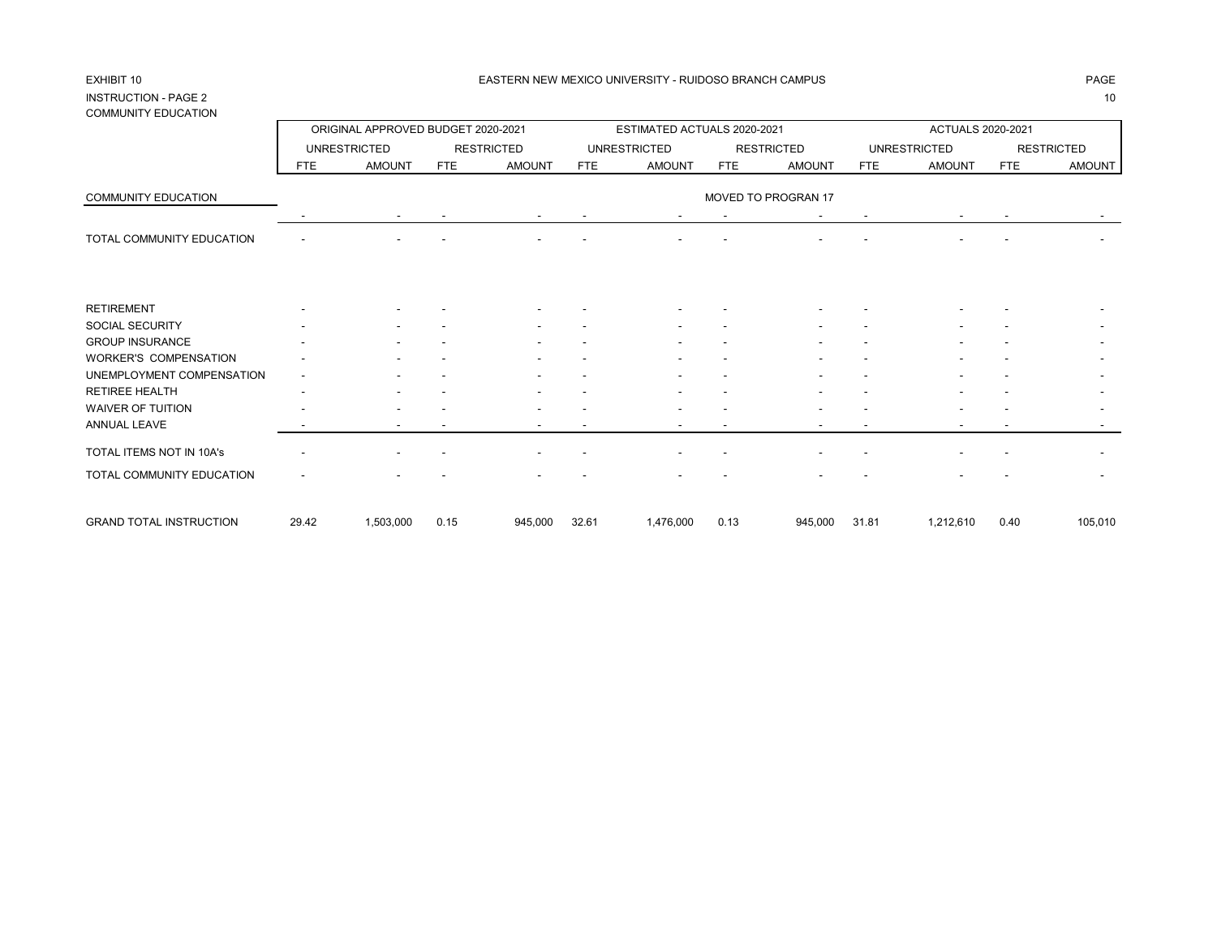EXHIBIT 10

EASTERN NEW MEXICO UNIVERSITY - RUIDOSO BRANCH CAMPUS

INSTRUCTION - PAGE 2

COMMUNITY EDUCATION

| | ORIGINAL APPROVED BUDGET 2020-2021 | | | | ESTIMATED ACTUALS 2020-2021 | | | | ACTUALS 2020-2021 | | | |
|---|---|---|---|---|---|---|---|---|---|---|---|---|
| | UNRESTRICTED | | RESTRICTED | | UNRESTRICTED | | RESTRICTED | | UNRESTRICTED | | RESTRICTED | |
| | FTE | AMOUNT | FTE | AMOUNT | FTE | AMOUNT | FTE | AMOUNT | FTE | AMOUNT | FTE | AMOUNT |
| COMMUNITY EDUCATION | | | | | | | MOVED TO PROGRAN 17 | | | | | |
| | - | - | - | - | - | - | - | - | - | - | - | - |
| TOTAL COMMUNITY EDUCATION | - | - | - | - | - | - | - | - | - | - | - | - |
| RETIREMENT | - | - | - | - | - | - | - | - | - | - | - | - |
| SOCIAL SECURITY | - | - | - | - | - | - | - | - | - | - | - | - |
| GROUP INSURANCE | - | - | - | - | - | - | - | - | - | - | - | - |
| WORKER'S COMPENSATION | - | - | - | - | - | - | - | - | - | - | - | - |
| UNEMPLOYMENT COMPENSATION | - | - | - | - | - | - | - | - | - | - | - | - |
| RETIREE HEALTH | - | - | - | - | - | - | - | - | - | - | - | - |
| WAIVER OF TUITION | - | - | - | - | - | - | - | - | - | - | - | - |
| ANNUAL LEAVE | - | - | - | - | - | - | - | - | - | - | - | - |
| TOTAL ITEMS NOT IN 10A's | - | - | - | - | - | - | - | - | - | - | - | - |
| TOTAL COMMUNITY EDUCATION | - | - | - | - | - | - | - | - | - | - | - | - |
| GRAND TOTAL INSTRUCTION | 29.42 | 1,503,000 | 0.15 | 945,000 | 32.61 | 1,476,000 | 0.13 | 945,000 | 31.81 | 1,212,610 | 0.40 | 105,010 |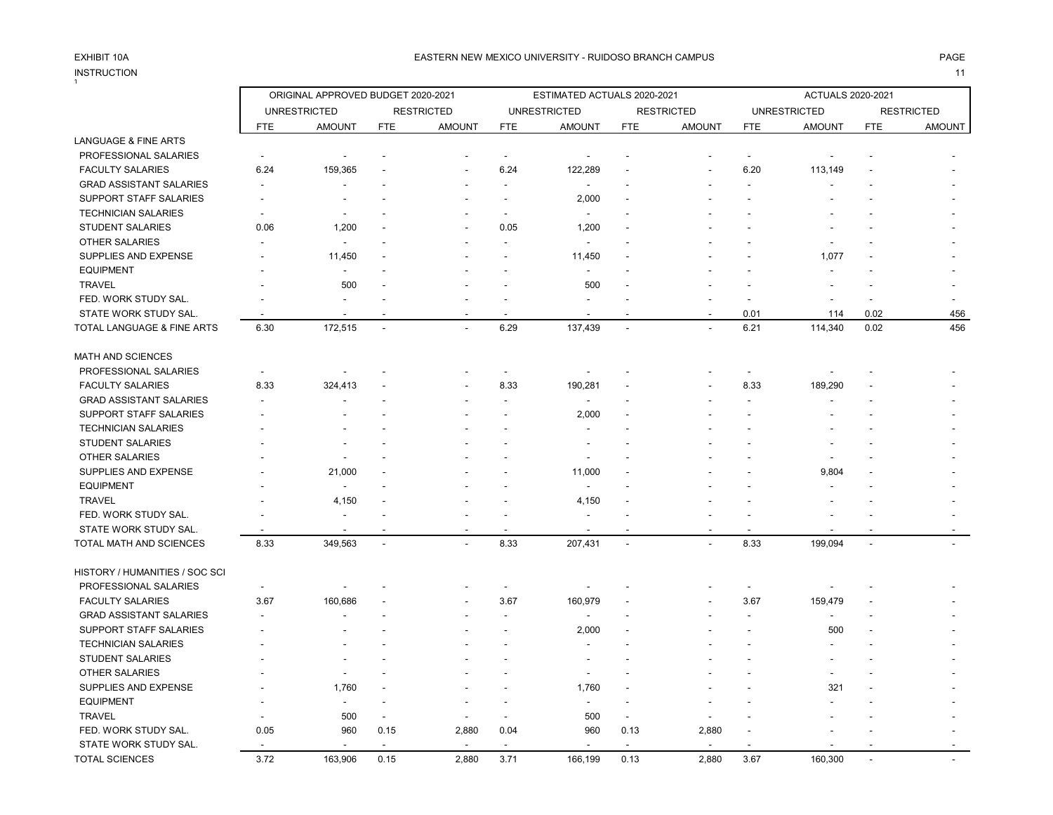EXHIBIT 10A

EASTERN NEW MEXICO UNIVERSITY - RUIDOSO BRANCH CAMPUS

INSTRUCTION

| | ORIGINAL APPROVED BUDGET 2020-2021 | | | | ESTIMATED ACTUALS 2020-2021 | | | | ACTUALS 2020-2021 | | | |
|---|---|---|---|---|---|---|---|---|---|---|---|---|
| | UNRESTRICTED | | RESTRICTED | | UNRESTRICTED | | RESTRICTED | | UNRESTRICTED | | RESTRICTED | |
| | FTE | AMOUNT | FTE | AMOUNT | FTE | AMOUNT | FTE | AMOUNT | FTE | AMOUNT | FTE | AMOUNT |
| LANGUAGE & FINE ARTS | | | | | | | | | | | | |
| PROFESSIONAL SALARIES | - | - | - | - | - | - | - | - | - | - | - | - |
| FACULTY SALARIES | 6.24 | 159,365 | - | - | 6.24 | 122,289 | - | - | 6.20 | 113,149 | - | - |
| GRAD ASSISTANT SALARIES | - | - | - | - | - | - | - | - | - | - | - | - |
| SUPPORT STAFF SALARIES | - | - | - | - | - | 2,000 | - | - | - | - | - | - |
| TECHNICIAN SALARIES | - | - | - | - | - | - | - | - | - | - | - | - |
| STUDENT SALARIES | 0.06 | 1,200 | - | - | 0.05 | 1,200 | - | - | - | - | - | - |
| OTHER SALARIES | - | - | - | - | - | - | - | - | - | - | - | - |
| SUPPLIES AND EXPENSE | - | 11,450 | - | - | - | 11,450 | - | - | - | 1,077 | - | - |
| EQUIPMENT | - | - | - | - | - | - | - | - | - | - | - | - |
| TRAVEL | - | 500 | - | - | - | 500 | - | - | - | - | - | - |
| FED. WORK STUDY SAL. | - | - | - | - | - | - | - | - | - | - | - | - |
| STATE WORK STUDY SAL. | - | - | - | - | - | - | - | - | 0.01 | 114 | 0.02 | 456 |
| TOTAL LANGUAGE & FINE ARTS | 6.30 | 172,515 | - | - | 6.29 | 137,439 | - | - | 6.21 | 114,340 | 0.02 | 456 |
| MATH AND SCIENCES | | | | | | | | | | | | |
| PROFESSIONAL SALARIES | - | - | - | - | - | - | - | - | - | - | - | - |
| FACULTY SALARIES | 8.33 | 324,413 | - | - | 8.33 | 190,281 | - | - | 8.33 | 189,290 | - | - |
| GRAD ASSISTANT SALARIES | - | - | - | - | - | - | - | - | - | - | - | - |
| SUPPORT STAFF SALARIES | - | - | - | - | - | 2,000 | - | - | - | - | - | - |
| TECHNICIAN SALARIES | - | - | - | - | - | - | - | - | - | - | - | - |
| STUDENT SALARIES | - | - | - | - | - | - | - | - | - | - | - | - |
| OTHER SALARIES | - | - | - | - | - | - | - | - | - | - | - | - |
| SUPPLIES AND EXPENSE | - | 21,000 | - | - | - | 11,000 | - | - | - | 9,804 | - | - |
| EQUIPMENT | - | - | - | - | - | - | - | - | - | - | - | - |
| TRAVEL | - | 4,150 | - | - | - | 4,150 | - | - | - | - | - | - |
| FED. WORK STUDY SAL. | - | - | - | - | - | - | - | - | - | - | - | - |
| STATE WORK STUDY SAL. | - | - | - | - | - | - | - | - | - | - | - | - |
| TOTAL MATH AND SCIENCES | 8.33 | 349,563 | - | - | 8.33 | 207,431 | - | - | 8.33 | 199,094 | - | - |
| HISTORY / HUMANITIES / SOC SCI | | | | | | | | | | | | |
| PROFESSIONAL SALARIES | - | - | - | - | - | - | - | - | - | - | - | - |
| FACULTY SALARIES | 3.67 | 160,686 | - | - | 3.67 | 160,979 | - | - | 3.67 | 159,479 | - | - |
| GRAD ASSISTANT SALARIES | - | - | - | - | - | - | - | - | - | - | - | - |
| SUPPORT STAFF SALARIES | - | - | - | - | - | 2,000 | - | - | - | 500 | - | - |
| TECHNICIAN SALARIES | - | - | - | - | - | - | - | - | - | - | - | - |
| STUDENT SALARIES | - | - | - | - | - | - | - | - | - | - | - | - |
| OTHER SALARIES | - | - | - | - | - | - | - | - | - | - | - | - |
| SUPPLIES AND EXPENSE | - | 1,760 | - | - | - | 1,760 | - | - | - | 321 | - | - |
| EQUIPMENT | - | - | - | - | - | - | - | - | - | - | - | - |
| TRAVEL | - | 500 | - | - | - | 500 | - | - | - | - | - | - |
| FED. WORK STUDY SAL. | 0.05 | 960 | 0.15 | 2,880 | 0.04 | 960 | 0.13 | 2,880 | - | - | - | - |
| STATE WORK STUDY SAL. | - | - | - | - | - | - | - | - | - | - | - | - |
| TOTAL SCIENCES | 3.72 | 163,906 | 0.15 | 2,880 | 3.71 | 166,199 | 0.13 | 2,880 | 3.67 | 160,300 | - | - |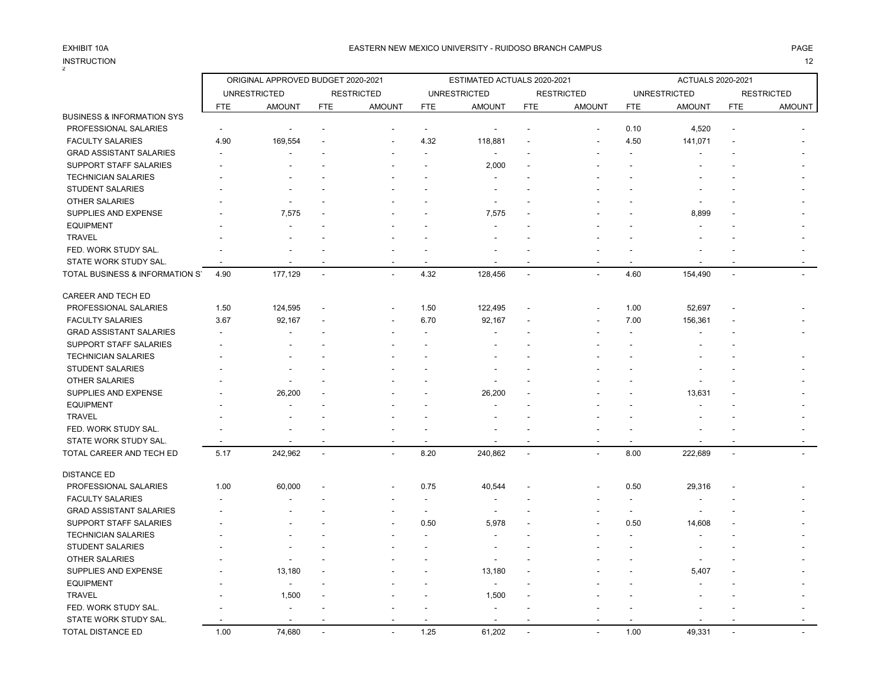EXHIBIT 10A

EASTERN NEW MEXICO UNIVERSITY - RUIDOSO BRANCH CAMPUS

INSTRUCTION

| | ORIGINAL APPROVED BUDGET 2020-2021 | | | | ESTIMATED ACTUALS 2020-2021 | | | | ACTUALS 2020-2021 | | | |
|---|---|---|---|---|---|---|---|---|---|---|---|---|
| | UNRESTRICTED | | RESTRICTED | | UNRESTRICTED | | RESTRICTED | | UNRESTRICTED | | RESTRICTED | |
| | FTE | AMOUNT | FTE | AMOUNT | FTE | AMOUNT | FTE | AMOUNT | FTE | AMOUNT | FTE | AMOUNT |
| BUSINESS & INFORMATION SYS | | | | | | | | | | | | |
| PROFESSIONAL SALARIES | - | - | - | - | - | - | - | - | 0.10 | 4,520 | - | - |
| FACULTY SALARIES | 4.90 | 169,554 | - | - | 4.32 | 118,881 | - | - | 4.50 | 141,071 | - | - |
| GRAD ASSISTANT SALARIES | - | - | - | - | - | - | - | - | - | - | - | - |
| SUPPORT STAFF SALARIES | - | - | - | - | - | 2,000 | - | - | - | - | - | - |
| TECHNICIAN SALARIES | - | - | - | - | - | - | - | - | - | - | - | - |
| STUDENT SALARIES | - | - | - | - | - | - | - | - | - | - | - | - |
| OTHER SALARIES | - | - | - | - | - | - | - | - | - | - | - | - |
| SUPPLIES AND EXPENSE | - | 7,575 | - | - | - | 7,575 | - | - | - | 8,899 | - | - |
| EQUIPMENT | - | - | - | - | - | - | - | - | - | - | - | - |
| TRAVEL | - | - | - | - | - | - | - | - | - | - | - | - |
| FED. WORK STUDY SAL. | - | - | - | - | - | - | - | - | - | - | - | - |
| STATE WORK STUDY SAL. | - | - | - | - | - | - | - | - | - | - | - | - |
| TOTAL BUSINESS & INFORMATION S' | 4.90 | 177,129 | - | - | 4.32 | 128,456 | - | - | 4.60 | 154,490 | - | - |
| CAREER AND TECH ED | | | | | | | | | | | | |
| PROFESSIONAL SALARIES | 1.50 | 124,595 | - | - | 1.50 | 122,495 | - | - | 1.00 | 52,697 | - | - |
| FACULTY SALARIES | 3.67 | 92,167 | - | - | 6.70 | 92,167 | - | - | 7.00 | 156,361 | - | - |
| GRAD ASSISTANT SALARIES | - | - | - | - | - | - | - | - | - | - | - | - |
| SUPPORT STAFF SALARIES | - | - | - | - | - | - | - | - | - | - | - | - |
| TECHNICIAN SALARIES | - | - | - | - | - | - | - | - | - | - | - | - |
| STUDENT SALARIES | - | - | - | - | - | - | - | - | - | - | - | - |
| OTHER SALARIES | - | - | - | - | - | - | - | - | - | - | - | - |
| SUPPLIES AND EXPENSE | - | 26,200 | - | - | - | 26,200 | - | - | - | 13,631 | - | - |
| EQUIPMENT | - | - | - | - | - | - | - | - | - | - | - | - |
| TRAVEL | - | - | - | - | - | - | - | - | - | - | - | - |
| FED. WORK STUDY SAL. | - | - | - | - | - | - | - | - | - | - | - | - |
| STATE WORK STUDY SAL. | - | - | - | - | - | - | - | - | - | - | - | - |
| TOTAL CAREER AND TECH ED | 5.17 | 242,962 | - | - | 8.20 | 240,862 | - | - | 8.00 | 222,689 | - | - |
| DISTANCE ED | | | | | | | | | | | | |
| PROFESSIONAL SALARIES | 1.00 | 60,000 | - | - | 0.75 | 40,544 | - | - | 0.50 | 29,316 | - | - |
| FACULTY SALARIES | - | - | - | - | - | - | - | - | - | - | - | - |
| GRAD ASSISTANT SALARIES | - | - | - | - | - | - | - | - | - | - | - | - |
| SUPPORT STAFF SALARIES | - | - | - | - | 0.50 | 5,978 | - | - | 0.50 | 14,608 | - | - |
| TECHNICIAN SALARIES | - | - | - | - | - | - | - | - | - | - | - | - |
| STUDENT SALARIES | - | - | - | - | - | - | - | - | - | - | - | - |
| OTHER SALARIES | - | - | - | - | - | - | - | - | - | - | - | - |
| SUPPLIES AND EXPENSE | - | 13,180 | - | - | - | 13,180 | - | - | - | 5,407 | - | - |
| EQUIPMENT | - | - | - | - | - | - | - | - | - | - | - | - |
| TRAVEL | - | 1,500 | - | - | - | 1,500 | - | - | - | - | - | - |
| FED. WORK STUDY SAL. | - | - | - | - | - | - | - | - | - | - | - | - |
| STATE WORK STUDY SAL. | - | - | - | - | - | - | - | - | - | - | - | - |
| TOTAL DISTANCE ED | 1.00 | 74,680 | - | - | 1.25 | 61,202 | - | - | 1.00 | 49,331 | - | - |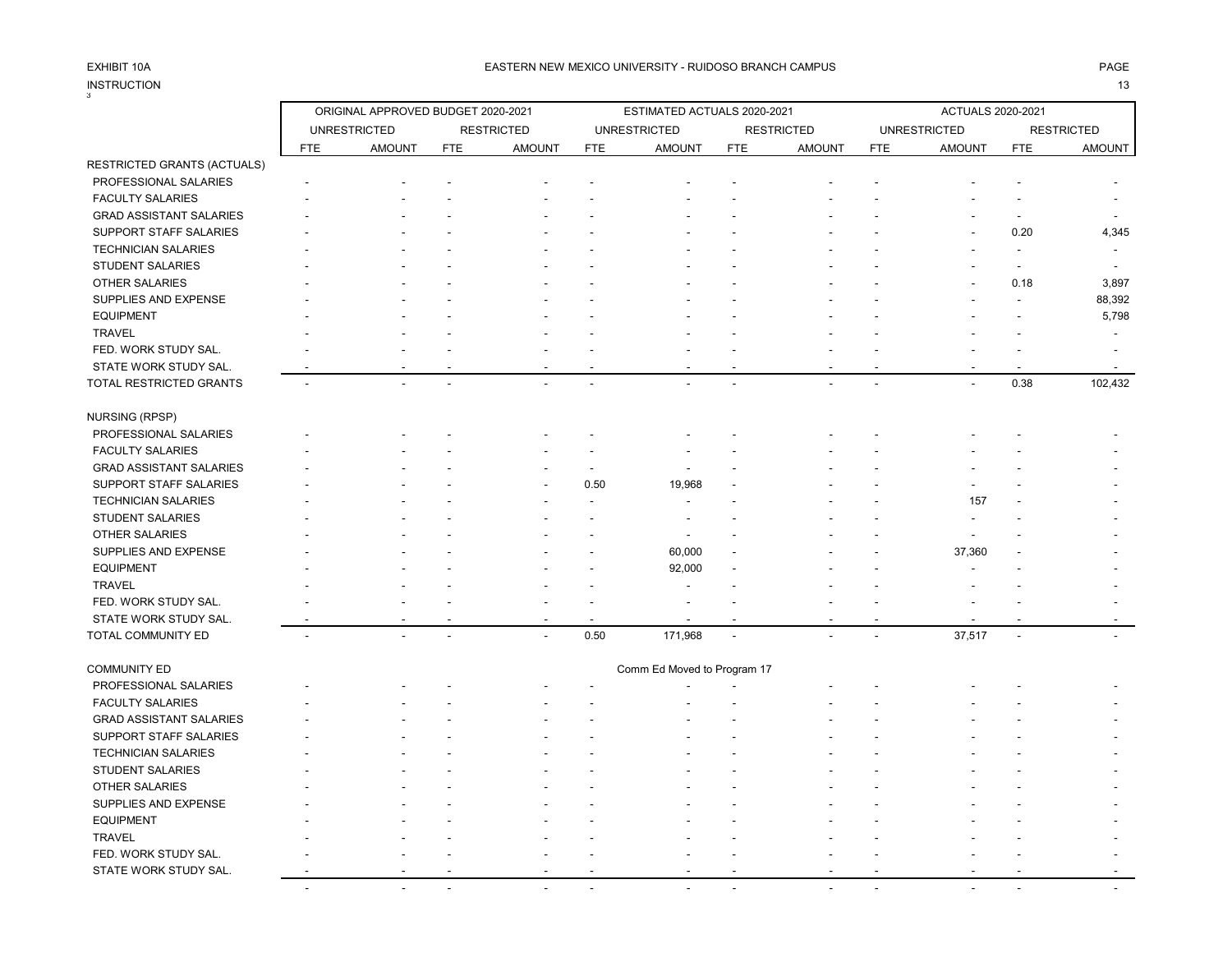EXHIBIT 10A

EASTERN NEW MEXICO UNIVERSITY - RUIDOSO BRANCH CAMPUS

INSTRUCTION

| | ORIGINAL APPROVED BUDGET 2020-2021 | | | | ESTIMATED ACTUALS 2020-2021 | | | | ACTUALS 2020-2021 | | | |
|---|---|---|---|---|---|---|---|---|---|---|---|---|
| | UNRESTRICTED | | RESTRICTED | | UNRESTRICTED | | RESTRICTED | | UNRESTRICTED | | RESTRICTED | |
| | FTE | AMOUNT | FTE | AMOUNT | FTE | AMOUNT | FTE | AMOUNT | FTE | AMOUNT | FTE | AMOUNT |
| RESTRICTED GRANTS (ACTUALS) | | | | | | | | | | | | |
| PROFESSIONAL SALARIES | - | - | - | - | - | - | - | - | - | - | - | - |
| FACULTY SALARIES | - | - | - | - | - | - | - | - | - | - | - | - |
| GRAD ASSISTANT SALARIES | - | - | - | - | - | - | - | - | - | - | - | - |
| SUPPORT STAFF SALARIES | - | - | - | - | - | - | - | - | - | - | 0.20 | 4,345 |
| TECHNICIAN SALARIES | - | - | - | - | - | - | - | - | - | - | - | - |
| STUDENT SALARIES | - | - | - | - | - | - | - | - | - | - | - | - |
| OTHER SALARIES | - | - | - | - | - | - | - | - | - | - | 0.18 | 3,897 |
| SUPPLIES AND EXPENSE | - | - | - | - | - | - | - | - | - | - | - | 88,392 |
| EQUIPMENT | - | - | - | - | - | - | - | - | - | - | - | 5,798 |
| TRAVEL | - | - | - | - | - | - | - | - | - | - | - | - |
| FED. WORK STUDY SAL. | - | - | - | - | - | - | - | - | - | - | - | - |
| STATE WORK STUDY SAL. | - | - | - | - | - | - | - | - | - | - | - | - |
| TOTAL RESTRICTED GRANTS | - | - | - | - | - | - | - | - | - | - | 0.38 | 102,432 |
| NURSING (RPSP) | | | | | | | | | | | | |
| PROFESSIONAL SALARIES | - | - | - | - | - | - | - | - | - | - | - | - |
| FACULTY SALARIES | - | - | - | - | - | - | - | - | - | - | - | - |
| GRAD ASSISTANT SALARIES | - | - | - | - | - | - | - | - | - | - | - | - |
| SUPPORT STAFF SALARIES | - | - | - | - | 0.50 | 19,968 | - | - | - | - | - | - |
| TECHNICIAN SALARIES | - | - | - | - | - | - | - | - | - | 157 | - | - |
| STUDENT SALARIES | - | - | - | - | - | - | - | - | - | - | - | - |
| OTHER SALARIES | - | - | - | - | - | - | - | - | - | - | - | - |
| SUPPLIES AND EXPENSE | - | - | - | - | - | 60,000 | - | - | - | 37,360 | - | - |
| EQUIPMENT | - | - | - | - | - | 92,000 | - | - | - | - | - | - |
| TRAVEL | - | - | - | - | - | - | - | - | - | - | - | - |
| FED. WORK STUDY SAL. | - | - | - | - | - | - | - | - | - | - | - | - |
| STATE WORK STUDY SAL. | - | - | - | - | - | - | - | - | - | - | - | - |
| TOTAL COMMUNITY ED | - | - | - | - | 0.50 | 171,968 | - | - | - | 37,517 | - | - |
| COMMUNITY ED | | | | | | Comm Ed Moved to Program 17 | | | | | | |
| PROFESSIONAL SALARIES | - | - | - | - | - | - | - | - | - | - | - | - |
| FACULTY SALARIES | - | - | - | - | - | - | - | - | - | - | - | - |
| GRAD ASSISTANT SALARIES | - | - | - | - | - | - | - | - | - | - | - | - |
| SUPPORT STAFF SALARIES | - | - | - | - | - | - | - | - | - | - | - | - |
| TECHNICIAN SALARIES | - | - | - | - | - | - | - | - | - | - | - | - |
| STUDENT SALARIES | - | - | - | - | - | - | - | - | - | - | - | - |
| OTHER SALARIES | - | - | - | - | - | - | - | - | - | - | - | - |
| SUPPLIES AND EXPENSE | - | - | - | - | - | - | - | - | - | - | - | - |
| EQUIPMENT | - | - | - | - | - | - | - | - | - | - | - | - |
| TRAVEL | - | - | - | - | - | - | - | - | - | - | - | - |
| FED. WORK STUDY SAL. | - | - | - | - | - | - | - | - | - | - | - | - |
| STATE WORK STUDY SAL. | - | - | - | - | - | - | - | - | - | - | - | - |
| | - | - | - | - | - | - | - | - | - | - | - | - |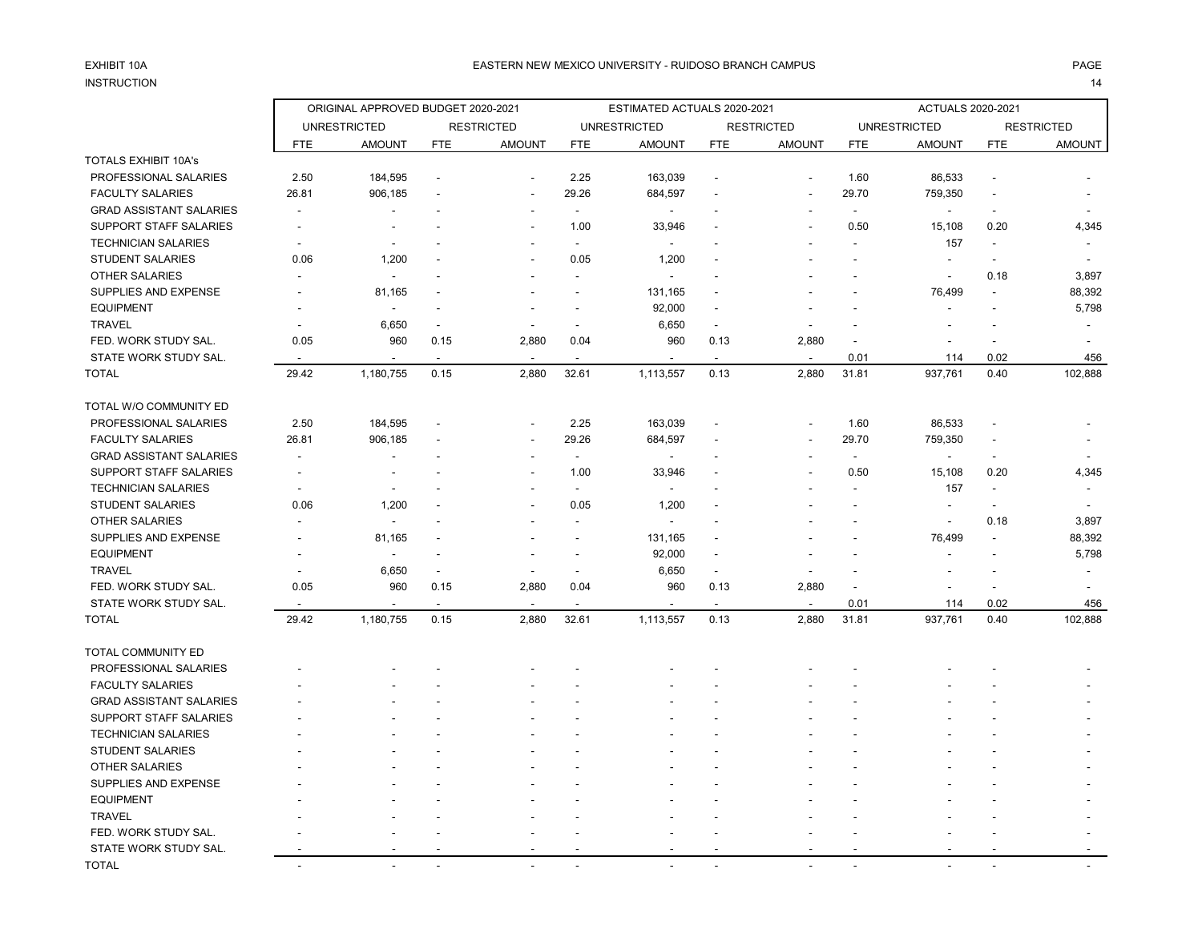EXHIBIT 10A

INSTRUCTION

EASTERN NEW MEXICO UNIVERSITY - RUIDOSO BRANCH CAMPUS

| | ORIGINAL APPROVED BUDGET 2020-2021 | | | | ESTIMATED ACTUALS 2020-2021 | | | | ACTUALS 2020-2021 | | | |
|---|---|---|---|---|---|---|---|---|---|---|---|---|
| | UNRESTRICTED | | RESTRICTED | | UNRESTRICTED | | RESTRICTED | | UNRESTRICTED | | RESTRICTED | |
| | FTE | AMOUNT | FTE | AMOUNT | FTE | AMOUNT | FTE | AMOUNT | FTE | AMOUNT | FTE | AMOUNT |
| TOTALS EXHIBIT 10A's | | | | | | | | | | | | |
| PROFESSIONAL SALARIES | 2.50 | 184,595 | - | - | 2.25 | 163,039 | - | - | 1.60 | 86,533 | - | - |
| FACULTY SALARIES | 26.81 | 906,185 | - | - | 29.26 | 684,597 | - | - | 29.70 | 759,350 | - | - |
| GRAD ASSISTANT SALARIES | - | - | - | - | - | - | - | - | - | - | - | - |
| SUPPORT STAFF SALARIES | - | - | - | - | 1.00 | 33,946 | - | - | 0.50 | 15,108 | 0.20 | 4,345 |
| TECHNICIAN SALARIES | - | - | - | - | - | - | - | - | - | 157 | - | - |
| STUDENT SALARIES | 0.06 | 1,200 | - | - | 0.05 | 1,200 | - | - | - | - | - | - |
| OTHER SALARIES | - | - | - | - | - | - | - | - | - | - | 0.18 | 3,897 |
| SUPPLIES AND EXPENSE | - | 81,165 | - | - | - | 131,165 | - | - | - | 76,499 | - | 88,392 |
| EQUIPMENT | - | - | - | - | - | 92,000 | - | - | - | - | - | 5,798 |
| TRAVEL | - | 6,650 | - | - | - | 6,650 | - | - | - | - | - | - |
| FED. WORK STUDY SAL. | 0.05 | 960 | 0.15 | 2,880 | 0.04 | 960 | 0.13 | 2,880 | - | - | - | - |
| STATE WORK STUDY SAL. | - | - | - | - | - | - | - | - | 0.01 | 114 | 0.02 | 456 |
| TOTAL | 29.42 | 1,180,755 | 0.15 | 2,880 | 32.61 | 1,113,557 | 0.13 | 2,880 | 31.81 | 937,761 | 0.40 | 102,888 |
| | | | | | | | | | | | | |
| TOTAL W/O COMMUNITY ED | | | | | | | | | | | | |
| PROFESSIONAL SALARIES | 2.50 | 184,595 | - | - | 2.25 | 163,039 | - | - | 1.60 | 86,533 | - | - |
| FACULTY SALARIES | 26.81 | 906,185 | - | - | 29.26 | 684,597 | - | - | 29.70 | 759,350 | - | - |
| GRAD ASSISTANT SALARIES | - | - | - | - | - | - | - | - | - | - | - | - |
| SUPPORT STAFF SALARIES | - | - | - | - | 1.00 | 33,946 | - | - | 0.50 | 15,108 | 0.20 | 4,345 |
| TECHNICIAN SALARIES | - | - | - | - | - | - | - | - | - | 157 | - | - |
| STUDENT SALARIES | 0.06 | 1,200 | - | - | 0.05 | 1,200 | - | - | - | - | - | - |
| OTHER SALARIES | - | - | - | - | - | - | - | - | - | - | 0.18 | 3,897 |
| SUPPLIES AND EXPENSE | - | 81,165 | - | - | - | 131,165 | - | - | - | 76,499 | - | 88,392 |
| EQUIPMENT | - | - | - | - | - | 92,000 | - | - | - | - | - | 5,798 |
| TRAVEL | - | 6,650 | - | - | - | 6,650 | - | - | - | - | - | - |
| FED. WORK STUDY SAL. | 0.05 | 960 | 0.15 | 2,880 | 0.04 | 960 | 0.13 | 2,880 | - | - | - | - |
| STATE WORK STUDY SAL. | - | - | - | - | - | - | - | - | 0.01 | 114 | 0.02 | 456 |
| TOTAL | 29.42 | 1,180,755 | 0.15 | 2,880 | 32.61 | 1,113,557 | 0.13 | 2,880 | 31.81 | 937,761 | 0.40 | 102,888 |
| | | | | | | | | | | | | |
| TOTAL COMMUNITY ED | | | | | | | | | | | | |
| PROFESSIONAL SALARIES | - | - | - | - | - | - | - | - | - | - | - | - |
| FACULTY SALARIES | - | - | - | - | - | - | - | - | - | - | - | - |
| GRAD ASSISTANT SALARIES | - | - | - | - | - | - | - | - | - | - | - | - |
| SUPPORT STAFF SALARIES | - | - | - | - | - | - | - | - | - | - | - | - |
| TECHNICIAN SALARIES | - | - | - | - | - | - | - | - | - | - | - | - |
| STUDENT SALARIES | - | - | - | - | - | - | - | - | - | - | - | - |
| OTHER SALARIES | - | - | - | - | - | - | - | - | - | - | - | - |
| SUPPLIES AND EXPENSE | - | - | - | - | - | - | - | - | - | - | - | - |
| EQUIPMENT | - | - | - | - | - | - | - | - | - | - | - | - |
| TRAVEL | - | - | - | - | - | - | - | - | - | - | - | - |
| FED. WORK STUDY SAL. | - | - | - | - | - | - | - | - | - | - | - | - |
| STATE WORK STUDY SAL. | - | - | - | - | - | - | - | - | - | - | - | - |
| TOTAL | - | - | - | - | - | - | - | - | - | - | - | - |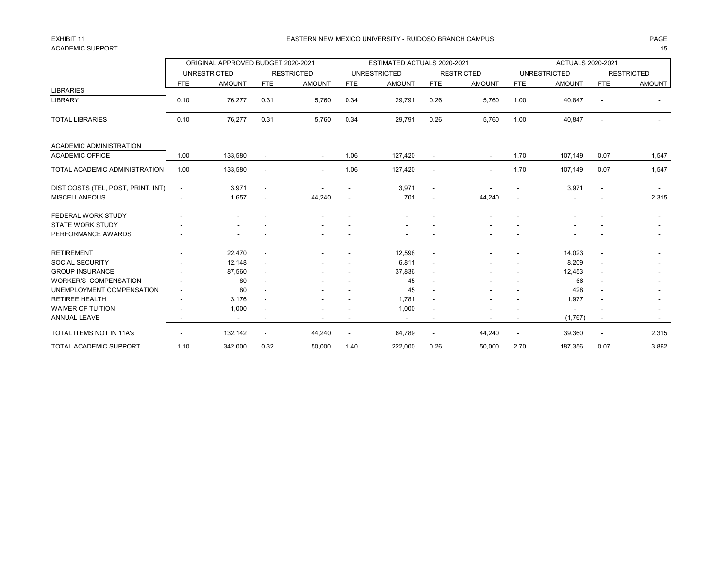EXHIBIT 11
ACADEMIC SUPPORT

# EASTERN NEW MEXICO UNIVERSITY - RUIDOSO BRANCH CAMPUS

| | ORIGINAL APPROVED BUDGET 2020-2021 | | | | ESTIMATED ACTUALS 2020-2021 | | | | ACTUALS 2020-2021 | | | |
|---|---|---|---|---|---|---|---|---|---|---|---|---|
| | UNRESTRICTED | | RESTRICTED | | UNRESTRICTED | | RESTRICTED | | UNRESTRICTED | | RESTRICTED | |
| | FTE | AMOUNT | FTE | AMOUNT | FTE | AMOUNT | FTE | AMOUNT | FTE | AMOUNT | FTE | AMOUNT |
| LIBRARIES | | | | | | | | | | | | |
| LIBRARY | 0.10 | 76,277 | 0.31 | 5,760 | 0.34 | 29,791 | 0.26 | 5,760 | 1.00 | 40,847 | - | - |
| TOTAL LIBRARIES | 0.10 | 76,277 | 0.31 | 5,760 | 0.34 | 29,791 | 0.26 | 5,760 | 1.00 | 40,847 | - | - |
| ACADEMIC ADMINISTRATION | | | | | | | | | | | | |
| ACADEMIC OFFICE | 1.00 | 133,580 | - | - | 1.06 | 127,420 | - | - | 1.70 | 107,149 | 0.07 | 1,547 |
| TOTAL ACADEMIC ADMINISTRATION | 1.00 | 133,580 | - | - | 1.06 | 127,420 | - | - | 1.70 | 107,149 | 0.07 | 1,547 |
| DIST COSTS (TEL, POST, PRINT, INT) | - | 3,971 | - | - | - | 3,971 | - | - | - | 3,971 | - | - |
| MISCELLANEOUS | - | 1,657 | - | 44,240 | - | 701 | - | 44,240 | - | - | - | 2,315 |
| FEDERAL WORK STUDY | - | - | - | - | - | - | - | - | - | - | - | - |
| STATE WORK STUDY | - | - | - | - | - | - | - | - | - | - | - | - |
| PERFORMANCE AWARDS | - | - | - | - | - | - | - | - | - | - | - | - |
| RETIREMENT | - | 22,470 | - | - | - | 12,598 | - | - | - | 14,023 | - | - |
| SOCIAL SECURITY | - | 12,148 | - | - | - | 6,811 | - | - | - | 8,209 | - | - |
| GROUP INSURANCE | - | 87,560 | - | - | - | 37,836 | - | - | - | 12,453 | - | - |
| WORKER'S COMPENSATION | - | 80 | - | - | - | 45 | - | - | - | 66 | - | - |
| UNEMPLOYMENT COMPENSATION | - | 80 | - | - | - | 45 | - | - | - | 428 | - | - |
| RETIREE HEALTH | - | 3,176 | - | - | - | 1,781 | - | - | - | 1,977 | - | - |
| WAIVER OF TUITION | - | 1,000 | - | - | - | 1,000 | - | - | - | - | - | - |
| ANNUAL LEAVE | - | - | - | - | - | - | - | - | - | (1,767) | - | - |
| TOTAL ITEMS NOT IN 11A's | - | 132,142 | - | 44,240 | - | 64,789 | - | 44,240 | - | 39,360 | - | 2,315 |
| TOTAL ACADEMIC SUPPORT | 1.10 | 342,000 | 0.32 | 50,000 | 1.40 | 222,000 | 0.26 | 50,000 | 2.70 | 187,356 | 0.07 | 3,862 |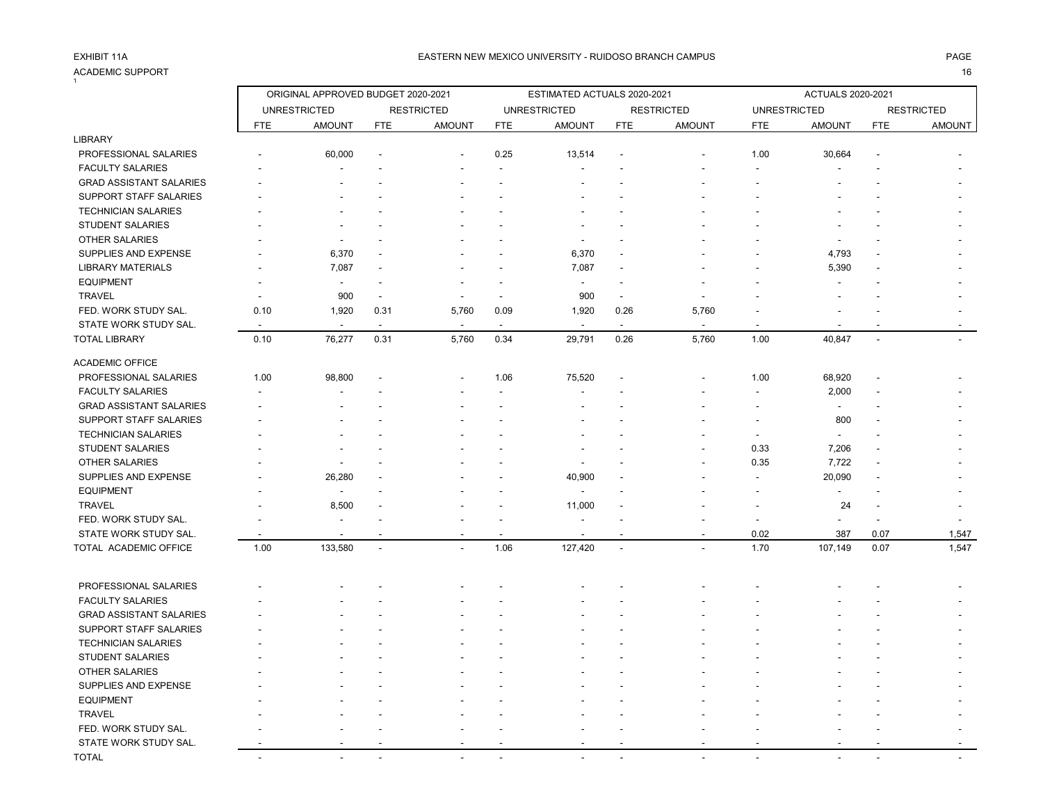EXHIBIT 11A

ACADEMIC SUPPORT

EASTERN NEW MEXICO UNIVERSITY - RUIDOSO BRANCH CAMPUS

| | ORIGINAL APPROVED BUDGET 2020-2021 | | | | ESTIMATED ACTUALS 2020-2021 | | | | ACTUALS 2020-2021 | | | |
|---|---|---|---|---|---|---|---|---|---|---|---|---|
| | UNRESTRICTED | | RESTRICTED | | UNRESTRICTED | | RESTRICTED | | UNRESTRICTED | | RESTRICTED | |
| | FTE | AMOUNT | FTE | AMOUNT | FTE | AMOUNT | FTE | AMOUNT | FTE | AMOUNT | FTE | AMOUNT |
| LIBRARY | | | | | | | | | | | | |
| PROFESSIONAL SALARIES | - | 60,000 | - | - | 0.25 | 13,514 | - | - | 1.00 | 30,664 | - | - |
| FACULTY SALARIES | - | - | - | - | - | - | - | - | - | - | - | - |
| GRAD ASSISTANT SALARIES | - | - | - | - | - | - | - | - | - | - | - | - |
| SUPPORT STAFF SALARIES | - | - | - | - | - | - | - | - | - | - | - | - |
| TECHNICIAN SALARIES | - | - | - | - | - | - | - | - | - | - | - | - |
| STUDENT SALARIES | - | - | - | - | - | - | - | - | - | - | - | - |
| OTHER SALARIES | - | - | - | - | - | - | - | - | - | - | - | - |
| SUPPLIES AND EXPENSE | - | 6,370 | - | - | - | 6,370 | - | - | - | 4,793 | - | - |
| LIBRARY MATERIALS | - | 7,087 | - | - | - | 7,087 | - | - | - | 5,390 | - | - |
| EQUIPMENT | - | - | - | - | - | - | - | - | - | - | - | - |
| TRAVEL | - | 900 | - | - | - | 900 | - | - | - | - | - | - |
| FED. WORK STUDY SAL. | 0.10 | 1,920 | 0.31 | 5,760 | 0.09 | 1,920 | 0.26 | 5,760 | - | - | - | - |
| STATE WORK STUDY SAL. | - | - | - | - | - | - | - | - | - | - | - | - |
| TOTAL LIBRARY | 0.10 | 76,277 | 0.31 | 5,760 | 0.34 | 29,791 | 0.26 | 5,760 | 1.00 | 40,847 | - | - |
| ACADEMIC OFFICE | | | | | | | | | | | | |
| PROFESSIONAL SALARIES | 1.00 | 98,800 | - | - | 1.06 | 75,520 | - | - | 1.00 | 68,920 | - | - |
| FACULTY SALARIES | - | - | - | - | - | - | - | - | - | 2,000 | - | - |
| GRAD ASSISTANT SALARIES | - | - | - | - | - | - | - | - | - | - | - | - |
| SUPPORT STAFF SALARIES | - | - | - | - | - | - | - | - | - | 800 | - | - |
| TECHNICIAN SALARIES | - | - | - | - | - | - | - | - | - | - | - | - |
| STUDENT SALARIES | - | - | - | - | - | - | - | - | 0.33 | 7,206 | - | - |
| OTHER SALARIES | - | - | - | - | - | - | - | - | 0.35 | 7,722 | - | - |
| SUPPLIES AND EXPENSE | - | 26,280 | - | - | - | 40,900 | - | - | - | 20,090 | - | - |
| EQUIPMENT | - | - | - | - | - | - | - | - | - | - | - | - |
| TRAVEL | - | 8,500 | - | - | - | 11,000 | - | - | - | 24 | - | - |
| FED. WORK STUDY SAL. | - | - | - | - | - | - | - | - | - | - | - | - |
| STATE WORK STUDY SAL. | - | - | - | - | - | - | - | - | 0.02 | 387 | 0.07 | 1,547 |
| TOTAL ACADEMIC OFFICE | 1.00 | 133,580 | - | - | 1.06 | 127,420 | - | - | 1.70 | 107,149 | 0.07 | 1,547 |
| | | | | | | | | | | | | |
| PROFESSIONAL SALARIES | - | - | - | - | - | - | - | - | - | - | - | - |
| FACULTY SALARIES | - | - | - | - | - | - | - | - | - | - | - | - |
| GRAD ASSISTANT SALARIES | - | - | - | - | - | - | - | - | - | - | - | - |
| SUPPORT STAFF SALARIES | - | - | - | - | - | - | - | - | - | - | - | - |
| TECHNICIAN SALARIES | - | - | - | - | - | - | - | - | - | - | - | - |
| STUDENT SALARIES | - | - | - | - | - | - | - | - | - | - | - | - |
| OTHER SALARIES | - | - | - | - | - | - | - | - | - | - | - | - |
| SUPPLIES AND EXPENSE | - | - | - | - | - | - | - | - | - | - | - | - |
| EQUIPMENT | - | - | - | - | - | - | - | - | - | - | - | - |
| TRAVEL | - | - | - | - | - | - | - | - | - | - | - | - |
| FED. WORK STUDY SAL. | - | - | - | - | - | - | - | - | - | - | - | - |
| STATE WORK STUDY SAL. | - | - | - | - | - | - | - | - | - | - | - | - |
| TOTAL | - | - | - | - | - | - | - | - | - | - | - | - |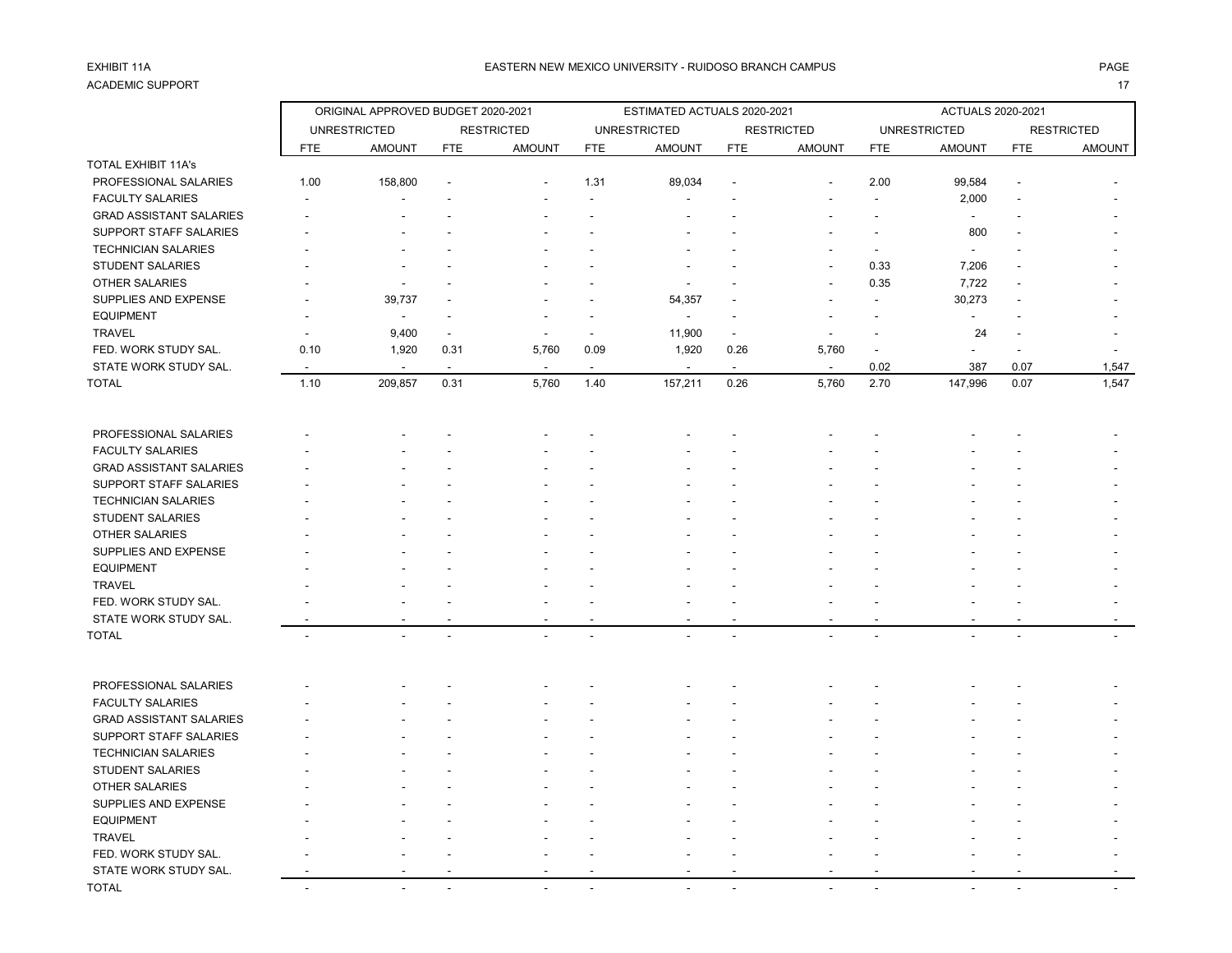EXHIBIT 11A

ACADEMIC SUPPORT

EASTERN NEW MEXICO UNIVERSITY - RUIDOSO BRANCH CAMPUS

| | ORIGINAL APPROVED BUDGET 2020-2021 | | | | ESTIMATED ACTUALS 2020-2021 | | | | ACTUALS 2020-2021 | | | |
|---|---|---|---|---|---|---|---|---|---|---|---|---|
| | UNRESTRICTED | | RESTRICTED | | UNRESTRICTED | | RESTRICTED | | UNRESTRICTED | | RESTRICTED | |
| | FTE | AMOUNT | FTE | AMOUNT | FTE | AMOUNT | FTE | AMOUNT | FTE | AMOUNT | FTE | AMOUNT |
| TOTAL EXHIBIT 11A's | | | | | | | | | | | | |
| PROFESSIONAL SALARIES | 1.00 | 158,800 | - | - | 1.31 | 89,034 | - | - | 2.00 | 99,584 | - | - |
| FACULTY SALARIES | - | - | - | - | - | - | - | - | - | 2,000 | - | - |
| GRAD ASSISTANT SALARIES | - | - | - | - | - | - | - | - | - | - | - | - |
| SUPPORT STAFF SALARIES | - | - | - | - | - | - | - | - | - | 800 | - | - |
| TECHNICIAN SALARIES | - | - | - | - | - | - | - | - | - | - | - | - |
| STUDENT SALARIES | - | - | - | - | - | - | - | - | 0.33 | 7,206 | - | - |
| OTHER SALARIES | - | - | - | - | - | - | - | - | 0.35 | 7,722 | - | - |
| SUPPLIES AND EXPENSE | - | 39,737 | - | - | - | 54,357 | - | - | - | 30,273 | - | - |
| EQUIPMENT | - | - | - | - | - | - | - | - | - | - | - | - |
| TRAVEL | - | 9,400 | - | - | - | 11,900 | - | - | - | 24 | - | - |
| FED. WORK STUDY SAL. | 0.10 | 1,920 | 0.31 | 5,760 | 0.09 | 1,920 | 0.26 | 5,760 | - | - | - | - |
| STATE WORK STUDY SAL. | - | - | - | - | - | - | - | - | 0.02 | 387 | 0.07 | 1,547 |
| TOTAL | 1.10 | 209,857 | 0.31 | 5,760 | 1.40 | 157,211 | 0.26 | 5,760 | 2.70 | 147,996 | 0.07 | 1,547 |
| | | | | | | | | | | | | |
| PROFESSIONAL SALARIES | - | - | - | - | - | - | - | - | - | - | - | - |
| FACULTY SALARIES | - | - | - | - | - | - | - | - | - | - | - | - |
| GRAD ASSISTANT SALARIES | - | - | - | - | - | - | - | - | - | - | - | - |
| SUPPORT STAFF SALARIES | - | - | - | - | - | - | - | - | - | - | - | - |
| TECHNICIAN SALARIES | - | - | - | - | - | - | - | - | - | - | - | - |
| STUDENT SALARIES | - | - | - | - | - | - | - | - | - | - | - | - |
| OTHER SALARIES | - | - | - | - | - | - | - | - | - | - | - | - |
| SUPPLIES AND EXPENSE | - | - | - | - | - | - | - | - | - | - | - | - |
| EQUIPMENT | - | - | - | - | - | - | - | - | - | - | - | - |
| TRAVEL | - | - | - | - | - | - | - | - | - | - | - | - |
| FED. WORK STUDY SAL. | - | - | - | - | - | - | - | - | - | - | - | - |
| STATE WORK STUDY SAL. | - | - | - | - | - | - | - | - | - | - | - | - |
| TOTAL | - | - | - | - | - | - | - | - | - | - | - | - |
| | | | | | | | | | | | | |
| PROFESSIONAL SALARIES | - | - | - | - | - | - | - | - | - | - | - | - |
| FACULTY SALARIES | - | - | - | - | - | - | - | - | - | - | - | - |
| GRAD ASSISTANT SALARIES | - | - | - | - | - | - | - | - | - | - | - | - |
| SUPPORT STAFF SALARIES | - | - | - | - | - | - | - | - | - | - | - | - |
| TECHNICIAN SALARIES | - | - | - | - | - | - | - | - | - | - | - | - |
| STUDENT SALARIES | - | - | - | - | - | - | - | - | - | - | - | - |
| OTHER SALARIES | - | - | - | - | - | - | - | - | - | - | - | - |
| SUPPLIES AND EXPENSE | - | - | - | - | - | - | - | - | - | - | - | - |
| EQUIPMENT | - | - | - | - | - | - | - | - | - | - | - | - |
| TRAVEL | - | - | - | - | - | - | - | - | - | - | - | - |
| FED. WORK STUDY SAL. | - | - | - | - | - | - | - | - | - | - | - | - |
| STATE WORK STUDY SAL. | - | - | - | - | - | - | - | - | - | - | - | - |
| TOTAL | - | - | - | - | - | - | - | - | - | - | - | - |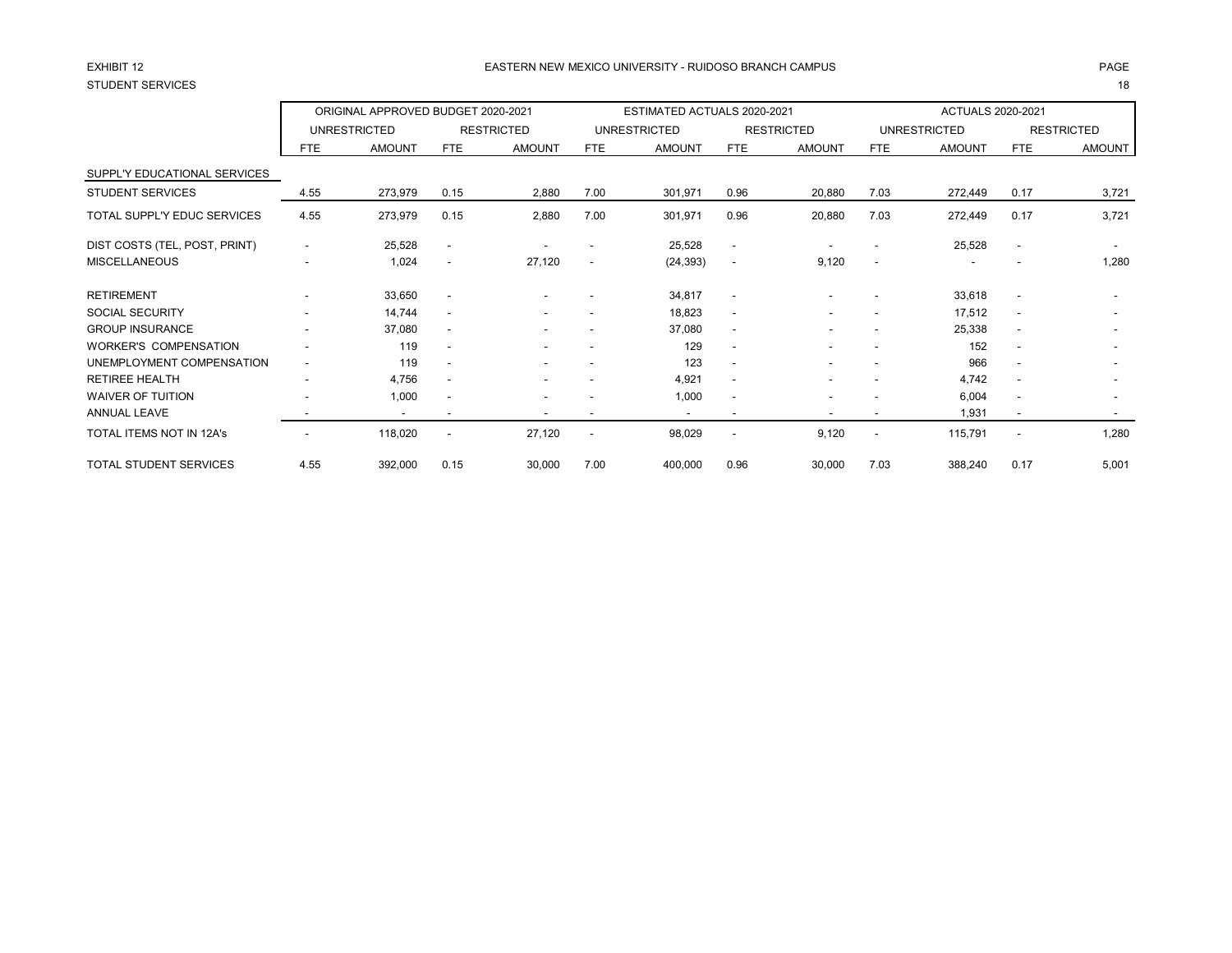EXHIBIT 12

STUDENT SERVICES

EASTERN NEW MEXICO UNIVERSITY - RUIDOSO BRANCH CAMPUS

| | ORIGINAL APPROVED BUDGET 2020-2021 | | | | ESTIMATED ACTUALS 2020-2021 | | | | ACTUALS 2020-2021 | | | |
|---|---|---|---|---|---|---|---|---|---|---|---|---|
| | UNRESTRICTED | | RESTRICTED | | UNRESTRICTED | | RESTRICTED | | UNRESTRICTED | | RESTRICTED | |
| | FTE | AMOUNT | FTE | AMOUNT | FTE | AMOUNT | FTE | AMOUNT | FTE | AMOUNT | FTE | AMOUNT |
| SUPPL'Y EDUCATIONAL SERVICES | | | | | | | | | | | | |
| STUDENT SERVICES | 4.55 | 273,979 | 0.15 | 2,880 | 7.00 | 301,971 | 0.96 | 20,880 | 7.03 | 272,449 | 0.17 | 3,721 |
| TOTAL SUPPL'Y EDUC SERVICES | 4.55 | 273,979 | 0.15 | 2,880 | 7.00 | 301,971 | 0.96 | 20,880 | 7.03 | 272,449 | 0.17 | 3,721 |
| DIST COSTS (TEL, POST, PRINT) | - | 25,528 | - | - | - | 25,528 | - | - | - | 25,528 | - | - |
| MISCELLANEOUS | - | 1,024 | - | 27,120 | - | (24,393) | - | 9,120 | - | - | - | 1,280 |
| RETIREMENT | - | 33,650 | - | - | - | 34,817 | - | - | - | 33,618 | - | - |
| SOCIAL SECURITY | - | 14,744 | - | - | - | 18,823 | - | - | - | 17,512 | - | - |
| GROUP INSURANCE | - | 37,080 | - | - | - | 37,080 | - | - | - | 25,338 | - | - |
| WORKER'S COMPENSATION | - | 119 | - | - | - | 129 | - | - | - | 152 | - | - |
| UNEMPLOYMENT COMPENSATION | - | 119 | - | - | - | 123 | - | - | - | 966 | - | - |
| RETIREE HEALTH | - | 4,756 | - | - | - | 4,921 | - | - | - | 4,742 | - | - |
| WAIVER OF TUITION | - | 1,000 | - | - | - | 1,000 | - | - | - | 6,004 | - | - |
| ANNUAL LEAVE | - | - | - | - | - | - | - | - | - | 1,931 | - | - |
| TOTAL ITEMS NOT IN 12A's | - | 118,020 | - | 27,120 | - | 98,029 | - | 9,120 | - | 115,791 | - | 1,280 |
| TOTAL STUDENT SERVICES | 4.55 | 392,000 | 0.15 | 30,000 | 7.00 | 400,000 | 0.96 | 30,000 | 7.03 | 388,240 | 0.17 | 5,001 |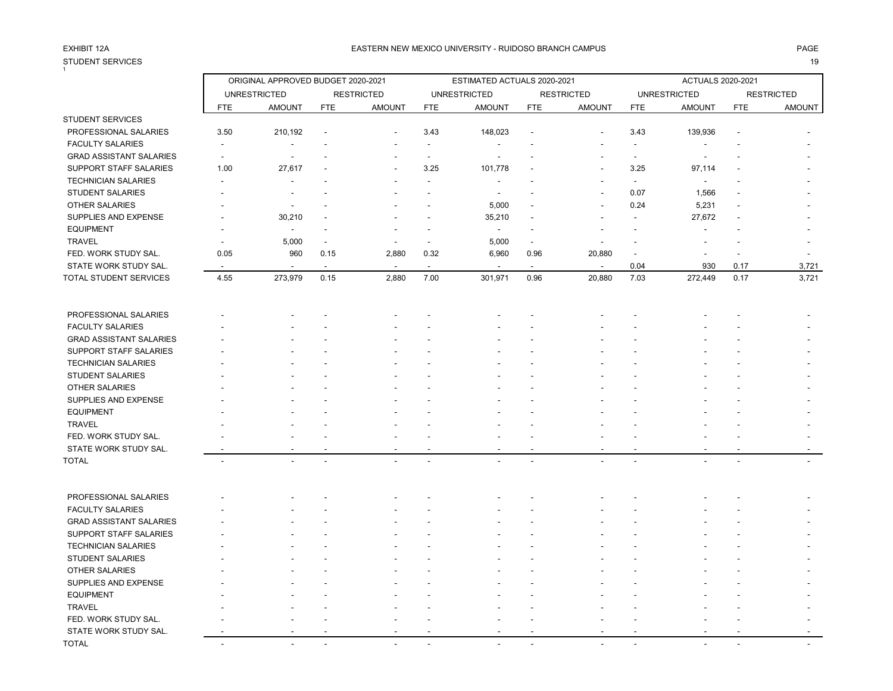EXHIBIT 12A

STUDENT SERVICES

EASTERN NEW MEXICO UNIVERSITY - RUIDOSO BRANCH CAMPUS

| | ORIGINAL APPROVED BUDGET 2020-2021 | | | | ESTIMATED ACTUALS 2020-2021 | | | | ACTUALS 2020-2021 | | | |
|---|---|---|---|---|---|---|---|---|---|---|---|---|
| | UNRESTRICTED | | RESTRICTED | | UNRESTRICTED | | RESTRICTED | | UNRESTRICTED | | RESTRICTED | |
| | FTE | AMOUNT | FTE | AMOUNT | FTE | AMOUNT | FTE | AMOUNT | FTE | AMOUNT | FTE | AMOUNT |
| STUDENT SERVICES | | | | | | | | | | | | |
| PROFESSIONAL SALARIES | 3.50 | 210,192 | - | - | 3.43 | 148,023 | - | - | 3.43 | 139,936 | - | - |
| FACULTY SALARIES | - | - | - | - | - | - | - | - | - | - | - | - |
| GRAD ASSISTANT SALARIES | - | - | - | - | - | - | - | - | - | - | - | - |
| SUPPORT STAFF SALARIES | 1.00 | 27,617 | - | - | 3.25 | 101,778 | - | - | 3.25 | 97,114 | - | - |
| TECHNICIAN SALARIES | - | - | - | - | - | - | - | - | - | - | - | - |
| STUDENT SALARIES | - | - | - | - | - | - | - | - | 0.07 | 1,566 | - | - |
| OTHER SALARIES | - | - | - | - | - | 5,000 | - | - | 0.24 | 5,231 | - | - |
| SUPPLIES AND EXPENSE | - | 30,210 | - | - | - | 35,210 | - | - | - | 27,672 | - | - |
| EQUIPMENT | - | - | - | - | - | - | - | - | - | - | - | - |
| TRAVEL | - | 5,000 | - | - | - | 5,000 | - | - | - | - | - | - |
| FED. WORK STUDY SAL. | 0.05 | 960 | 0.15 | 2,880 | 0.32 | 6,960 | 0.96 | 20,880 | - | - | - | - |
| STATE WORK STUDY SAL. | - | - | - | - | - | - | - | - | 0.04 | 930 | 0.17 | 3,721 |
| TOTAL STUDENT SERVICES | 4.55 | 273,979 | 0.15 | 2,880 | 7.00 | 301,971 | 0.96 | 20,880 | 7.03 | 272,449 | 0.17 | 3,721 |
| | | | | | | | | | | | | |
| PROFESSIONAL SALARIES | - | - | - | - | - | - | - | - | - | - | - | - |
| FACULTY SALARIES | - | - | - | - | - | - | - | - | - | - | - | - |
| GRAD ASSISTANT SALARIES | - | - | - | - | - | - | - | - | - | - | - | - |
| SUPPORT STAFF SALARIES | - | - | - | - | - | - | - | - | - | - | - | - |
| TECHNICIAN SALARIES | - | - | - | - | - | - | - | - | - | - | - | - |
| STUDENT SALARIES | - | - | - | - | - | - | - | - | - | - | - | - |
| OTHER SALARIES | - | - | - | - | - | - | - | - | - | - | - | - |
| SUPPLIES AND EXPENSE | - | - | - | - | - | - | - | - | - | - | - | - |
| EQUIPMENT | - | - | - | - | - | - | - | - | - | - | - | - |
| TRAVEL | - | - | - | - | - | - | - | - | - | - | - | - |
| FED. WORK STUDY SAL. | - | - | - | - | - | - | - | - | - | - | - | - |
| STATE WORK STUDY SAL. | - | - | - | - | - | - | - | - | - | - | - | - |
| TOTAL | - | - | - | - | - | - | - | - | - | - | - | - |
| | | | | | | | | | | | | |
| PROFESSIONAL SALARIES | - | - | - | - | - | - | - | - | - | - | - | - |
| FACULTY SALARIES | - | - | - | - | - | - | - | - | - | - | - | - |
| GRAD ASSISTANT SALARIES | - | - | - | - | - | - | - | - | - | - | - | - |
| SUPPORT STAFF SALARIES | - | - | - | - | - | - | - | - | - | - | - | - |
| TECHNICIAN SALARIES | - | - | - | - | - | - | - | - | - | - | - | - |
| STUDENT SALARIES | - | - | - | - | - | - | - | - | - | - | - | - |
| OTHER SALARIES | - | - | - | - | - | - | - | - | - | - | - | - |
| SUPPLIES AND EXPENSE | - | - | - | - | - | - | - | - | - | - | - | - |
| EQUIPMENT | - | - | - | - | - | - | - | - | - | - | - | - |
| TRAVEL | - | - | - | - | - | - | - | - | - | - | - | - |
| FED. WORK STUDY SAL. | - | - | - | - | - | - | - | - | - | - | - | - |
| STATE WORK STUDY SAL. | - | - | - | - | - | - | - | - | - | - | - | - |
| TOTAL | - | - | - | - | - | - | - | - | - | - | - | - |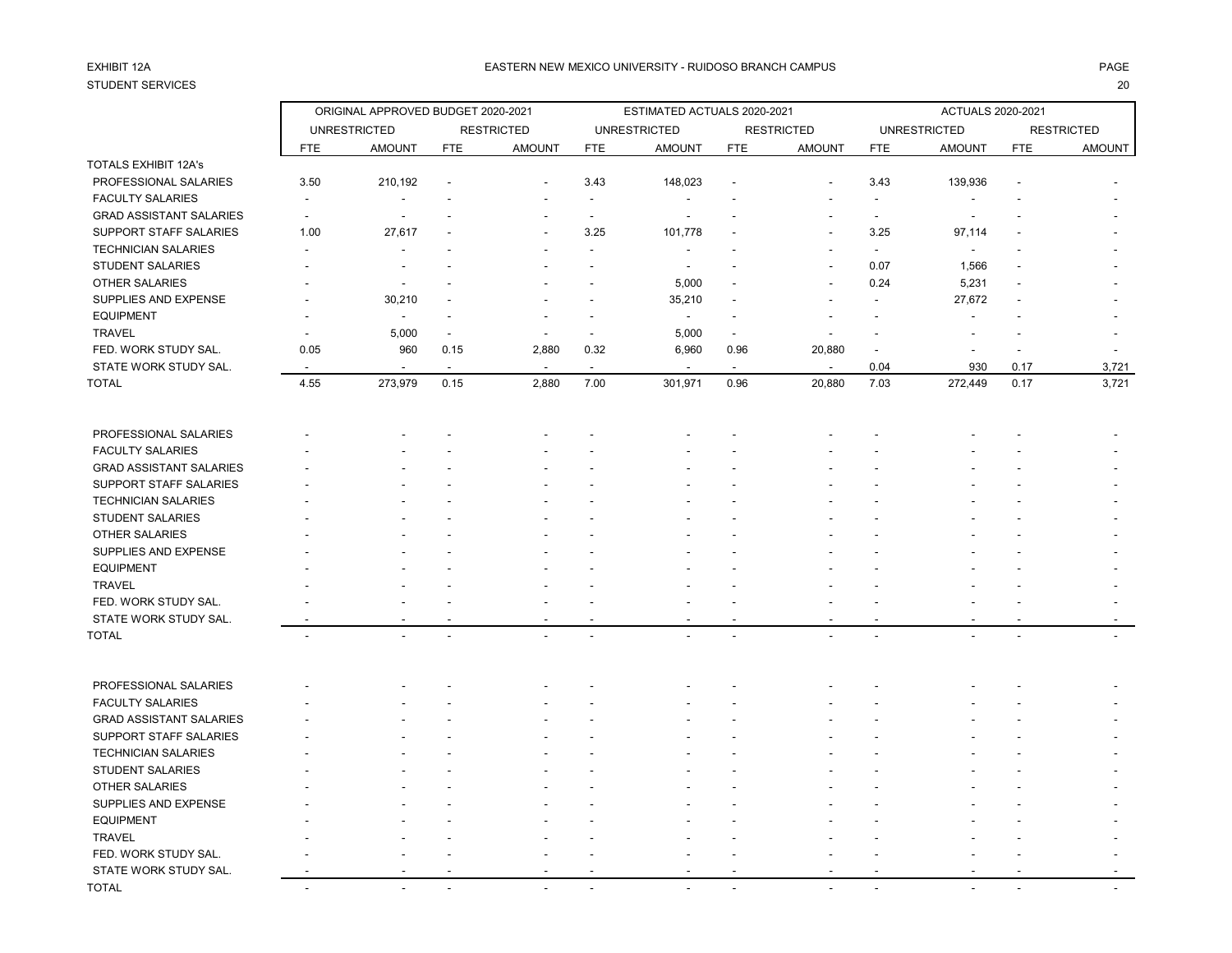EXHIBIT 12A

STUDENT SERVICES

EASTERN NEW MEXICO UNIVERSITY - RUIDOSO BRANCH CAMPUS

| | ORIGINAL APPROVED BUDGET 2020-2021 | | | | ESTIMATED ACTUALS 2020-2021 | | | | ACTUALS 2020-2021 | | | |
|---|---|---|---|---|---|---|---|---|---|---|---|---|
| | UNRESTRICTED | | RESTRICTED | | UNRESTRICTED | | RESTRICTED | | UNRESTRICTED | | RESTRICTED | |
| | FTE | AMOUNT | FTE | AMOUNT | FTE | AMOUNT | FTE | AMOUNT | FTE | AMOUNT | FTE | AMOUNT |
| TOTALS EXHIBIT 12A's | | | | | | | | | | | | |
| PROFESSIONAL SALARIES | 3.50 | 210,192 | - | - | 3.43 | 148,023 | - | - | 3.43 | 139,936 | - | - |
| FACULTY SALARIES | - | - | - | - | - | - | - | - | - | - | - | - |
| GRAD ASSISTANT SALARIES | - | - | - | - | - | - | - | - | - | - | - | - |
| SUPPORT STAFF SALARIES | 1.00 | 27,617 | - | - | 3.25 | 101,778 | - | - | 3.25 | 97,114 | - | - |
| TECHNICIAN SALARIES | - | - | - | - | - | - | - | - | - | - | - | - |
| STUDENT SALARIES | - | - | - | - | - | - | - | - | 0.07 | 1,566 | - | - |
| OTHER SALARIES | - | - | - | - | - | 5,000 | - | - | 0.24 | 5,231 | - | - |
| SUPPLIES AND EXPENSE | - | 30,210 | - | - | - | 35,210 | - | - | - | 27,672 | - | - |
| EQUIPMENT | - | - | - | - | - | - | - | - | - | - | - | - |
| TRAVEL | - | 5,000 | - | - | - | 5,000 | - | - | - | - | - | - |
| FED. WORK STUDY SAL. | 0.05 | 960 | 0.15 | 2,880 | 0.32 | 6,960 | 0.96 | 20,880 | - | - | - | - |
| STATE WORK STUDY SAL. | - | - | - | - | - | - | - | - | 0.04 | 930 | 0.17 | 3,721 |
| TOTAL | 4.55 | 273,979 | 0.15 | 2,880 | 7.00 | 301,971 | 0.96 | 20,880 | 7.03 | 272,449 | 0.17 | 3,721 |
| | | | | | | | | | | | | |
| PROFESSIONAL SALARIES | - | - | - | - | - | - | - | - | - | - | - | - |
| FACULTY SALARIES | - | - | - | - | - | - | - | - | - | - | - | - |
| GRAD ASSISTANT SALARIES | - | - | - | - | - | - | - | - | - | - | - | - |
| SUPPORT STAFF SALARIES | - | - | - | - | - | - | - | - | - | - | - | - |
| TECHNICIAN SALARIES | - | - | - | - | - | - | - | - | - | - | - | - |
| STUDENT SALARIES | - | - | - | - | - | - | - | - | - | - | - | - |
| OTHER SALARIES | - | - | - | - | - | - | - | - | - | - | - | - |
| SUPPLIES AND EXPENSE | - | - | - | - | - | - | - | - | - | - | - | - |
| EQUIPMENT | - | - | - | - | - | - | - | - | - | - | - | - |
| TRAVEL | - | - | - | - | - | - | - | - | - | - | - | - |
| FED. WORK STUDY SAL. | - | - | - | - | - | - | - | - | - | - | - | - |
| STATE WORK STUDY SAL. | - | - | - | - | - | - | - | - | - | - | - | - |
| TOTAL | - | - | - | - | - | - | - | - | - | - | - | - |
| | | | | | | | | | | | | |
| PROFESSIONAL SALARIES | - | - | - | - | - | - | - | - | - | - | - | - |
| FACULTY SALARIES | - | - | - | - | - | - | - | - | - | - | - | - |
| GRAD ASSISTANT SALARIES | - | - | - | - | - | - | - | - | - | - | - | - |
| SUPPORT STAFF SALARIES | - | - | - | - | - | - | - | - | - | - | - | - |
| TECHNICIAN SALARIES | - | - | - | - | - | - | - | - | - | - | - | - |
| STUDENT SALARIES | - | - | - | - | - | - | - | - | - | - | - | - |
| OTHER SALARIES | - | - | - | - | - | - | - | - | - | - | - | - |
| SUPPLIES AND EXPENSE | - | - | - | - | - | - | - | - | - | - | - | - |
| EQUIPMENT | - | - | - | - | - | - | - | - | - | - | - | - |
| TRAVEL | - | - | - | - | - | - | - | - | - | - | - | - |
| FED. WORK STUDY SAL. | - | - | - | - | - | - | - | - | - | - | - | - |
| STATE WORK STUDY SAL. | - | - | - | - | - | - | - | - | - | - | - | - |
| TOTAL | - | - | - | - | - | - | - | - | - | - | - | - |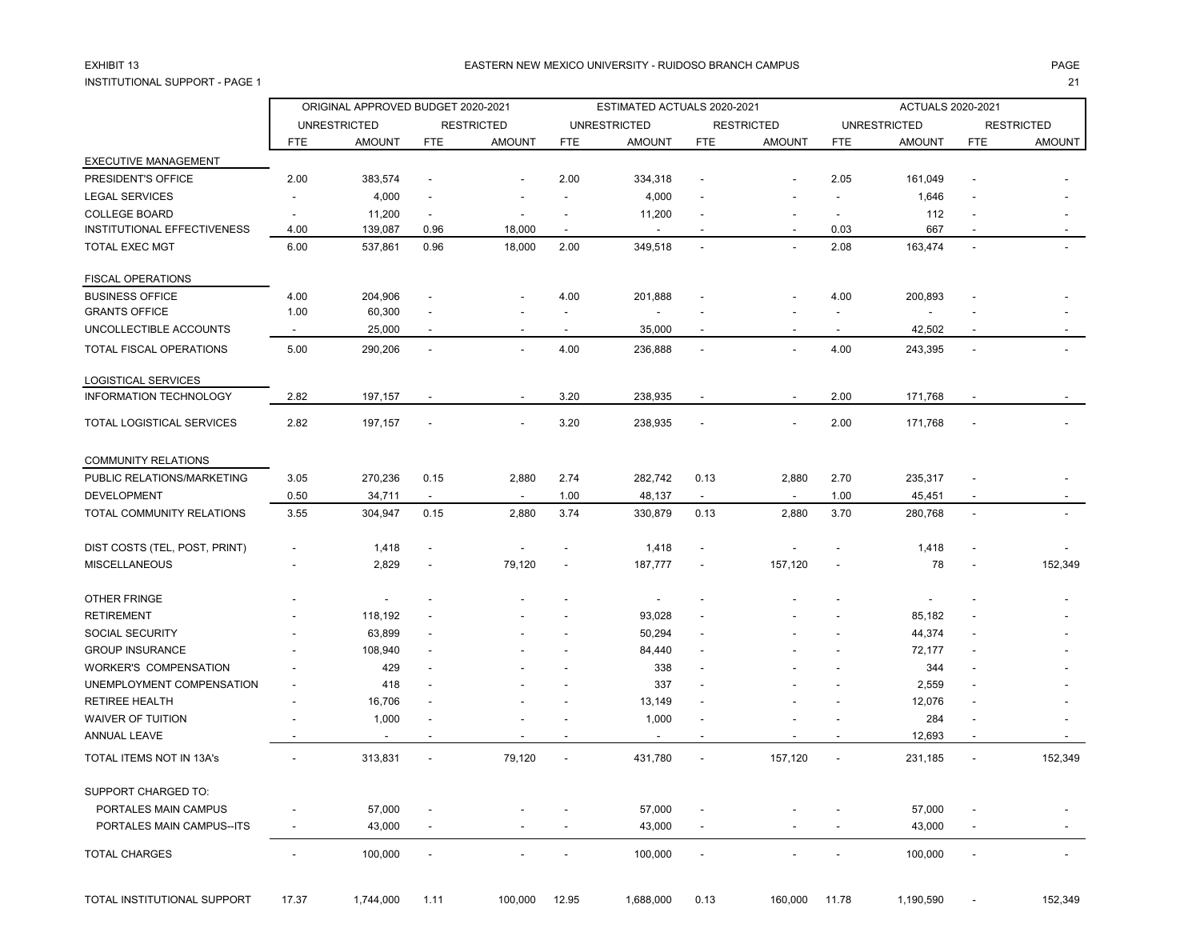EXHIBIT 13

EASTERN NEW MEXICO UNIVERSITY - RUIDOSO BRANCH CAMPUS

INSTITUTIONAL SUPPORT - PAGE 1

| | ORIGINAL APPROVED BUDGET 2020-2021 | | | | ESTIMATED ACTUALS 2020-2021 | | | | ACTUALS 2020-2021 | | | |
|---|---|---|---|---|---|---|---|---|---|---|---|---|
| | UNRESTRICTED | | RESTRICTED | | UNRESTRICTED | | RESTRICTED | | UNRESTRICTED | | RESTRICTED | |
| | FTE | AMOUNT | FTE | AMOUNT | FTE | AMOUNT | FTE | AMOUNT | FTE | AMOUNT | FTE | AMOUNT |
| EXECUTIVE MANAGEMENT | | | | | | | | | | | | |
| PRESIDENT'S OFFICE | 2.00 | 383,574 | - | - | 2.00 | 334,318 | - | - | 2.05 | 161,049 | - | - |
| LEGAL SERVICES | - | 4,000 | - | - | - | 4,000 | - | - | - | 1,646 | - | - |
| COLLEGE BOARD | - | 11,200 | - | - | - | 11,200 | - | - | - | 112 | - | - |
| INSTITUTIONAL EFFECTIVENESS | 4.00 | 139,087 | 0.96 | 18,000 | - | - | - | - | 0.03 | 667 | - | - |
| TOTAL EXEC MGT | 6.00 | 537,861 | 0.96 | 18,000 | 2.00 | 349,518 | - | - | 2.08 | 163,474 | - | - |
| FISCAL OPERATIONS | | | | | | | | | | | | |
| BUSINESS OFFICE | 4.00 | 204,906 | - | - | 4.00 | 201,888 | - | - | 4.00 | 200,893 | - | - |
| GRANTS OFFICE | 1.00 | 60,300 | - | - | - | - | - | - | - | - | - | - |
| UNCOLLECTIBLE ACCOUNTS | - | 25,000 | - | - | - | 35,000 | - | - | - | 42,502 | - | - |
| TOTAL FISCAL OPERATIONS | 5.00 | 290,206 | - | - | 4.00 | 236,888 | - | - | 4.00 | 243,395 | - | - |
| LOGISTICAL SERVICES | | | | | | | | | | | | |
| INFORMATION TECHNOLOGY | 2.82 | 197,157 | - | - | 3.20 | 238,935 | - | - | 2.00 | 171,768 | - | - |
| TOTAL LOGISTICAL SERVICES | 2.82 | 197,157 | - | - | 3.20 | 238,935 | - | - | 2.00 | 171,768 | - | - |
| COMMUNITY RELATIONS | | | | | | | | | | | | |
| PUBLIC RELATIONS/MARKETING | 3.05 | 270,236 | 0.15 | 2,880 | 2.74 | 282,742 | 0.13 | 2,880 | 2.70 | 235,317 | - | - |
| DEVELOPMENT | 0.50 | 34,711 | - | - | 1.00 | 48,137 | - | - | 1.00 | 45,451 | - | - |
| TOTAL COMMUNITY RELATIONS | 3.55 | 304,947 | 0.15 | 2,880 | 3.74 | 330,879 | 0.13 | 2,880 | 3.70 | 280,768 | - | - |
| DIST COSTS (TEL, POST, PRINT) | - | 1,418 | - | - | - | 1,418 | - | - | - | 1,418 | - | - |
| MISCELLANEOUS | - | 2,829 | - | 79,120 | - | 187,777 | - | 157,120 | - | 78 | - | 152,349 |
| OTHER FRINGE | - | - | - | - | - | - | - | - | - | - | - | - |
| RETIREMENT | - | 118,192 | - | - | - | 93,028 | - | - | - | 85,182 | - | - |
| SOCIAL SECURITY | - | 63,899 | - | - | - | 50,294 | - | - | - | 44,374 | - | - |
| GROUP INSURANCE | - | 108,940 | - | - | - | 84,440 | - | - | - | 72,177 | - | - |
| WORKER'S COMPENSATION | - | 429 | - | - | - | 338 | - | - | - | 344 | - | - |
| UNEMPLOYMENT COMPENSATION | - | 418 | - | - | - | 337 | - | - | - | 2,559 | - | - |
| RETIREE HEALTH | - | 16,706 | - | - | - | 13,149 | - | - | - | 12,076 | - | - |
| WAIVER OF TUITION | - | 1,000 | - | - | - | 1,000 | - | - | - | 284 | - | - |
| ANNUAL LEAVE | - | - | - | - | - | - | - | - | - | 12,693 | - | - |
| TOTAL ITEMS NOT IN 13A's | - | 313,831 | - | 79,120 | - | 431,780 | - | 157,120 | - | 231,185 | - | 152,349 |
| SUPPORT CHARGED TO: | | | | | | | | | | | | |
| PORTALES MAIN CAMPUS | - | 57,000 | - | - | - | 57,000 | - | - | - | 57,000 | - | - |
| PORTALES MAIN CAMPUS--ITS | - | 43,000 | - | - | - | 43,000 | - | - | - | 43,000 | - | - |
| TOTAL CHARGES | - | 100,000 | - | - | - | 100,000 | - | - | - | 100,000 | - | - |
| TOTAL INSTITUTIONAL SUPPORT | 17.37 | 1,744,000 | 1.11 | 100,000 | 12.95 | 1,688,000 | 0.13 | 160,000 | 11.78 | 1,190,590 | - | 152,349 |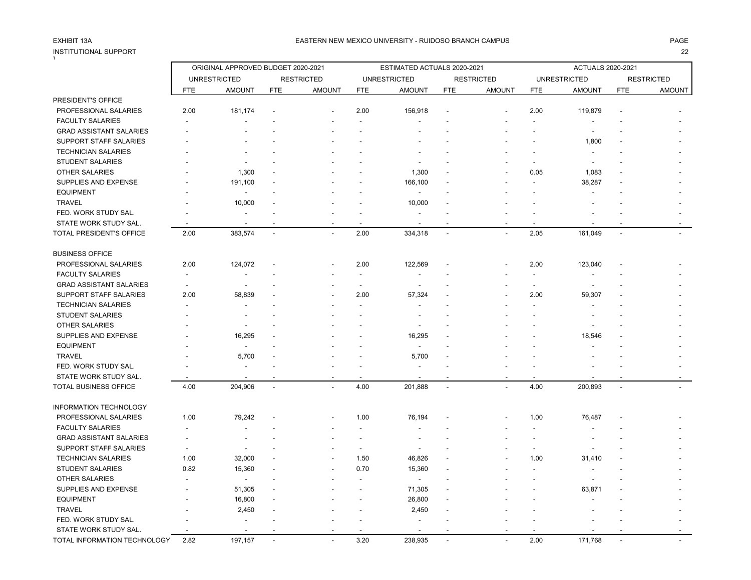EXHIBIT 13A

EASTERN NEW MEXICO UNIVERSITY - RUIDOSO BRANCH CAMPUS

INSTITUTIONAL SUPPORT

| | ORIGINAL APPROVED BUDGET 2020-2021 | | | | ESTIMATED ACTUALS 2020-2021 | | | | ACTUALS 2020-2021 | | | |
|---|---|---|---|---|---|---|---|---|---|---|---|---|
| | UNRESTRICTED | | RESTRICTED | | UNRESTRICTED | | RESTRICTED | | UNRESTRICTED | | RESTRICTED | |
| | FTE | AMOUNT | FTE | AMOUNT | FTE | AMOUNT | FTE | AMOUNT | FTE | AMOUNT | FTE | AMOUNT |
| PRESIDENT'S OFFICE | | | | | | | | | | | | |
| PROFESSIONAL SALARIES | 2.00 | 181,174 | - | - | 2.00 | 156,918 | - | - | 2.00 | 119,879 | - | - |
| FACULTY SALARIES | - | - | - | - | - | - | - | - | - | - | - | - |
| GRAD ASSISTANT SALARIES | - | - | - | - | - | - | - | - | - | - | - | - |
| SUPPORT STAFF SALARIES | - | - | - | - | - | - | - | - | - | 1,800 | - | - |
| TECHNICIAN SALARIES | - | - | - | - | - | - | - | - | - | - | - | - |
| STUDENT SALARIES | - | - | - | - | - | - | - | - | - | - | - | - |
| OTHER SALARIES | - | 1,300 | - | - | - | 1,300 | - | - | 0.05 | 1,083 | - | - |
| SUPPLIES AND EXPENSE | - | 191,100 | - | - | - | 166,100 | - | - | - | 38,287 | - | - |
| EQUIPMENT | - | - | - | - | - | - | - | - | - | - | - | - |
| TRAVEL | - | 10,000 | - | - | - | 10,000 | - | - | - | - | - | - |
| FED. WORK STUDY SAL. | - | - | - | - | - | - | - | - | - | - | - | - |
| STATE WORK STUDY SAL. | - | - | - | - | - | - | - | - | - | - | - | - |
| TOTAL PRESIDENT'S OFFICE | 2.00 | 383,574 | - | - | 2.00 | 334,318 | - | - | 2.05 | 161,049 | - | - |
| | | | | | | | | | | | | |
| BUSINESS OFFICE | | | | | | | | | | | | |
| PROFESSIONAL SALARIES | 2.00 | 124,072 | - | - | 2.00 | 122,569 | - | - | 2.00 | 123,040 | - | - |
| FACULTY SALARIES | - | - | - | - | - | - | - | - | - | - | - | - |
| GRAD ASSISTANT SALARIES | - | - | - | - | - | - | - | - | - | - | - | - |
| SUPPORT STAFF SALARIES | 2.00 | 58,839 | - | - | 2.00 | 57,324 | - | - | 2.00 | 59,307 | - | - |
| TECHNICIAN SALARIES | - | - | - | - | - | - | - | - | - | - | - | - |
| STUDENT SALARIES | - | - | - | - | - | - | - | - | - | - | - | - |
| OTHER SALARIES | - | - | - | - | - | - | - | - | - | - | - | - |
| SUPPLIES AND EXPENSE | - | 16,295 | - | - | - | 16,295 | - | - | - | 18,546 | - | - |
| EQUIPMENT | - | - | - | - | - | - | - | - | - | - | - | - |
| TRAVEL | - | 5,700 | - | - | - | 5,700 | - | - | - | - | - | - |
| FED. WORK STUDY SAL. | - | - | - | - | - | - | - | - | - | - | - | - |
| STATE WORK STUDY SAL. | - | - | - | - | - | - | - | - | - | - | - | - |
| TOTAL BUSINESS OFFICE | 4.00 | 204,906 | - | - | 4.00 | 201,888 | - | - | 4.00 | 200,893 | - | - |
| | | | | | | | | | | | | |
| INFORMATION TECHNOLOGY | | | | | | | | | | | | |
| PROFESSIONAL SALARIES | 1.00 | 79,242 | - | - | 1.00 | 76,194 | - | - | 1.00 | 76,487 | - | - |
| FACULTY SALARIES | - | - | - | - | - | - | - | - | - | - | - | - |
| GRAD ASSISTANT SALARIES | - | - | - | - | - | - | - | - | - | - | - | - |
| SUPPORT STAFF SALARIES | - | - | - | - | - | - | - | - | - | - | - | - |
| TECHNICIAN SALARIES | 1.00 | 32,000 | - | - | 1.50 | 46,826 | - | - | 1.00 | 31,410 | - | - |
| STUDENT SALARIES | 0.82 | 15,360 | - | - | 0.70 | 15,360 | - | - | - | - | - | - |
| OTHER SALARIES | - | - | - | - | - | - | - | - | - | - | - | - |
| SUPPLIES AND EXPENSE | - | 51,305 | - | - | - | 71,305 | - | - | - | 63,871 | - | - |
| EQUIPMENT | - | 16,800 | - | - | - | 26,800 | - | - | - | - | - | - |
| TRAVEL | - | 2,450 | - | - | - | 2,450 | - | - | - | - | - | - |
| FED. WORK STUDY SAL. | - | - | - | - | - | - | - | - | - | - | - | - |
| STATE WORK STUDY SAL. | - | - | - | - | - | - | - | - | - | - | - | - |
| TOTAL INFORMATION TECHNOLOGY | 2.82 | 197,157 | - | - | 3.20 | 238,935 | - | - | 2.00 | 171,768 | - | - |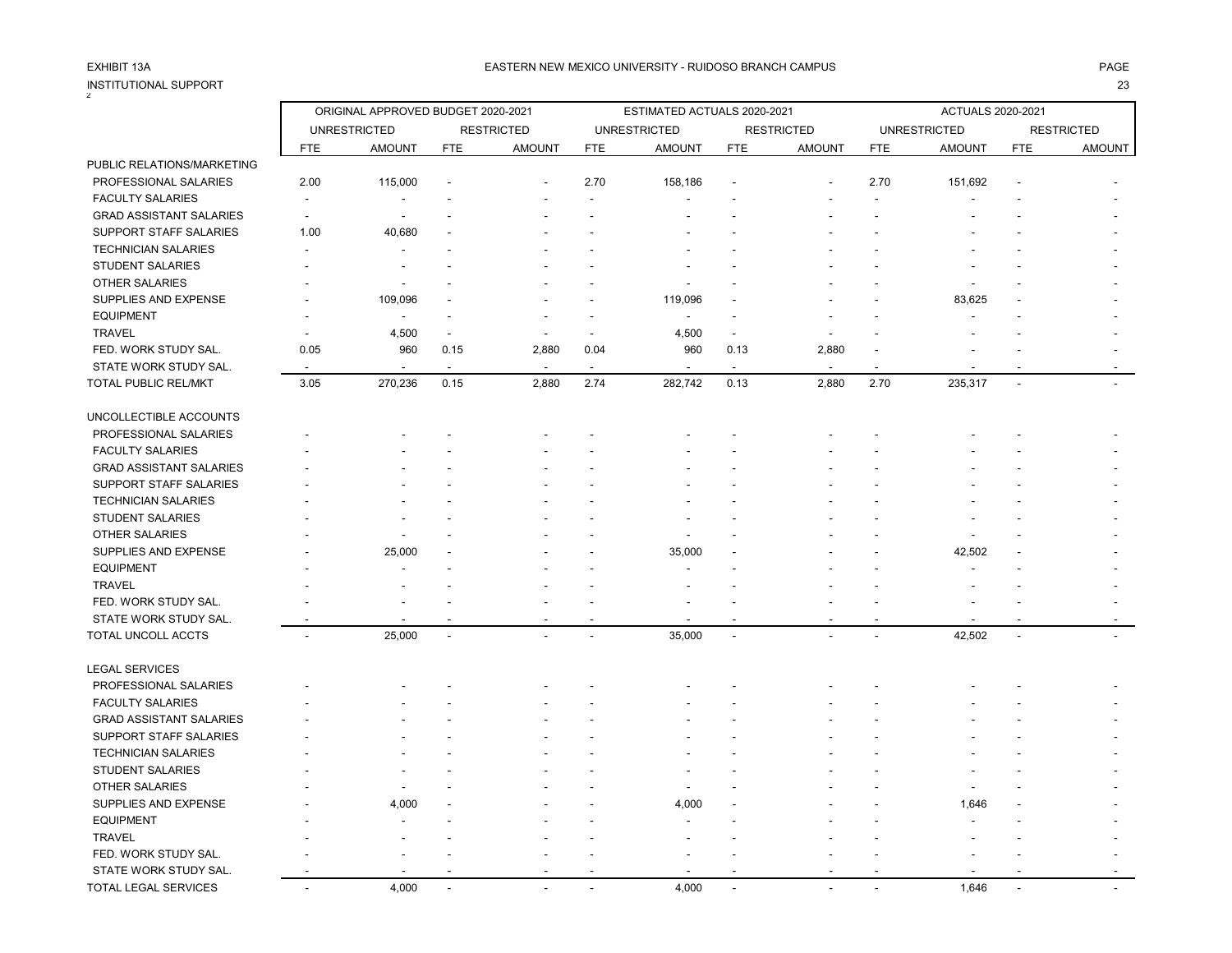EXHIBIT 13A

EASTERN NEW MEXICO UNIVERSITY - RUIDOSO BRANCH CAMPUS

INSTITUTIONAL SUPPORT

| | ORIGINAL APPROVED BUDGET 2020-2021 | | | | ESTIMATED ACTUALS 2020-2021 | | | | ACTUALS 2020-2021 | | | |
|---|---|---|---|---|---|---|---|---|---|---|---|---|
| | UNRESTRICTED | | RESTRICTED | | UNRESTRICTED | | RESTRICTED | | UNRESTRICTED | | RESTRICTED | |
| | FTE | AMOUNT | FTE | AMOUNT | FTE | AMOUNT | FTE | AMOUNT | FTE | AMOUNT | FTE | AMOUNT |
| PUBLIC RELATIONS/MARKETING | | | | | | | | | | | | |
| PROFESSIONAL SALARIES | 2.00 | 115,000 | - | - | 2.70 | 158,186 | - | - | 2.70 | 151,692 | - | - |
| FACULTY SALARIES | - | - | - | - | - | - | - | - | - | - | - | - |
| GRAD ASSISTANT SALARIES | - | - | - | - | - | - | - | - | - | - | - | - |
| SUPPORT STAFF SALARIES | 1.00 | 40,680 | - | - | - | - | - | - | - | - | - | - |
| TECHNICIAN SALARIES | - | - | - | - | - | - | - | - | - | - | - | - |
| STUDENT SALARIES | - | - | - | - | - | - | - | - | - | - | - | - |
| OTHER SALARIES | - | - | - | - | - | - | - | - | - | - | - | - |
| SUPPLIES AND EXPENSE | - | 109,096 | - | - | - | 119,096 | - | - | - | 83,625 | - | - |
| EQUIPMENT | - | - | - | - | - | - | - | - | - | - | - | - |
| TRAVEL | - | 4,500 | - | - | - | 4,500 | - | - | - | - | - | - |
| FED. WORK STUDY SAL. | 0.05 | 960 | 0.15 | 2,880 | 0.04 | 960 | 0.13 | 2,880 | - | - | - | - |
| STATE WORK STUDY SAL. | - | - | - | - | - | - | - | - | - | - | - | - |
| TOTAL PUBLIC REL/MKT | 3.05 | 270,236 | 0.15 | 2,880 | 2.74 | 282,742 | 0.13 | 2,880 | 2.70 | 235,317 | - | - |
| UNCOLLECTIBLE ACCOUNTS | | | | | | | | | | | | |
| PROFESSIONAL SALARIES | - | - | - | - | - | - | - | - | - | - | - | - |
| FACULTY SALARIES | - | - | - | - | - | - | - | - | - | - | - | - |
| GRAD ASSISTANT SALARIES | - | - | - | - | - | - | - | - | - | - | - | - |
| SUPPORT STAFF SALARIES | - | - | - | - | - | - | - | - | - | - | - | - |
| TECHNICIAN SALARIES | - | - | - | - | - | - | - | - | - | - | - | - |
| STUDENT SALARIES | - | - | - | - | - | - | - | - | - | - | - | - |
| OTHER SALARIES | - | - | - | - | - | - | - | - | - | - | - | - |
| SUPPLIES AND EXPENSE | - | 25,000 | - | - | - | 35,000 | - | - | - | 42,502 | - | - |
| EQUIPMENT | - | - | - | - | - | - | - | - | - | - | - | - |
| TRAVEL | - | - | - | - | - | - | - | - | - | - | - | - |
| FED. WORK STUDY SAL. | - | - | - | - | - | - | - | - | - | - | - | - |
| STATE WORK STUDY SAL. | - | - | - | - | - | - | - | - | - | - | - | - |
| TOTAL UNCOLL ACCTS | - | 25,000 | - | - | - | 35,000 | - | - | - | 42,502 | - | - |
| LEGAL SERVICES | | | | | | | | | | | | |
| PROFESSIONAL SALARIES | - | - | - | - | - | - | - | - | - | - | - | - |
| FACULTY SALARIES | - | - | - | - | - | - | - | - | - | - | - | - |
| GRAD ASSISTANT SALARIES | - | - | - | - | - | - | - | - | - | - | - | - |
| SUPPORT STAFF SALARIES | - | - | - | - | - | - | - | - | - | - | - | - |
| TECHNICIAN SALARIES | - | - | - | - | - | - | - | - | - | - | - | - |
| STUDENT SALARIES | - | - | - | - | - | - | - | - | - | - | - | - |
| OTHER SALARIES | - | - | - | - | - | - | - | - | - | - | - | - |
| SUPPLIES AND EXPENSE | - | 4,000 | - | - | - | 4,000 | - | - | - | 1,646 | - | - |
| EQUIPMENT | - | - | - | - | - | - | - | - | - | - | - | - |
| TRAVEL | - | - | - | - | - | - | - | - | - | - | - | - |
| FED. WORK STUDY SAL. | - | - | - | - | - | - | - | - | - | - | - | - |
| STATE WORK STUDY SAL. | - | - | - | - | - | - | - | - | - | - | - | - |
| TOTAL LEGAL SERVICES | - | 4,000 | - | - | - | 4,000 | - | - | - | 1,646 | - | - |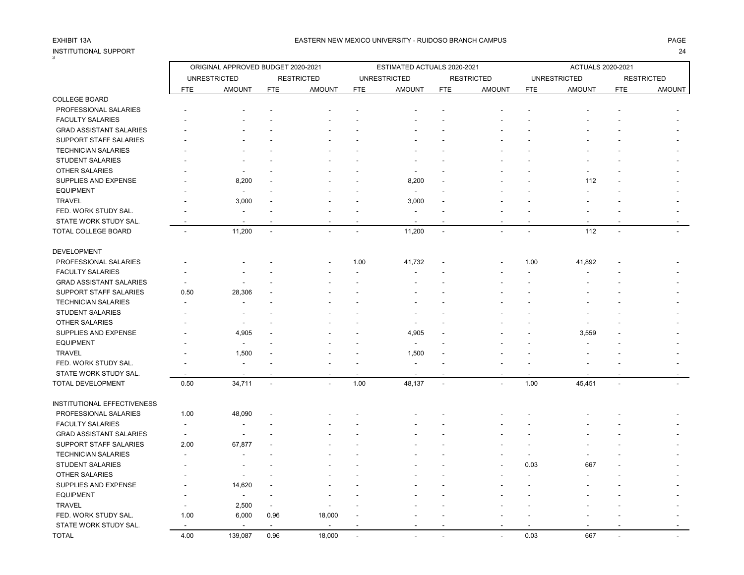EXHIBIT 13A

EASTERN NEW MEXICO UNIVERSITY - RUIDOSO BRANCH CAMPUS

INSTITUTIONAL SUPPORT

| | ORIGINAL APPROVED BUDGET 2020-2021 | | | | ESTIMATED ACTUALS 2020-2021 | | | | ACTUALS 2020-2021 | | | |
|---|---|---|---|---|---|---|---|---|---|---|---|---|
| | UNRESTRICTED | | RESTRICTED | | UNRESTRICTED | | RESTRICTED | | UNRESTRICTED | | RESTRICTED | |
| | FTE | AMOUNT | FTE | AMOUNT | FTE | AMOUNT | FTE | AMOUNT | FTE | AMOUNT | FTE | AMOUNT |
| COLLEGE BOARD | | | | | | | | | | | | |
| PROFESSIONAL SALARIES | - | - | - | - | - | - | - | - | - | - | - | - |
| FACULTY SALARIES | - | - | - | - | - | - | - | - | - | - | - | - |
| GRAD ASSISTANT SALARIES | - | - | - | - | - | - | - | - | - | - | - | - |
| SUPPORT STAFF SALARIES | - | - | - | - | - | - | - | - | - | - | - | - |
| TECHNICIAN SALARIES | - | - | - | - | - | - | - | - | - | - | - | - |
| STUDENT SALARIES | - | - | - | - | - | - | - | - | - | - | - | - |
| OTHER SALARIES | - | - | - | - | - | - | - | - | - | - | - | - |
| SUPPLIES AND EXPENSE | - | 8,200 | - | - | - | 8,200 | - | - | - | 112 | - | - |
| EQUIPMENT | - | - | - | - | - | - | - | - | - | - | - | - |
| TRAVEL | - | 3,000 | - | - | - | 3,000 | - | - | - | - | - | - |
| FED. WORK STUDY SAL. | - | - | - | - | - | - | - | - | - | - | - | - |
| STATE WORK STUDY SAL. | - | - | - | - | - | - | - | - | - | - | - | - |
| TOTAL COLLEGE BOARD | - | 11,200 | - | - | - | 11,200 | - | - | - | 112 | - | - |
| DEVELOPMENT | | | | | | | | | | | | |
| PROFESSIONAL SALARIES | - | - | - | - | 1.00 | 41,732 | - | - | 1.00 | 41,892 | - | - |
| FACULTY SALARIES | - | - | - | - | - | - | - | - | - | - | - | - |
| GRAD ASSISTANT SALARIES | - | - | - | - | - | - | - | - | - | - | - | - |
| SUPPORT STAFF SALARIES | 0.50 | 28,306 | - | - | - | - | - | - | - | - | - | - |
| TECHNICIAN SALARIES | - | - | - | - | - | - | - | - | - | - | - | - |
| STUDENT SALARIES | - | - | - | - | - | - | - | - | - | - | - | - |
| OTHER SALARIES | - | - | - | - | - | - | - | - | - | - | - | - |
| SUPPLIES AND EXPENSE | - | 4,905 | - | - | - | 4,905 | - | - | - | 3,559 | - | - |
| EQUIPMENT | - | - | - | - | - | - | - | - | - | - | - | - |
| TRAVEL | - | 1,500 | - | - | - | 1,500 | - | - | - | - | - | - |
| FED. WORK STUDY SAL. | - | - | - | - | - | - | - | - | - | - | - | - |
| STATE WORK STUDY SAL. | - | - | - | - | - | - | - | - | - | - | - | - |
| TOTAL DEVELOPMENT | 0.50 | 34,711 | - | - | 1.00 | 48,137 | - | - | 1.00 | 45,451 | - | - |
| INSTITUTIONAL EFFECTIVENESS | | | | | | | | | | | | |
| PROFESSIONAL SALARIES | 1.00 | 48,090 | - | - | - | - | - | - | - | - | - | - |
| FACULTY SALARIES | - | - | - | - | - | - | - | - | - | - | - | - |
| GRAD ASSISTANT SALARIES | - | - | - | - | - | - | - | - | - | - | - | - |
| SUPPORT STAFF SALARIES | 2.00 | 67,877 | - | - | - | - | - | - | - | - | - | - |
| TECHNICIAN SALARIES | - | - | - | - | - | - | - | - | - | - | - | - |
| STUDENT SALARIES | - | - | - | - | - | - | - | - | 0.03 | 667 | - | - |
| OTHER SALARIES | - | - | - | - | - | - | - | - | - | - | - | - |
| SUPPLIES AND EXPENSE | - | 14,620 | - | - | - | - | - | - | - | - | - | - |
| EQUIPMENT | - | - | - | - | - | - | - | - | - | - | - | - |
| TRAVEL | - | 2,500 | - | - | - | - | - | - | - | - | - | - |
| FED. WORK STUDY SAL. | 1.00 | 6,000 | 0.96 | 18,000 | - | - | - | - | - | - | - | - |
| STATE WORK STUDY SAL. | - | - | - | - | - | - | - | - | - | - | - | - |
| TOTAL | 4.00 | 139,087 | 0.96 | 18,000 | - | - | - | - | 0.03 | 667 | - | - |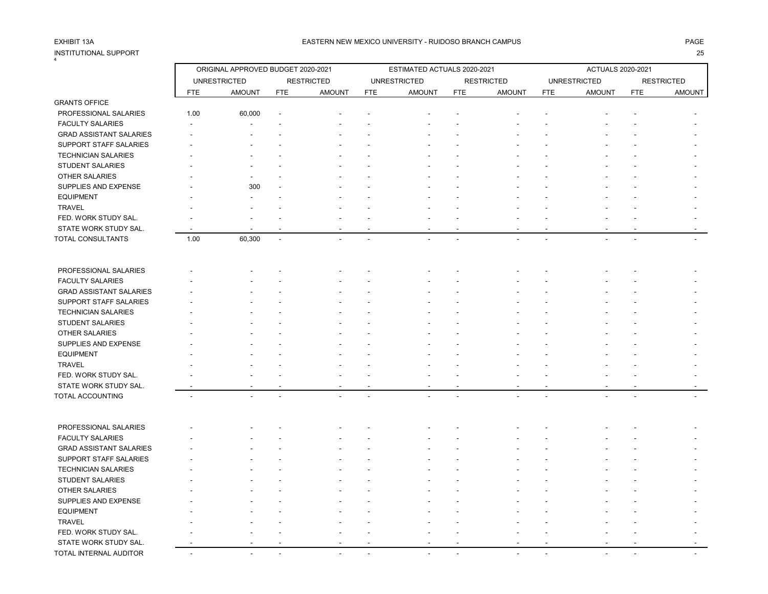EXHIBIT 13A

EASTERN NEW MEXICO UNIVERSITY - RUIDOSO BRANCH CAMPUS

INSTITUTIONAL SUPPORT

| | ORIGINAL APPROVED BUDGET 2020-2021 | | | | ESTIMATED ACTUALS 2020-2021 | | | | ACTUALS 2020-2021 | | | |
|---|---|---|---|---|---|---|---|---|---|---|---|---|
| | UNRESTRICTED | | RESTRICTED | | UNRESTRICTED | | RESTRICTED | | UNRESTRICTED | | RESTRICTED | |
| | FTE | AMOUNT | FTE | AMOUNT | FTE | AMOUNT | FTE | AMOUNT | FTE | AMOUNT | FTE | AMOUNT |
| GRANTS OFFICE | | | | | | | | | | | | |
| PROFESSIONAL SALARIES | 1.00 | 60,000 | - | - | - | - | - | - | - | - | - | - |
| FACULTY SALARIES | - | - | - | - | - | - | - | - | - | - | - | - |
| GRAD ASSISTANT SALARIES | - | - | - | - | - | - | - | - | - | - | - | - |
| SUPPORT STAFF SALARIES | - | - | - | - | - | - | - | - | - | - | - | - |
| TECHNICIAN SALARIES | - | - | - | - | - | - | - | - | - | - | - | - |
| STUDENT SALARIES | - | - | - | - | - | - | - | - | - | - | - | - |
| OTHER SALARIES | - | - | - | - | - | - | - | - | - | - | - | - |
| SUPPLIES AND EXPENSE | - | 300 | - | - | - | - | - | - | - | - | - | - |
| EQUIPMENT | - | - | - | - | - | - | - | - | - | - | - | - |
| TRAVEL | - | - | - | - | - | - | - | - | - | - | - | - |
| FED. WORK STUDY SAL. | - | - | - | - | - | - | - | - | - | - | - | - |
| STATE WORK STUDY SAL. | - | - | - | - | - | - | - | - | - | - | - | - |
| TOTAL CONSULTANTS | 1.00 | 60,300 | - | - | - | - | - | - | - | - | - | - |
| | | | | | | | | | | | | |
| PROFESSIONAL SALARIES | - | - | - | - | - | - | - | - | - | - | - | - |
| FACULTY SALARIES | - | - | - | - | - | - | - | - | - | - | - | - |
| GRAD ASSISTANT SALARIES | - | - | - | - | - | - | - | - | - | - | - | - |
| SUPPORT STAFF SALARIES | - | - | - | - | - | - | - | - | - | - | - | - |
| TECHNICIAN SALARIES | - | - | - | - | - | - | - | - | - | - | - | - |
| STUDENT SALARIES | - | - | - | - | - | - | - | - | - | - | - | - |
| OTHER SALARIES | - | - | - | - | - | - | - | - | - | - | - | - |
| SUPPLIES AND EXPENSE | - | - | - | - | - | - | - | - | - | - | - | - |
| EQUIPMENT | - | - | - | - | - | - | - | - | - | - | - | - |
| TRAVEL | - | - | - | - | - | - | - | - | - | - | - | - |
| FED. WORK STUDY SAL. | - | - | - | - | - | - | - | - | - | - | - | - |
| STATE WORK STUDY SAL. | - | - | - | - | - | - | - | - | - | - | - | - |
| TOTAL ACCOUNTING | - | - | - | - | - | - | - | - | - | - | - | - |
| | | | | | | | | | | | | |
| PROFESSIONAL SALARIES | - | - | - | - | - | - | - | - | - | - | - | - |
| FACULTY SALARIES | - | - | - | - | - | - | - | - | - | - | - | - |
| GRAD ASSISTANT SALARIES | - | - | - | - | - | - | - | - | - | - | - | - |
| SUPPORT STAFF SALARIES | - | - | - | - | - | - | - | - | - | - | - | - |
| TECHNICIAN SALARIES | - | - | - | - | - | - | - | - | - | - | - | - |
| STUDENT SALARIES | - | - | - | - | - | - | - | - | - | - | - | - |
| OTHER SALARIES | - | - | - | - | - | - | - | - | - | - | - | - |
| SUPPLIES AND EXPENSE | - | - | - | - | - | - | - | - | - | - | - | - |
| EQUIPMENT | - | - | - | - | - | - | - | - | - | - | - | - |
| TRAVEL | - | - | - | - | - | - | - | - | - | - | - | - |
| FED. WORK STUDY SAL. | - | - | - | - | - | - | - | - | - | - | - | - |
| STATE WORK STUDY SAL. | - | - | - | - | - | - | - | - | - | - | - | - |
| TOTAL INTERNAL AUDITOR | - | - | - | - | - | - | - | - | - | - | - | - |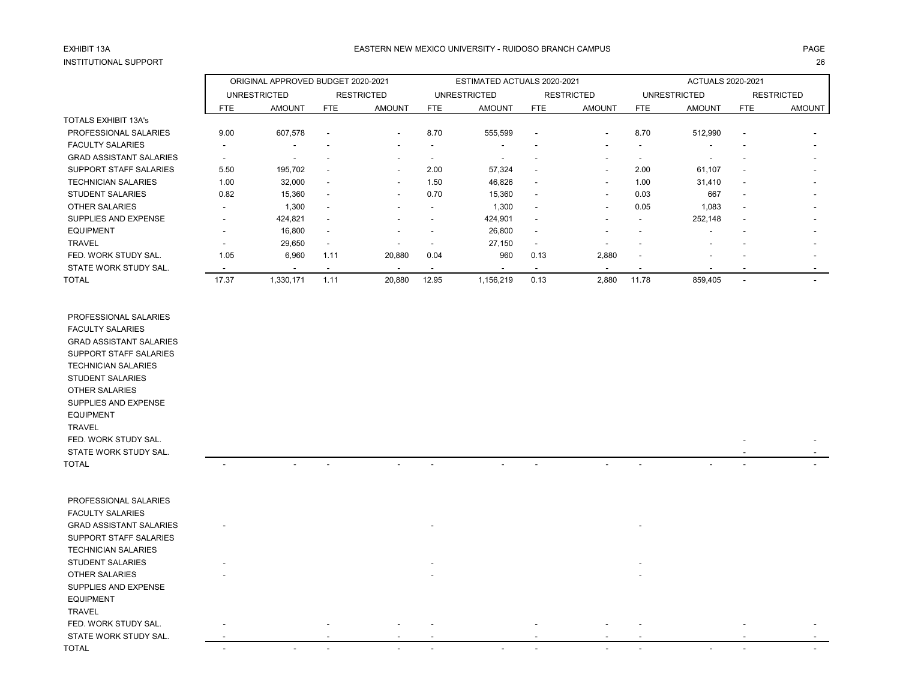EXHIBIT 13A

INSTITUTIONAL SUPPORT

EASTERN NEW MEXICO UNIVERSITY - RUIDOSO BRANCH CAMPUS

| | ORIGINAL APPROVED BUDGET 2020-2021 | | | | ESTIMATED ACTUALS 2020-2021 | | | | ACTUALS 2020-2021 | | | |
|---|---|---|---|---|---|---|---|---|---|---|---|---|
| | UNRESTRICTED | | RESTRICTED | | UNRESTRICTED | | RESTRICTED | | UNRESTRICTED | | RESTRICTED | |
| | FTE | AMOUNT | FTE | AMOUNT | FTE | AMOUNT | FTE | AMOUNT | FTE | AMOUNT | FTE | AMOUNT |
| TOTALS EXHIBIT 13A's | | | | | | | | | | | | |
| PROFESSIONAL SALARIES | 9.00 | 607,578 | - | - | 8.70 | 555,599 | - | - | 8.70 | 512,990 | - | - |
| FACULTY SALARIES | - | - | - | - | - | - | - | - | - | - | - | - |
| GRAD ASSISTANT SALARIES | - | - | - | - | - | - | - | - | - | - | - | - |
| SUPPORT STAFF SALARIES | 5.50 | 195,702 | - | - | 2.00 | 57,324 | - | - | 2.00 | 61,107 | - | - |
| TECHNICIAN SALARIES | 1.00 | 32,000 | - | - | 1.50 | 46,826 | - | - | 1.00 | 31,410 | - | - |
| STUDENT SALARIES | 0.82 | 15,360 | - | - | 0.70 | 15,360 | - | - | 0.03 | 667 | - | - |
| OTHER SALARIES | - | 1,300 | - | - | - | 1,300 | - | - | 0.05 | 1,083 | - | - |
| SUPPLIES AND EXPENSE | - | 424,821 | - | - | - | 424,901 | - | - | - | 252,148 | - | - |
| EQUIPMENT | - | 16,800 | - | - | - | 26,800 | - | - | - | - | - | - |
| TRAVEL | - | 29,650 | - | - | - | 27,150 | - | - | - | - | - | - |
| FED. WORK STUDY SAL. | 1.05 | 6,960 | 1.11 | 20,880 | 0.04 | 960 | 0.13 | 2,880 | - | - | - | - |
| STATE WORK STUDY SAL. | - | - | - | - | - | - | - | - | - | - | - | - |
| TOTAL | 17.37 | 1,330,171 | 1.11 | 20,880 | 12.95 | 1,156,219 | 0.13 | 2,880 | 11.78 | 859,405 | - | - |

| | FTE | AMOUNT | FTE | AMOUNT | FTE | AMOUNT | FTE | AMOUNT | FTE | AMOUNT | FTE | AMOUNT |
|---|---|---|---|---|---|---|---|---|---|---|---|---|
| PROFESSIONAL SALARIES | | | | | | | | | | | | |
| FACULTY SALARIES | | | | | | | | | | | | |
| GRAD ASSISTANT SALARIES | | | | | | | | | | | | |
| SUPPORT STAFF SALARIES | | | | | | | | | | | | |
| TECHNICIAN SALARIES | | | | | | | | | | | | |
| STUDENT SALARIES | | | | | | | | | | | | |
| OTHER SALARIES | | | | | | | | | | | | |
| SUPPLIES AND EXPENSE | | | | | | | | | | | | |
| EQUIPMENT | | | | | | | | | | | | |
| TRAVEL | | | | | | | | | | | | |
| FED. WORK STUDY SAL. | | | | | | | | | | | - | - |
| STATE WORK STUDY SAL. | | | | | | | | | | | - | - |
| TOTAL | - | - | - | - | - | - | - | - | - | - | - | - |

| | FTE | AMOUNT | FTE | AMOUNT | FTE | AMOUNT | FTE | AMOUNT | FTE | AMOUNT | FTE | AMOUNT |
|---|---|---|---|---|---|---|---|---|---|---|---|---|
| PROFESSIONAL SALARIES | | | | | | | | | | | | |
| FACULTY SALARIES | | | | | | | | | | | | |
| GRAD ASSISTANT SALARIES | - | | | | - | | | | - | | | |
| SUPPORT STAFF SALARIES | | | | | | | | | | | | |
| TECHNICIAN SALARIES | | | | | | | | | | | | |
| STUDENT SALARIES | - | | | | - | | | | - | | | |
| OTHER SALARIES | - | | | | - | | | | - | | | |
| SUPPLIES AND EXPENSE | | | | | | | | | | | | |
| EQUIPMENT | | | | | | | | | | | | |
| TRAVEL | | | | | | | | | | | | |
| FED. WORK STUDY SAL. | - | | - | - | - | | - | - | - | | - | - |
| STATE WORK STUDY SAL. | - | | - | - | - | | - | - | - | | - | - |
| TOTAL | - | - | - | - | - | - | - | - | - | - | - | - |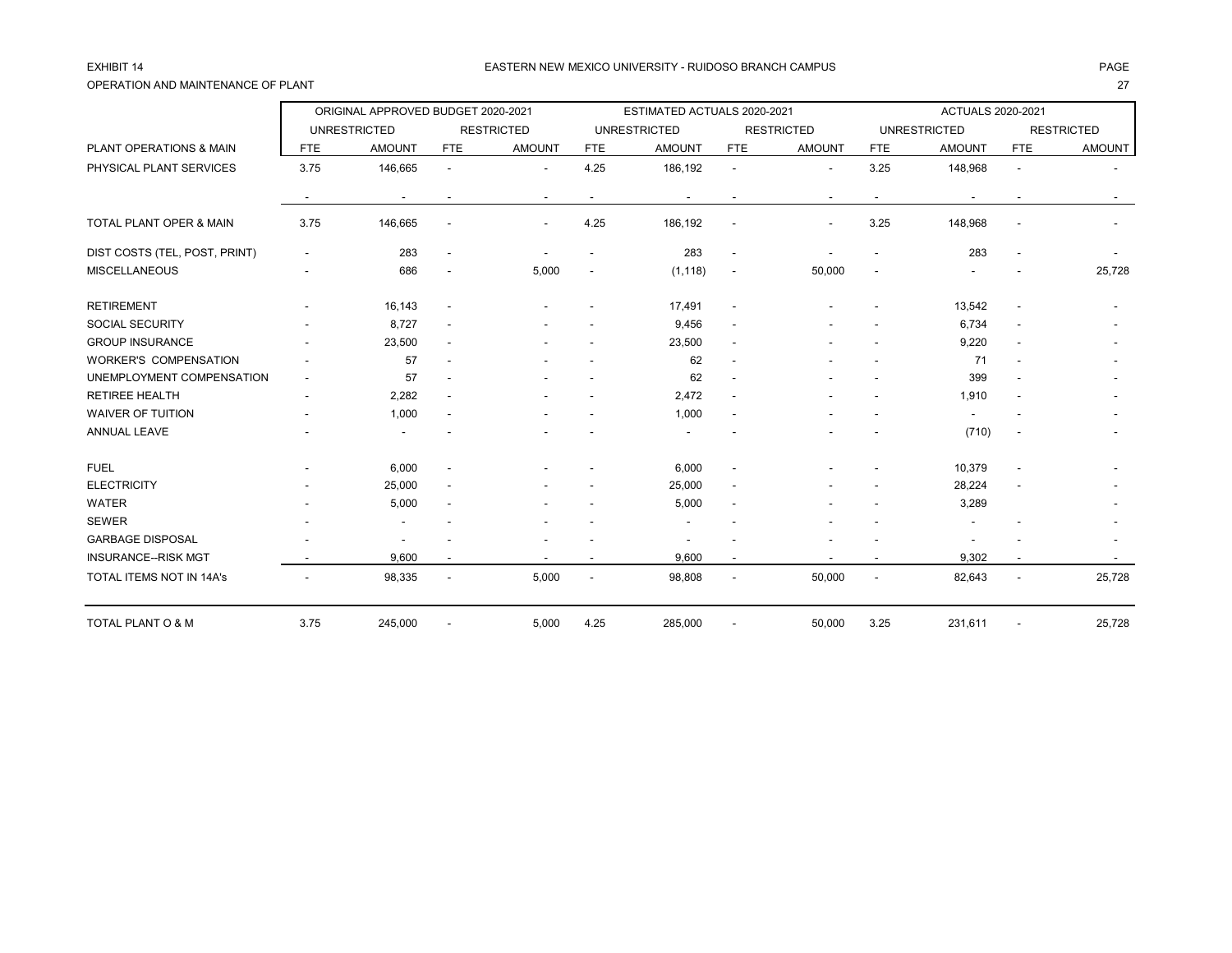EXHIBIT 14

OPERATION AND MAINTENANCE OF PLANT

EASTERN NEW MEXICO UNIVERSITY - RUIDOSO BRANCH CAMPUS

| | ORIGINAL APPROVED BUDGET 2020-2021 | | | | ESTIMATED ACTUALS 2020-2021 | | | | ACTUALS 2020-2021 | | | |
|---|---|---|---|---|---|---|---|---|---|---|---|---|
| | UNRESTRICTED | | RESTRICTED | | UNRESTRICTED | | RESTRICTED | | UNRESTRICTED | | RESTRICTED | |
| PLANT OPERATIONS & MAIN | FTE | AMOUNT | FTE | AMOUNT | FTE | AMOUNT | FTE | AMOUNT | FTE | AMOUNT | FTE | AMOUNT |
| PHYSICAL PLANT SERVICES | 3.75 | 146,665 | - | - | 4.25 | 186,192 | - | - | 3.25 | 148,968 | - | - |
| | - | - | - | - | - | - | - | - | - | - | - | - |
| TOTAL PLANT OPER & MAIN | 3.75 | 146,665 | - | - | 4.25 | 186,192 | - | - | 3.25 | 148,968 | - | - |
| DIST COSTS (TEL, POST, PRINT) | - | 283 | - | - | - | 283 | - | - | - | 283 | - | - |
| MISCELLANEOUS | - | 686 | - | 5,000 | - | (1,118) | - | 50,000 | - | - | - | 25,728 |
| RETIREMENT | - | 16,143 | - | - | - | 17,491 | - | - | - | 13,542 | - | - |
| SOCIAL SECURITY | - | 8,727 | - | - | - | 9,456 | - | - | - | 6,734 | - | - |
| GROUP INSURANCE | - | 23,500 | - | - | - | 23,500 | - | - | - | 9,220 | - | - |
| WORKER'S COMPENSATION | - | 57 | - | - | - | 62 | - | - | - | 71 | - | - |
| UNEMPLOYMENT COMPENSATION | - | 57 | - | - | - | 62 | - | - | - | 399 | - | - |
| RETIREE HEALTH | - | 2,282 | - | - | - | 2,472 | - | - | - | 1,910 | - | - |
| WAIVER OF TUITION | - | 1,000 | - | - | - | 1,000 | - | - | - | - | - | - |
| ANNUAL LEAVE | - | - | - | - | - | - | - | - | - | (710) | - | - |
| FUEL | - | 6,000 | - | - | - | 6,000 | - | - | - | 10,379 | - | - |
| ELECTRICITY | - | 25,000 | - | - | - | 25,000 | - | - | - | 28,224 | - | - |
| WATER | - | 5,000 | - | - | - | 5,000 | - | - | - | 3,289 | | - |
| SEWER | - | - | - | - | - | - | - | - | - | - | - | - |
| GARBAGE DISPOSAL | - | - | - | - | - | - | - | - | - | - | - | - |
| INSURANCE--RISK MGT | - | 9,600 | - | - | - | 9,600 | - | - | - | 9,302 | - | - |
| TOTAL ITEMS NOT IN 14A's | - | 98,335 | - | 5,000 | - | 98,808 | - | 50,000 | - | 82,643 | - | 25,728 |
| TOTAL PLANT O & M | 3.75 | 245,000 | - | 5,000 | 4.25 | 285,000 | - | 50,000 | 3.25 | 231,611 | - | 25,728 |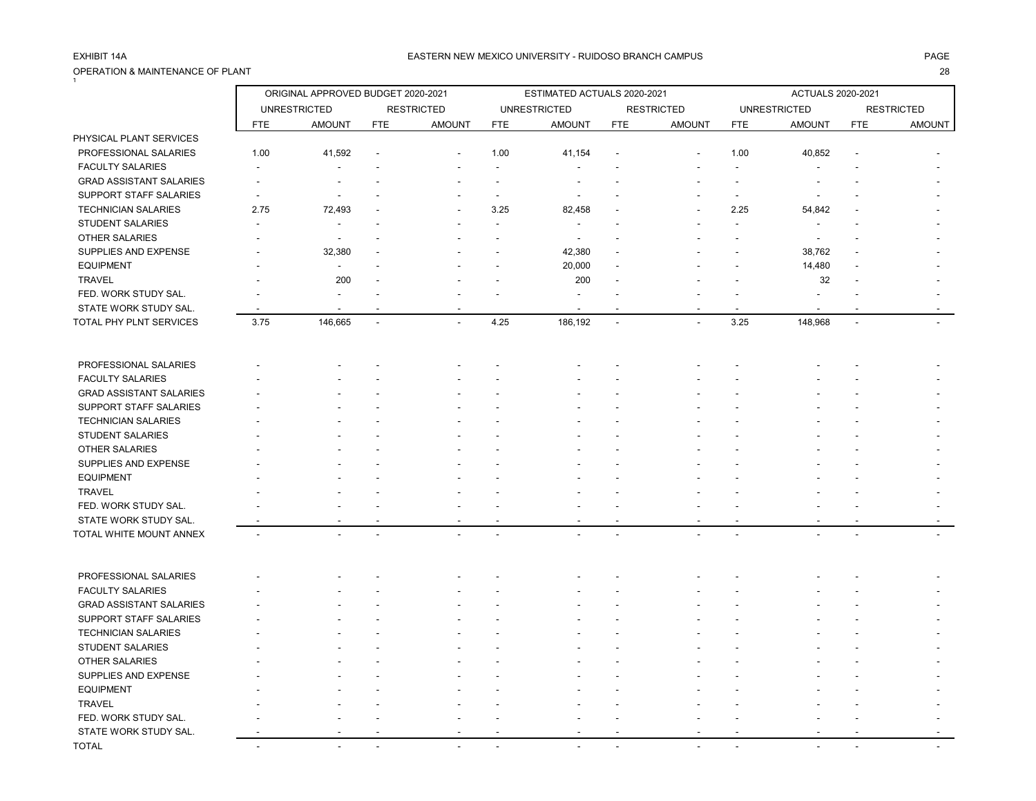EXHIBIT 14A

EASTERN NEW MEXICO UNIVERSITY - RUIDOSO BRANCH CAMPUS

OPERATION & MAINTENANCE OF PLANT

| | ORIGINAL APPROVED BUDGET 2020-2021 | | | | ESTIMATED ACTUALS 2020-2021 | | | | ACTUALS 2020-2021 | | | |
|---|---|---|---|---|---|---|---|---|---|---|---|---|
| | UNRESTRICTED | | RESTRICTED | | UNRESTRICTED | | RESTRICTED | | UNRESTRICTED | | RESTRICTED | |
| | FTE | AMOUNT | FTE | AMOUNT | FTE | AMOUNT | FTE | AMOUNT | FTE | AMOUNT | FTE | AMOUNT |
| PHYSICAL PLANT SERVICES | | | | | | | | | | | | |
| PROFESSIONAL SALARIES | 1.00 | 41,592 | - | - | 1.00 | 41,154 | - | - | 1.00 | 40,852 | - | - |
| FACULTY SALARIES | - | - | - | - | - | - | - | - | - | - | - | - |
| GRAD ASSISTANT SALARIES | - | - | - | - | - | - | - | - | - | - | - | - |
| SUPPORT STAFF SALARIES | - | - | - | - | - | - | - | - | - | - | - | - |
| TECHNICIAN SALARIES | 2.75 | 72,493 | - | - | 3.25 | 82,458 | - | - | 2.25 | 54,842 | - | - |
| STUDENT SALARIES | - | - | - | - | - | - | - | - | - | - | - | - |
| OTHER SALARIES | - | - | - | - | - | - | - | - | - | - | - | - |
| SUPPLIES AND EXPENSE | - | 32,380 | - | - | - | 42,380 | - | - | - | 38,762 | - | - |
| EQUIPMENT | - | - | - | - | - | 20,000 | - | - | - | 14,480 | - | - |
| TRAVEL | - | 200 | - | - | - | 200 | - | - | - | 32 | - | - |
| FED. WORK STUDY SAL. | - | - | - | - | - | - | - | - | - | - | - | - |
| STATE WORK STUDY SAL. | - | - | - | - | - | - | - | - | - | - | - | - |
| TOTAL PHY PLNT SERVICES | 3.75 | 146,665 | - | - | 4.25 | 186,192 | - | - | 3.25 | 148,968 | - | - |
| | | | | | | | | | | | | |
| PROFESSIONAL SALARIES | - | - | - | - | - | - | - | - | - | - | - | - |
| FACULTY SALARIES | - | - | - | - | - | - | - | - | - | - | - | - |
| GRAD ASSISTANT SALARIES | - | - | - | - | - | - | - | - | - | - | - | - |
| SUPPORT STAFF SALARIES | - | - | - | - | - | - | - | - | - | - | - | - |
| TECHNICIAN SALARIES | - | - | - | - | - | - | - | - | - | - | - | - |
| STUDENT SALARIES | - | - | - | - | - | - | - | - | - | - | - | - |
| OTHER SALARIES | - | - | - | - | - | - | - | - | - | - | - | - |
| SUPPLIES AND EXPENSE | - | - | - | - | - | - | - | - | - | - | - | - |
| EQUIPMENT | - | - | - | - | - | - | - | - | - | - | - | - |
| TRAVEL | - | - | - | - | - | - | - | - | - | - | - | - |
| FED. WORK STUDY SAL. | - | - | - | - | - | - | - | - | - | - | - | - |
| STATE WORK STUDY SAL. | - | - | - | - | - | - | - | - | - | - | - | - |
| TOTAL WHITE MOUNT ANNEX | - | - | - | - | - | - | - | - | - | - | - | - |
| | | | | | | | | | | | | |
| PROFESSIONAL SALARIES | - | - | - | - | - | - | - | - | - | - | - | - |
| FACULTY SALARIES | - | - | - | - | - | - | - | - | - | - | - | - |
| GRAD ASSISTANT SALARIES | - | - | - | - | - | - | - | - | - | - | - | - |
| SUPPORT STAFF SALARIES | - | - | - | - | - | - | - | - | - | - | - | - |
| TECHNICIAN SALARIES | - | - | - | - | - | - | - | - | - | - | - | - |
| STUDENT SALARIES | - | - | - | - | - | - | - | - | - | - | - | - |
| OTHER SALARIES | - | - | - | - | - | - | - | - | - | - | - | - |
| SUPPLIES AND EXPENSE | - | - | - | - | - | - | - | - | - | - | - | - |
| EQUIPMENT | - | - | - | - | - | - | - | - | - | - | - | - |
| TRAVEL | - | - | - | - | - | - | - | - | - | - | - | - |
| FED. WORK STUDY SAL. | - | - | - | - | - | - | - | - | - | - | - | - |
| STATE WORK STUDY SAL. | - | - | - | - | - | - | - | - | - | - | - | - |
| TOTAL | - | - | - | - | - | - | - | - | - | - | - | - |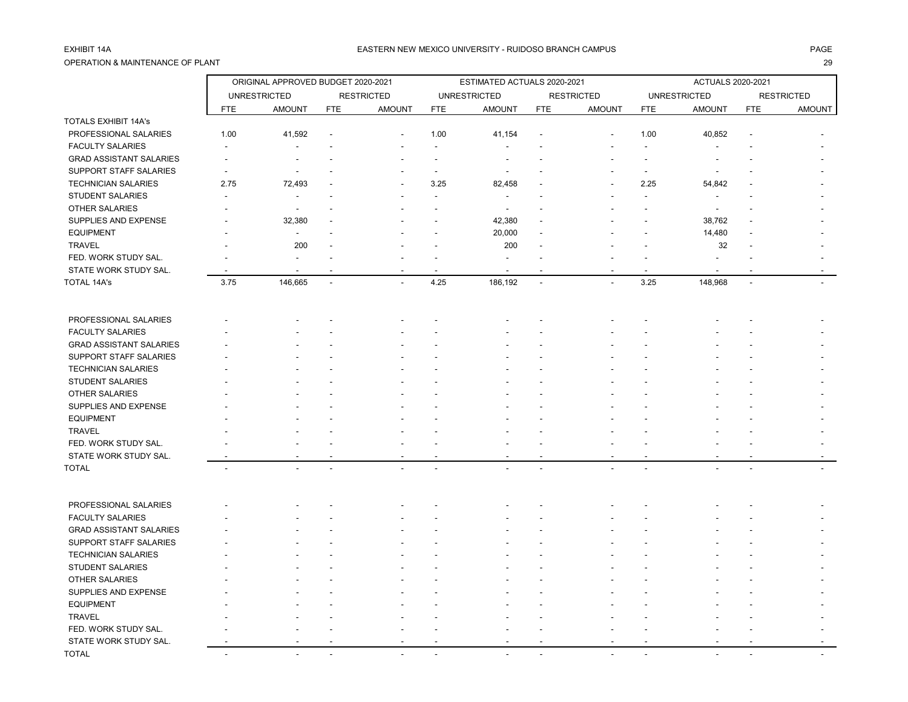EXHIBIT 14A

OPERATION & MAINTENANCE OF PLANT

EASTERN NEW MEXICO UNIVERSITY - RUIDOSO BRANCH CAMPUS

| | ORIGINAL APPROVED BUDGET 2020-2021 | | | | ESTIMATED ACTUALS 2020-2021 | | | | ACTUALS 2020-2021 | | | |
|---|---|---|---|---|---|---|---|---|---|---|---|---|
| | UNRESTRICTED | | RESTRICTED | | UNRESTRICTED | | RESTRICTED | | UNRESTRICTED | | RESTRICTED | |
| | FTE | AMOUNT | FTE | AMOUNT | FTE | AMOUNT | FTE | AMOUNT | FTE | AMOUNT | FTE | AMOUNT |
| TOTALS EXHIBIT 14A's | | | | | | | | | | | | |
| PROFESSIONAL SALARIES | 1.00 | 41,592 | - | - | 1.00 | 41,154 | - | - | 1.00 | 40,852 | - | - |
| FACULTY SALARIES | - | - | - | - | - | - | - | - | - | - | - | - |
| GRAD ASSISTANT SALARIES | - | - | - | - | - | - | - | - | - | - | - | - |
| SUPPORT STAFF SALARIES | - | - | - | - | - | - | - | - | - | - | - | - |
| TECHNICIAN SALARIES | 2.75 | 72,493 | - | - | 3.25 | 82,458 | - | - | 2.25 | 54,842 | - | - |
| STUDENT SALARIES | - | - | - | - | - | - | - | - | - | - | - | - |
| OTHER SALARIES | - | - | - | - | - | - | - | - | - | - | - | - |
| SUPPLIES AND EXPENSE | - | 32,380 | - | - | - | 42,380 | - | - | - | 38,762 | - | - |
| EQUIPMENT | - | - | - | - | - | 20,000 | - | - | - | 14,480 | - | - |
| TRAVEL | - | 200 | - | - | - | 200 | - | - | - | 32 | - | - |
| FED. WORK STUDY SAL. | - | - | - | - | - | - | - | - | - | - | - | - |
| STATE WORK STUDY SAL. | - | - | - | - | - | - | - | - | - | - | - | - |
| TOTAL 14A's | 3.75 | 146,665 | - | - | 4.25 | 186,192 | - | - | 3.25 | 148,968 | - | - |
| | | | | | | | | | | | | |
| PROFESSIONAL SALARIES | - | - | - | - | - | - | - | - | - | - | - | - |
| FACULTY SALARIES | - | - | - | - | - | - | - | - | - | - | - | - |
| GRAD ASSISTANT SALARIES | - | - | - | - | - | - | - | - | - | - | - | - |
| SUPPORT STAFF SALARIES | - | - | - | - | - | - | - | - | - | - | - | - |
| TECHNICIAN SALARIES | - | - | - | - | - | - | - | - | - | - | - | - |
| STUDENT SALARIES | - | - | - | - | - | - | - | - | - | - | - | - |
| OTHER SALARIES | - | - | - | - | - | - | - | - | - | - | - | - |
| SUPPLIES AND EXPENSE | - | - | - | - | - | - | - | - | - | - | - | - |
| EQUIPMENT | - | - | - | - | - | - | - | - | - | - | - | - |
| TRAVEL | - | - | - | - | - | - | - | - | - | - | - | - |
| FED. WORK STUDY SAL. | - | - | - | - | - | - | - | - | - | - | - | - |
| STATE WORK STUDY SAL. | - | - | - | - | - | - | - | - | - | - | - | - |
| TOTAL | - | - | - | - | - | - | - | - | - | - | - | - |
| | | | | | | | | | | | | |
| PROFESSIONAL SALARIES | - | - | - | - | - | - | - | - | - | - | - | - |
| FACULTY SALARIES | - | - | - | - | - | - | - | - | - | - | - | - |
| GRAD ASSISTANT SALARIES | - | - | - | - | - | - | - | - | - | - | - | - |
| SUPPORT STAFF SALARIES | - | - | - | - | - | - | - | - | - | - | - | - |
| TECHNICIAN SALARIES | - | - | - | - | - | - | - | - | - | - | - | - |
| STUDENT SALARIES | - | - | - | - | - | - | - | - | - | - | - | - |
| OTHER SALARIES | - | - | - | - | - | - | - | - | - | - | - | - |
| SUPPLIES AND EXPENSE | - | - | - | - | - | - | - | - | - | - | - | - |
| EQUIPMENT | - | - | - | - | - | - | - | - | - | - | - | - |
| TRAVEL | - | - | - | - | - | - | - | - | - | - | - | - |
| FED. WORK STUDY SAL. | - | - | - | - | - | - | - | - | - | - | - | - |
| STATE WORK STUDY SAL. | - | - | - | - | - | - | - | - | - | - | - | - |
| TOTAL | - | - | - | - | - | - | - | - | - | - | - | - |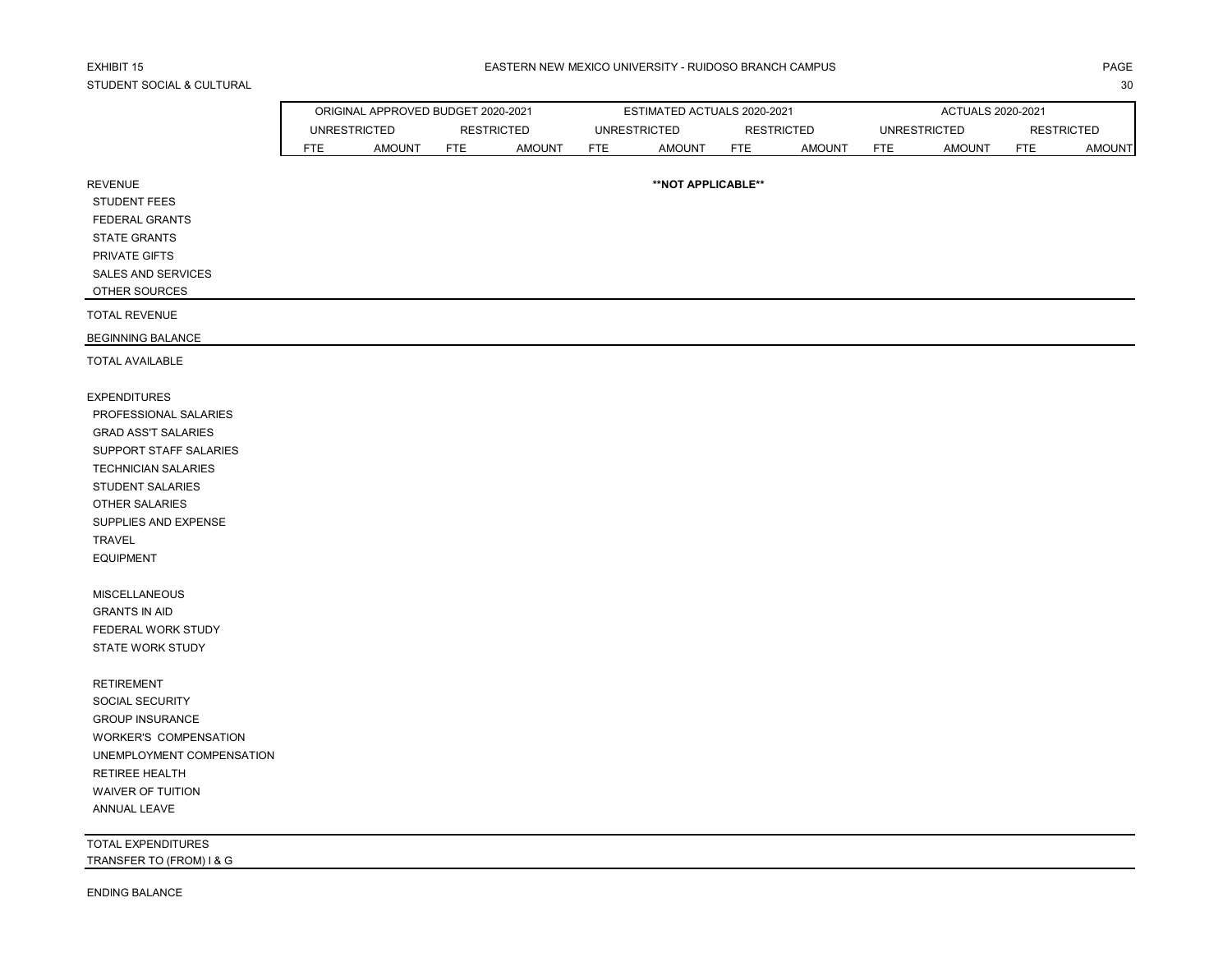EXHIBIT 15

EASTERN NEW MEXICO UNIVERSITY - RUIDOSO BRANCH CAMPUS

STUDENT SOCIAL & CULTURAL

| | ORIGINAL APPROVED BUDGET 2020-2021 | | | | ESTIMATED ACTUALS 2020-2021 | | | | ACTUALS 2020-2021 | | | |
|---|---|---|---|---|---|---|---|---|---|---|---|---|
| | UNRESTRICTED | | RESTRICTED | | UNRESTRICTED | | RESTRICTED | | UNRESTRICTED | | RESTRICTED | |
| | FTE | AMOUNT | FTE | AMOUNT | FTE | AMOUNT | FTE | AMOUNT | FTE | AMOUNT | FTE | AMOUNT |
| REVENUE | | | | | | **\*\*NOT APPLICABLE\*\*** | | | | | | |
| STUDENT FEES | | | | | | | | | | | | |
| FEDERAL GRANTS | | | | | | | | | | | | |
| STATE GRANTS | | | | | | | | | | | | |
| PRIVATE GIFTS | | | | | | | | | | | | |
| SALES AND SERVICES | | | | | | | | | | | | |
| OTHER SOURCES | | | | | | | | | | | | |
| TOTAL REVENUE | | | | | | | | | | | | |
| BEGINNING BALANCE | | | | | | | | | | | | |
| TOTAL AVAILABLE | | | | | | | | | | | | |
| EXPENDITURES | | | | | | | | | | | | |
| PROFESSIONAL SALARIES | | | | | | | | | | | | |
| GRAD ASS'T SALARIES | | | | | | | | | | | | |
| SUPPORT STAFF SALARIES | | | | | | | | | | | | |
| TECHNICIAN SALARIES | | | | | | | | | | | | |
| STUDENT SALARIES | | | | | | | | | | | | |
| OTHER SALARIES | | | | | | | | | | | | |
| SUPPLIES AND EXPENSE | | | | | | | | | | | | |
| TRAVEL | | | | | | | | | | | | |
| EQUIPMENT | | | | | | | | | | | | |
| MISCELLANEOUS | | | | | | | | | | | | |
| GRANTS IN AID | | | | | | | | | | | | |
| FEDERAL WORK STUDY | | | | | | | | | | | | |
| STATE WORK STUDY | | | | | | | | | | | | |
| RETIREMENT | | | | | | | | | | | | |
| SOCIAL SECURITY | | | | | | | | | | | | |
| GROUP INSURANCE | | | | | | | | | | | | |
| WORKER'S COMPENSATION | | | | | | | | | | | | |
| UNEMPLOYMENT COMPENSATION | | | | | | | | | | | | |
| RETIREE HEALTH | | | | | | | | | | | | |
| WAIVER OF TUITION | | | | | | | | | | | | |
| ANNUAL LEAVE | | | | | | | | | | | | |
| TOTAL EXPENDITURES | | | | | | | | | | | | |
| TRANSFER TO (FROM) I & G | | | | | | | | | | | | |
| ENDING BALANCE | | | | | | | | | | | | |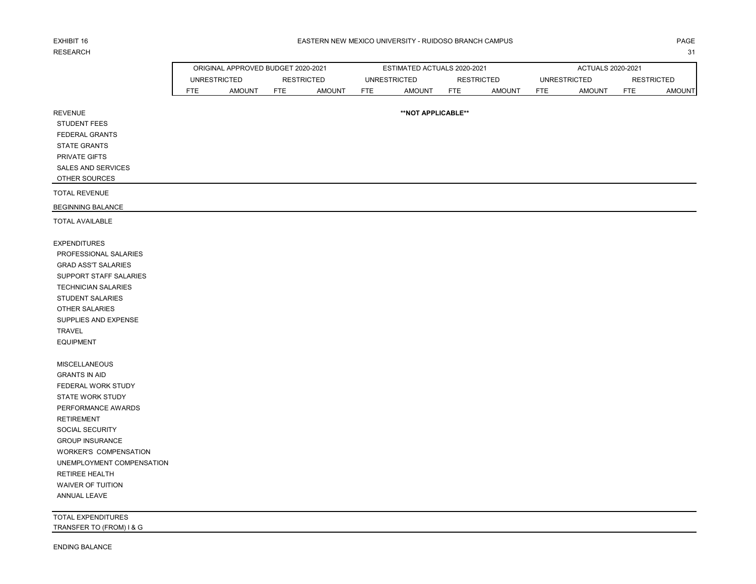EXHIBIT 16
RESEARCH

# EASTERN NEW MEXICO UNIVERSITY - RUIDOSO BRANCH CAMPUS

| | ORIGINAL APPROVED BUDGET 2020-2021 | | | | ESTIMATED ACTUALS 2020-2021 | | | | ACTUALS 2020-2021 | | | |
|---|---|---|---|---|---|---|---|---|---|---|---|---|
| | UNRESTRICTED | | RESTRICTED | | UNRESTRICTED | | RESTRICTED | | UNRESTRICTED | | RESTRICTED | |
| | FTE | AMOUNT | FTE | AMOUNT | FTE | AMOUNT | FTE | AMOUNT | FTE | AMOUNT | FTE | AMOUNT |
| REVENUE | | | | | | **NOT APPLICABLE** | | | | | | |
| STUDENT FEES | | | | | | | | | | | | |
| FEDERAL GRANTS | | | | | | | | | | | | |
| STATE GRANTS | | | | | | | | | | | | |
| PRIVATE GIFTS | | | | | | | | | | | | |
| SALES AND SERVICES | | | | | | | | | | | | |
| OTHER SOURCES | | | | | | | | | | | | |
| TOTAL REVENUE | | | | | | | | | | | | |
| BEGINNING BALANCE | | | | | | | | | | | | |
| TOTAL AVAILABLE | | | | | | | | | | | | |
| EXPENDITURES | | | | | | | | | | | | |
| PROFESSIONAL SALARIES | | | | | | | | | | | | |
| GRAD ASS'T SALARIES | | | | | | | | | | | | |
| SUPPORT STAFF SALARIES | | | | | | | | | | | | |
| TECHNICIAN SALARIES | | | | | | | | | | | | |
| STUDENT SALARIES | | | | | | | | | | | | |
| OTHER SALARIES | | | | | | | | | | | | |
| SUPPLIES AND EXPENSE | | | | | | | | | | | | |
| TRAVEL | | | | | | | | | | | | |
| EQUIPMENT | | | | | | | | | | | | |
| MISCELLANEOUS | | | | | | | | | | | | |
| GRANTS IN AID | | | | | | | | | | | | |
| FEDERAL WORK STUDY | | | | | | | | | | | | |
| STATE WORK STUDY | | | | | | | | | | | | |
| PERFORMANCE AWARDS | | | | | | | | | | | | |
| RETIREMENT | | | | | | | | | | | | |
| SOCIAL SECURITY | | | | | | | | | | | | |
| GROUP INSURANCE | | | | | | | | | | | | |
| WORKER'S COMPENSATION | | | | | | | | | | | | |
| UNEMPLOYMENT COMPENSATION | | | | | | | | | | | | |
| RETIREE HEALTH | | | | | | | | | | | | |
| WAIVER OF TUITION | | | | | | | | | | | | |
| ANNUAL LEAVE | | | | | | | | | | | | |
| TOTAL EXPENDITURES | | | | | | | | | | | | |
| TRANSFER TO (FROM) I & G | | | | | | | | | | | | |
| ENDING BALANCE | | | | | | | | | | | | |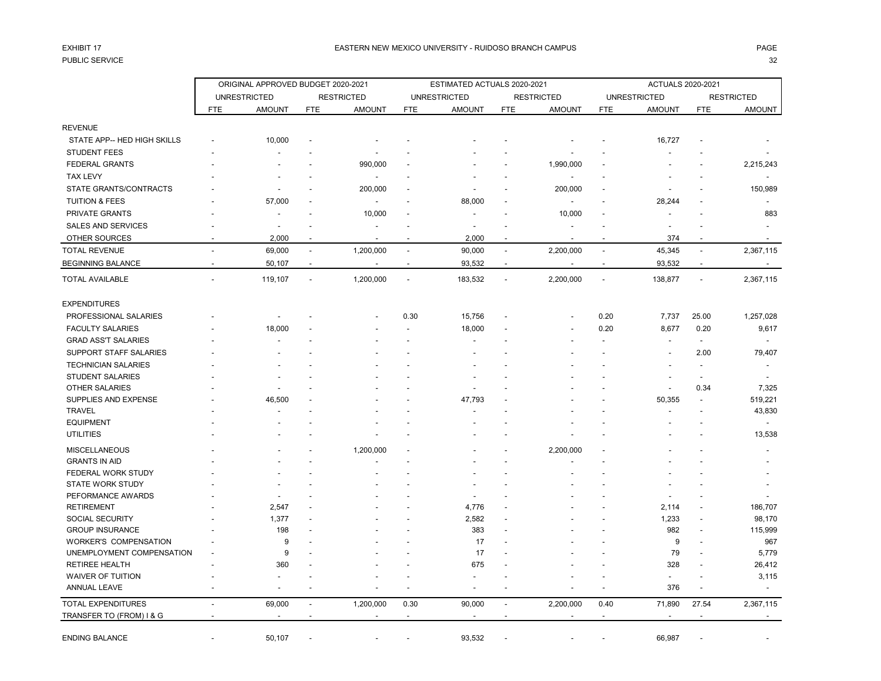EXHIBIT 17

PUBLIC SERVICE

# EASTERN NEW MEXICO UNIVERSITY - RUIDOSO BRANCH CAMPUS

| | ORIGINAL APPROVED BUDGET 2020-2021 | | | | ESTIMATED ACTUALS 2020-2021 | | | | ACTUALS 2020-2021 | | | |
|---|---|---|---|---|---|---|---|---|---|---|---|---|
| | UNRESTRICTED | | RESTRICTED | | UNRESTRICTED | | RESTRICTED | | UNRESTRICTED | | RESTRICTED | |
| | FTE | AMOUNT | FTE | AMOUNT | FTE | AMOUNT | FTE | AMOUNT | FTE | AMOUNT | FTE | AMOUNT |
| REVENUE | | | | | | | | | | | | |
| STATE APP-- HED HIGH SKILLS | - | 10,000 | - | - | - | - | - | - | - | 16,727 | - | - |
| STUDENT FEES | - | - | - | - | - | - | - | - | - | - | - | - |
| FEDERAL GRANTS | - | - | - | 990,000 | - | - | - | 1,990,000 | - | - | - | 2,215,243 |
| TAX LEVY | - | - | - | - | - | - | - | - | - | - | - | - |
| STATE GRANTS/CONTRACTS | - | - | - | 200,000 | - | - | - | 200,000 | - | - | - | 150,989 |
| TUITION & FEES | - | 57,000 | - | - | - | 88,000 | - | - | - | 28,244 | - | - |
| PRIVATE GRANTS | - | - | - | 10,000 | - | - | - | 10,000 | - | - | - | 883 |
| SALES AND SERVICES | - | - | - | - | - | - | - | - | - | - | - | - |
| OTHER SOURCES | - | 2,000 | - | - | - | 2,000 | - | - | - | 374 | - | - |
| TOTAL REVENUE | - | 69,000 | - | 1,200,000 | - | 90,000 | - | 2,200,000 | - | 45,345 | - | 2,367,115 |
| BEGINNING BALANCE | - | 50,107 | - | - | - | 93,532 | - | - | - | 93,532 | - | - |
| TOTAL AVAILABLE | - | 119,107 | - | 1,200,000 | - | 183,532 | - | 2,200,000 | - | 138,877 | - | 2,367,115 |
| EXPENDITURES | | | | | | | | | | | | |
| PROFESSIONAL SALARIES | - | - | - | - | 0.30 | 15,756 | - | - | 0.20 | 7,737 | 25.00 | 1,257,028 |
| FACULTY SALARIES | - | 18,000 | - | - | - | 18,000 | - | - | 0.20 | 8,677 | 0.20 | 9,617 |
| GRAD ASS'T SALARIES | - | - | - | - | - | - | - | - | - | - | - | - |
| SUPPORT STAFF SALARIES | - | - | - | - | - | - | - | - | - | - | 2.00 | 79,407 |
| TECHNICIAN SALARIES | - | - | - | - | - | - | - | - | - | - | - | - |
| STUDENT SALARIES | - | - | - | - | - | - | - | - | - | - | - | - |
| OTHER SALARIES | - | - | - | - | - | - | - | - | - | - | 0.34 | 7,325 |
| SUPPLIES AND EXPENSE | - | 46,500 | - | - | - | 47,793 | - | - | - | 50,355 | - | 519,221 |
| TRAVEL | - | - | - | - | - | - | - | - | - | - | - | 43,830 |
| EQUIPMENT | - | - | - | - | - | - | - | - | - | - | - | - |
| UTILITIES | - | - | - | - | - | - | - | - | - | - | - | 13,538 |
| MISCELLANEOUS | - | - | - | 1,200,000 | - | - | - | 2,200,000 | - | - | - | - |
| GRANTS IN AID | - | - | - | - | - | - | - | - | - | - | - | - |
| FEDERAL WORK STUDY | - | - | - | - | - | - | - | - | - | - | - | - |
| STATE WORK STUDY | - | - | - | - | - | - | - | - | - | - | - | - |
| PEFORMANCE AWARDS | - | - | - | - | - | - | - | - | - | - | - | - |
| RETIREMENT | - | 2,547 | - | - | - | 4,776 | - | - | - | 2,114 | - | 186,707 |
| SOCIAL SECURITY | - | 1,377 | - | - | - | 2,582 | - | - | - | 1,233 | - | 98,170 |
| GROUP INSURANCE | - | 198 | - | - | - | 383 | - | - | - | 982 | - | 115,999 |
| WORKER'S COMPENSATION | - | 9 | - | - | - | 17 | - | - | - | 9 | - | 967 |
| UNEMPLOYMENT COMPENSATION | - | 9 | - | - | - | 17 | - | - | - | 79 | - | 5,779 |
| RETIREE HEALTH | - | 360 | - | - | - | 675 | - | - | - | 328 | - | 26,412 |
| WAIVER OF TUITION | - | - | - | - | - | - | - | - | - | - | - | 3,115 |
| ANNUAL LEAVE | - | - | - | - | - | - | - | - | - | 376 | - | - |
| TOTAL EXPENDITURES | - | 69,000 | - | 1,200,000 | 0.30 | 90,000 | - | 2,200,000 | 0.40 | 71,890 | 27.54 | 2,367,115 |
| TRANSFER TO (FROM) I & G | - | - | - | - | - | - | - | - | - | - | - | - |
| ENDING BALANCE | - | 50,107 | - | - | - | 93,532 | - | - | - | 66,987 | - | - |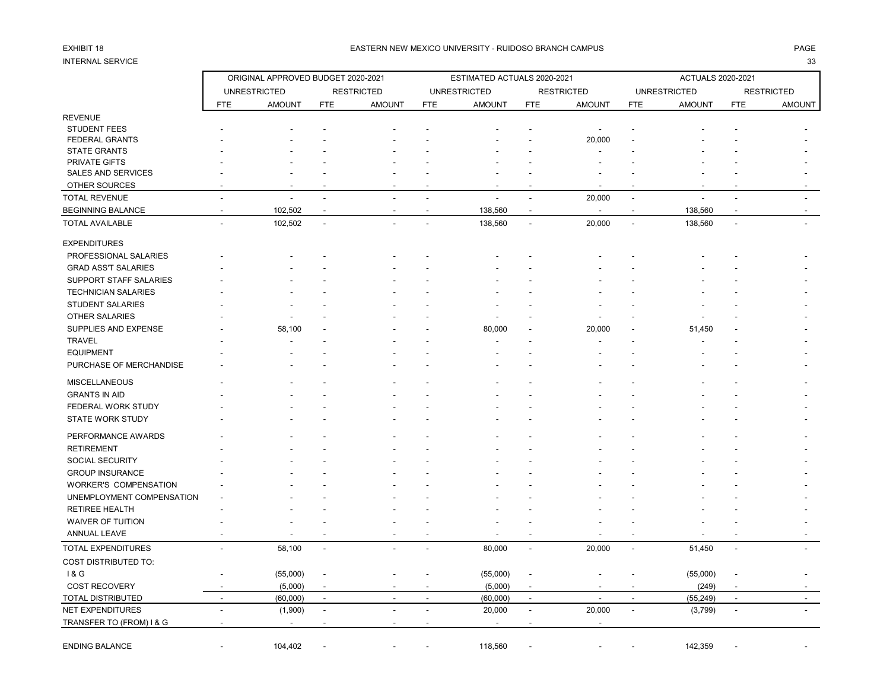EXHIBIT 18

INTERNAL SERVICE

# EASTERN NEW MEXICO UNIVERSITY - RUIDOSO BRANCH CAMPUS

| | ORIGINAL APPROVED BUDGET 2020-2021 | | | | ESTIMATED ACTUALS 2020-2021 | | | | ACTUALS 2020-2021 | | | |
|---|---|---|---|---|---|---|---|---|---|---|---|---|
| | UNRESTRICTED | | RESTRICTED | | UNRESTRICTED | | RESTRICTED | | UNRESTRICTED | | RESTRICTED | |
| | FTE | AMOUNT | FTE | AMOUNT | FTE | AMOUNT | FTE | AMOUNT | FTE | AMOUNT | FTE | AMOUNT |
| REVENUE | | | | | | | | | | | | |
| STUDENT FEES | - | - | - | - | - | - | - | - | - | - | - | - |
| FEDERAL GRANTS | - | - | - | - | - | - | - | 20,000 | - | - | - | - |
| STATE GRANTS | - | - | - | - | - | - | - | - | - | - | - | - |
| PRIVATE GIFTS | - | - | - | - | - | - | - | - | - | - | - | - |
| SALES AND SERVICES | - | - | - | - | - | - | - | - | - | - | - | - |
| OTHER SOURCES | - | - | - | - | - | - | - | - | - | - | - | - |
| TOTAL REVENUE | - | - | - | - | - | - | - | 20,000 | - | - | - | - |
| BEGINNING BALANCE | - | 102,502 | - | - | - | 138,560 | - | - | - | 138,560 | - | - |
| TOTAL AVAILABLE | - | 102,502 | - | - | - | 138,560 | - | 20,000 | - | 138,560 | - | - |
| EXPENDITURES | | | | | | | | | | | | |
| PROFESSIONAL SALARIES | - | - | - | - | - | - | - | - | - | - | - | - |
| GRAD ASS'T SALARIES | - | - | - | - | - | - | - | - | - | - | - | - |
| SUPPORT STAFF SALARIES | - | - | - | - | - | - | - | - | - | - | - | - |
| TECHNICIAN SALARIES | - | - | - | - | - | - | - | - | - | - | - | - |
| STUDENT SALARIES | - | - | - | - | - | - | - | - | - | - | - | - |
| OTHER SALARIES | - | - | - | - | - | - | - | - | - | - | - | - |
| SUPPLIES AND EXPENSE | - | 58,100 | - | - | - | 80,000 | - | 20,000 | - | 51,450 | - | - |
| TRAVEL | - | - | - | - | - | - | - | - | - | - | - | - |
| EQUIPMENT | - | - | - | - | - | - | - | - | - | - | - | - |
| PURCHASE OF MERCHANDISE | - | - | - | - | - | - | - | - | - | - | - | - |
| MISCELLANEOUS | - | - | - | - | - | - | - | - | - | - | - | - |
| GRANTS IN AID | - | - | - | - | - | - | - | - | - | - | - | - |
| FEDERAL WORK STUDY | - | - | - | - | - | - | - | - | - | - | - | - |
| STATE WORK STUDY | - | - | - | - | - | - | - | - | - | - | - | - |
| PERFORMANCE AWARDS | - | - | - | - | - | - | - | - | - | - | - | - |
| RETIREMENT | - | - | - | - | - | - | - | - | - | - | - | - |
| SOCIAL SECURITY | - | - | - | - | - | - | - | - | - | - | - | - |
| GROUP INSURANCE | - | - | - | - | - | - | - | - | - | - | - | - |
| WORKER'S COMPENSATION | - | - | - | - | - | - | - | - | - | - | - | - |
| UNEMPLOYMENT COMPENSATION | - | - | - | - | - | - | - | - | - | - | - | - |
| RETIREE HEALTH | - | - | - | - | - | - | - | - | - | - | - | - |
| WAIVER OF TUITION | - | - | - | - | - | - | - | - | - | - | - | - |
| ANNUAL LEAVE | - | - | - | - | - | - | - | - | - | - | - | - |
| TOTAL EXPENDITURES | - | 58,100 | - | - | - | 80,000 | - | 20,000 | - | 51,450 | - | - |
| COST DISTRIBUTED TO: | | | | | | | | | | | | |
| I & G | - | (55,000) | - | - | - | (55,000) | - | - | - | (55,000) | - | - |
| COST RECOVERY | - | (5,000) | - | - | - | (5,000) | - | - | - | (249) | - | - |
| TOTAL DISTRIBUTED | - | (60,000) | - | - | - | (60,000) | - | - | - | (55,249) | - | - |
| NET EXPENDITURES | - | (1,900) | - | - | - | 20,000 | - | 20,000 | - | (3,799) | - | - |
| TRANSFER TO (FROM) I & G | - | - | - | - | - | - | - | - | | | | |
| ENDING BALANCE | - | 104,402 | - | - | - | 118,560 | - | - | - | 142,359 | - | - |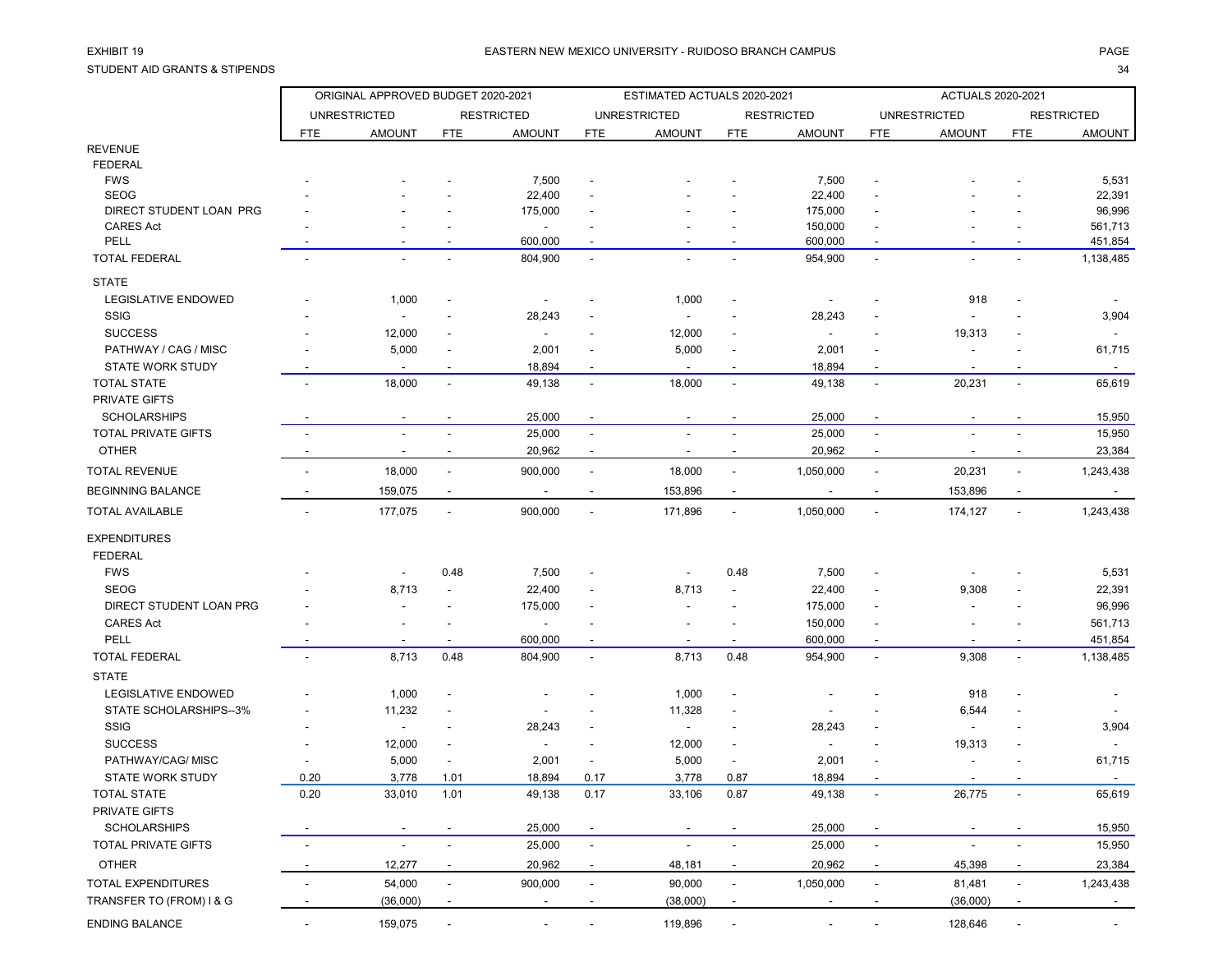EXHIBIT 19

EASTERN NEW MEXICO UNIVERSITY - RUIDOSO BRANCH CAMPUS

STUDENT AID GRANTS & STIPENDS

| | ORIGINAL APPROVED BUDGET 2020-2021 | | | | ESTIMATED ACTUALS 2020-2021 | | | | ACTUALS 2020-2021 | | | |
|---|---|---|---|---|---|---|---|---|---|---|---|---|
| | UNRESTRICTED | | RESTRICTED | | UNRESTRICTED | | RESTRICTED | | UNRESTRICTED | | RESTRICTED | |
| | FTE | AMOUNT | FTE | AMOUNT | FTE | AMOUNT | FTE | AMOUNT | FTE | AMOUNT | FTE | AMOUNT |
| REVENUE | | | | | | | | | | | | |
| FEDERAL | | | | | | | | | | | | |
| FWS | - | - | - | 7,500 | - | - | - | 7,500 | - | - | - | 5,531 |
| SEOG | - | - | - | 22,400 | - | - | - | 22,400 | - | - | - | 22,391 |
| DIRECT STUDENT LOAN PRG | - | - | - | 175,000 | - | - | - | 175,000 | - | - | - | 96,996 |
| CARES Act | - | - | - | - | - | - | - | 150,000 | - | - | - | 561,713 |
| PELL | - | - | - | 600,000 | - | - | - | 600,000 | - | - | - | 451,854 |
| TOTAL FEDERAL | - | - | - | 804,900 | - | - | - | 954,900 | - | - | - | 1,138,485 |
| STATE | | | | | | | | | | | | |
| LEGISLATIVE ENDOWED | - | 1,000 | - | - | - | 1,000 | - | - | - | 918 | - | - |
| SSIG | - | - | - | 28,243 | - | - | - | 28,243 | - | - | - | 3,904 |
| SUCCESS | - | 12,000 | - | - | - | 12,000 | - | - | - | 19,313 | - | - |
| PATHWAY / CAG / MISC | - | 5,000 | - | 2,001 | - | 5,000 | - | 2,001 | - | - | - | 61,715 |
| STATE WORK STUDY | - | - | - | 18,894 | - | - | - | 18,894 | - | - | - | - |
| TOTAL STATE | - | 18,000 | - | 49,138 | - | 18,000 | - | 49,138 | - | 20,231 | - | 65,619 |
| PRIVATE GIFTS | | | | | | | | | | | | |
| SCHOLARSHIPS | - | - | - | 25,000 | - | - | - | 25,000 | - | - | - | 15,950 |
| TOTAL PRIVATE GIFTS | - | - | - | 25,000 | - | - | - | 25,000 | - | - | - | 15,950 |
| OTHER | - | - | - | 20,962 | - | - | - | 20,962 | - | - | - | 23,384 |
| TOTAL REVENUE | - | 18,000 | - | 900,000 | - | 18,000 | - | 1,050,000 | - | 20,231 | - | 1,243,438 |
| BEGINNING BALANCE | - | 159,075 | - | - | - | 153,896 | - | - | - | 153,896 | - | - |
| TOTAL AVAILABLE | - | 177,075 | - | 900,000 | - | 171,896 | - | 1,050,000 | - | 174,127 | - | 1,243,438 |
| EXPENDITURES | | | | | | | | | | | | |
| FEDERAL | | | | | | | | | | | | |
| FWS | - | - | 0.48 | 7,500 | - | - | 0.48 | 7,500 | - | - | - | 5,531 |
| SEOG | - | 8,713 | - | 22,400 | - | 8,713 | - | 22,400 | - | 9,308 | - | 22,391 |
| DIRECT STUDENT LOAN PRG | - | - | - | 175,000 | - | - | - | 175,000 | - | - | - | 96,996 |
| CARES Act | - | - | - | - | - | - | - | 150,000 | - | - | - | 561,713 |
| PELL | - | - | - | 600,000 | - | - | - | 600,000 | - | - | - | 451,854 |
| TOTAL FEDERAL | - | 8,713 | 0.48 | 804,900 | - | 8,713 | 0.48 | 954,900 | - | 9,308 | - | 1,138,485 |
| STATE | | | | | | | | | | | | |
| LEGISLATIVE ENDOWED | - | 1,000 | - | - | - | 1,000 | - | - | - | 918 | - | - |
| STATE SCHOLARSHIPS--3% | - | 11,232 | - | - | - | 11,328 | - | - | - | 6,544 | - | - |
| SSIG | - | - | - | 28,243 | - | - | - | 28,243 | - | - | - | 3,904 |
| SUCCESS | - | 12,000 | - | - | - | 12,000 | - | - | - | 19,313 | - | - |
| PATHWAY/CAG/ MISC | - | 5,000 | - | 2,001 | - | 5,000 | - | 2,001 | - | - | - | 61,715 |
| STATE WORK STUDY | 0.20 | 3,778 | 1.01 | 18,894 | 0.17 | 3,778 | 0.87 | 18,894 | - | - | - | - |
| TOTAL STATE | 0.20 | 33,010 | 1.01 | 49,138 | 0.17 | 33,106 | 0.87 | 49,138 | - | 26,775 | - | 65,619 |
| PRIVATE GIFTS | | | | | | | | | | | | |
| SCHOLARSHIPS | - | - | - | 25,000 | - | - | - | 25,000 | - | - | - | 15,950 |
| TOTAL PRIVATE GIFTS | - | - | - | 25,000 | - | - | - | 25,000 | - | - | - | 15,950 |
| OTHER | - | 12,277 | - | 20,962 | - | 48,181 | - | 20,962 | - | 45,398 | - | 23,384 |
| TOTAL EXPENDITURES | - | 54,000 | - | 900,000 | - | 90,000 | - | 1,050,000 | - | 81,481 | - | 1,243,438 |
| TRANSFER TO (FROM) I & G | - | (36,000) | - | - | - | (38,000) | - | - | - | (36,000) | - | - |
| ENDING BALANCE | - | 159,075 | - | - | - | 119,896 | - | - | - | 128,646 | - | - |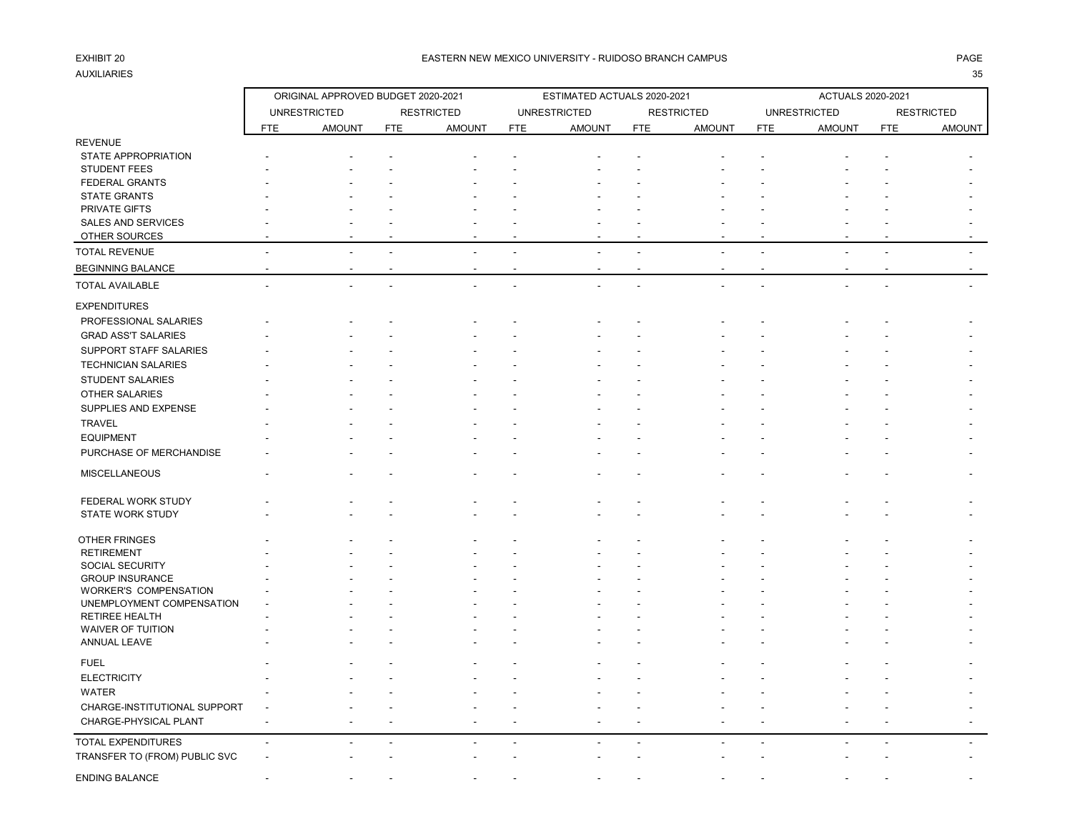EXHIBIT 20

AUXILIARIES

## EASTERN NEW MEXICO UNIVERSITY - RUIDOSO BRANCH CAMPUS

| | ORIGINAL APPROVED BUDGET 2020-2021 | | | | ESTIMATED ACTUALS 2020-2021 | | | | ACTUALS 2020-2021 | | | |
|---|---|---|---|---|---|---|---|---|---|---|---|---|
| | UNRESTRICTED | | RESTRICTED | | UNRESTRICTED | | RESTRICTED | | UNRESTRICTED | | RESTRICTED | |
| | FTE | AMOUNT | FTE | AMOUNT | FTE | AMOUNT | FTE | AMOUNT | FTE | AMOUNT | FTE | AMOUNT |
| REVENUE | | | | | | | | | | | | |
| STATE APPROPRIATION | - | - | - | - | - | - | - | - | - | - | - | - |
| STUDENT FEES | - | - | - | - | - | - | - | - | - | - | - | - |
| FEDERAL GRANTS | - | - | - | - | - | - | - | - | - | - | - | - |
| STATE GRANTS | - | - | - | - | - | - | - | - | - | - | - | - |
| PRIVATE GIFTS | - | - | - | - | - | - | - | - | - | - | - | - |
| SALES AND SERVICES | - | - | - | - | - | - | - | - | - | - | - | - |
| OTHER SOURCES | - | - | - | - | - | - | - | - | - | - | - | - |
| TOTAL REVENUE | - | - | - | - | - | - | - | - | - | - | - | - |
| BEGINNING BALANCE | - | - | - | - | - | - | - | - | - | - | - | - |
| TOTAL AVAILABLE | - | - | - | - | - | - | - | - | - | - | - | - |
| EXPENDITURES | | | | | | | | | | | | |
| PROFESSIONAL SALARIES | - | - | - | - | - | - | - | - | - | - | - | - |
| GRAD ASS'T SALARIES | - | - | - | - | - | - | - | - | - | - | - | - |
| SUPPORT STAFF SALARIES | - | - | - | - | - | - | - | - | - | - | - | - |
| TECHNICIAN SALARIES | - | - | - | - | - | - | - | - | - | - | - | - |
| STUDENT SALARIES | - | - | - | - | - | - | - | - | - | - | - | - |
| OTHER SALARIES | - | - | - | - | - | - | - | - | - | - | - | - |
| SUPPLIES AND EXPENSE | - | - | - | - | - | - | - | - | - | - | - | - |
| TRAVEL | - | - | - | - | - | - | - | - | - | - | - | - |
| EQUIPMENT | - | - | - | - | - | - | - | - | - | - | - | - |
| PURCHASE OF MERCHANDISE | - | - | - | - | - | - | - | - | - | - | - | - |
| MISCELLANEOUS | - | - | - | - | - | - | - | - | - | - | - | - |
| FEDERAL WORK STUDY | - | - | - | - | - | - | - | - | - | - | - | - |
| STATE WORK STUDY | - | - | - | - | - | - | - | - | - | - | - | - |
| OTHER FRINGES | - | - | - | - | - | - | - | - | - | - | - | - |
| RETIREMENT | - | - | - | - | - | - | - | - | - | - | - | - |
| SOCIAL SECURITY | - | - | - | - | - | - | - | - | - | - | - | - |
| GROUP INSURANCE | - | - | - | - | - | - | - | - | - | - | - | - |
| WORKER'S COMPENSATION | - | - | - | - | - | - | - | - | - | - | - | - |
| UNEMPLOYMENT COMPENSATION | - | - | - | - | - | - | - | - | - | - | - | - |
| RETIREE HEALTH | - | - | - | - | - | - | - | - | - | - | - | - |
| WAIVER OF TUITION | - | - | - | - | - | - | - | - | - | - | - | - |
| ANNUAL LEAVE | - | - | - | - | - | - | - | - | - | - | - | - |
| FUEL | - | - | - | - | - | - | - | - | - | - | - | - |
| ELECTRICITY | - | - | - | - | - | - | - | - | - | - | - | - |
| WATER | - | - | - | - | - | - | - | - | - | - | - | - |
| CHARGE-INSTITUTIONAL SUPPORT | - | - | - | - | - | - | - | - | - | - | - | - |
| CHARGE-PHYSICAL PLANT | - | - | - | - | - | - | - | - | - | - | - | - |
| TOTAL EXPENDITURES | - | - | - | - | - | - | - | - | - | - | - | - |
| TRANSFER TO (FROM) PUBLIC SVC | - | - | - | - | - | - | - | - | - | - | - | - |
| ENDING BALANCE | - | - | - | - | - | - | - | - | - | - | - | - |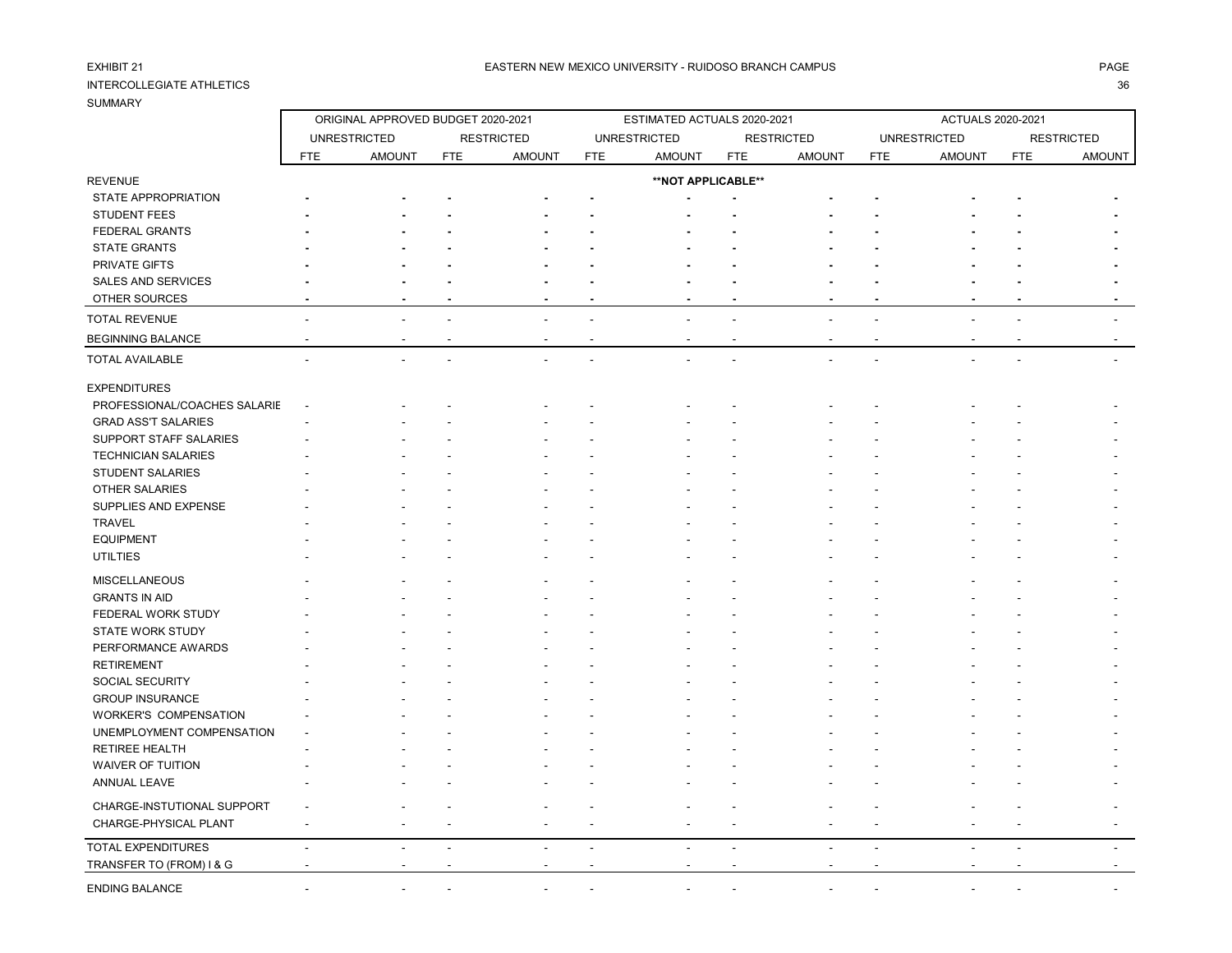EXHIBIT 21

INTERCOLLEGIATE ATHLETICS

SUMMARY

EASTERN NEW MEXICO UNIVERSITY - RUIDOSO BRANCH CAMPUS

| | ORIGINAL APPROVED BUDGET 2020-2021 | | | | ESTIMATED ACTUALS 2020-2021 | | | | ACTUALS 2020-2021 | | | |
|---|---|---|---|---|---|---|---|---|---|---|---|---|
| | UNRESTRICTED | | RESTRICTED | | UNRESTRICTED | | RESTRICTED | | UNRESTRICTED | | RESTRICTED | |
| | FTE | AMOUNT | FTE | AMOUNT | FTE | AMOUNT | FTE | AMOUNT | FTE | AMOUNT | FTE | AMOUNT |
| REVENUE | | | | | | **NOT APPLICABLE** | | | | | | |
| STATE APPROPRIATION | - | - | - | - | - | - | - | - | - | - | - | - |
| STUDENT FEES | - | - | - | - | - | - | - | - | - | - | - | - |
| FEDERAL GRANTS | - | - | - | - | - | - | - | - | - | - | - | - |
| STATE GRANTS | - | - | - | - | - | - | - | - | - | - | - | - |
| PRIVATE GIFTS | - | - | - | - | - | - | - | - | - | - | - | - |
| SALES AND SERVICES | - | - | - | - | - | - | - | - | - | - | - | - |
| OTHER SOURCES | - | - | - | - | - | - | - | - | - | - | - | - |
| TOTAL REVENUE | - | - | - | - | - | - | - | - | - | - | - | - |
| BEGINNING BALANCE | - | - | - | - | - | - | - | - | - | - | - | - |
| TOTAL AVAILABLE | - | - | - | - | - | - | - | - | - | - | - | - |
| EXPENDITURES | | | | | | | | | | | | |
| PROFESSIONAL/COACHES SALARIE | - | - | - | - | - | - | - | - | - | - | - | - |
| GRAD ASS'T SALARIES | - | - | - | - | - | - | - | - | - | - | - | - |
| SUPPORT STAFF SALARIES | - | - | - | - | - | - | - | - | - | - | - | - |
| TECHNICIAN SALARIES | - | - | - | - | - | - | - | - | - | - | - | - |
| STUDENT SALARIES | - | - | - | - | - | - | - | - | - | - | - | - |
| OTHER SALARIES | - | - | - | - | - | - | - | - | - | - | - | - |
| SUPPLIES AND EXPENSE | - | - | - | - | - | - | - | - | - | - | - | - |
| TRAVEL | - | - | - | - | - | - | - | - | - | - | - | - |
| EQUIPMENT | - | - | - | - | - | - | - | - | - | - | - | - |
| UTILTIES | - | - | - | - | - | - | - | - | - | - | - | - |
| MISCELLANEOUS | - | - | - | - | - | - | - | - | - | - | - | - |
| GRANTS IN AID | - | - | - | - | - | - | - | - | - | - | - | - |
| FEDERAL WORK STUDY | - | - | - | - | - | - | - | - | - | - | - | - |
| STATE WORK STUDY | - | - | - | - | - | - | - | - | - | - | - | - |
| PERFORMANCE AWARDS | - | - | - | - | - | - | - | - | - | - | - | - |
| RETIREMENT | - | - | - | - | - | - | - | - | - | - | - | - |
| SOCIAL SECURITY | - | - | - | - | - | - | - | - | - | - | - | - |
| GROUP INSURANCE | - | - | - | - | - | - | - | - | - | - | - | - |
| WORKER'S COMPENSATION | - | - | - | - | - | - | - | - | - | - | - | - |
| UNEMPLOYMENT COMPENSATION | - | - | - | - | - | - | - | - | - | - | - | - |
| RETIREE HEALTH | - | - | - | - | - | - | - | - | - | - | - | - |
| WAIVER OF TUITION | - | - | - | - | - | - | - | - | - | - | - | - |
| ANNUAL LEAVE | - | - | - | - | - | - | - | - | - | - | - | - |
| CHARGE-INSTUTIONAL SUPPORT | - | - | - | - | - | - | - | - | - | - | - | - |
| CHARGE-PHYSICAL PLANT | - | - | - | - | - | - | - | - | - | - | - | - |
| TOTAL EXPENDITURES | - | - | - | - | - | - | - | - | - | - | - | - |
| TRANSFER TO (FROM) I & G | - | - | - | - | - | - | - | - | - | - | - | - |
| ENDING BALANCE | - | - | - | - | - | - | - | - | - | - | - | - |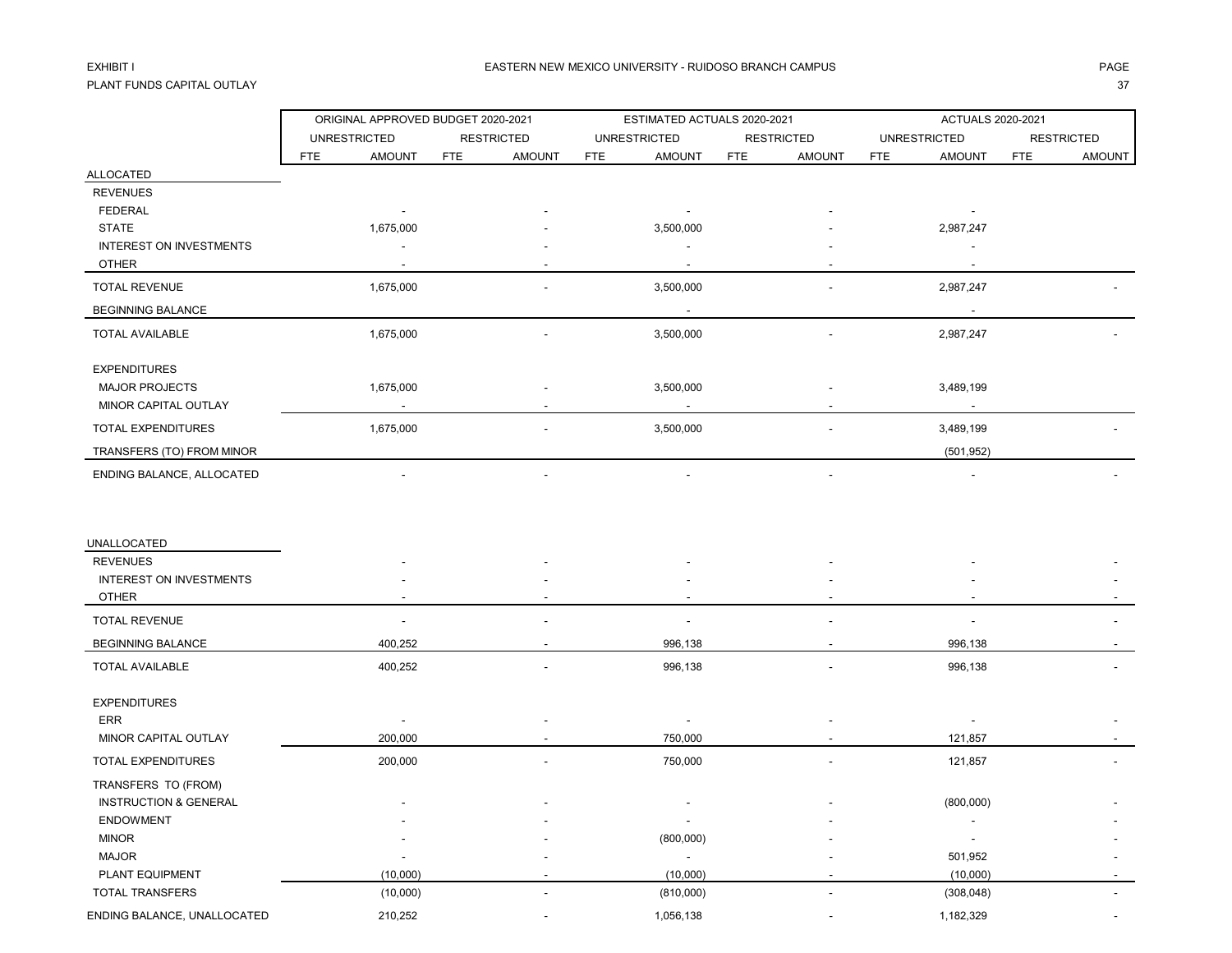EXHIBIT I

PLANT FUNDS CAPITAL OUTLAY

EASTERN NEW MEXICO UNIVERSITY - RUIDOSO BRANCH CAMPUS

| | ORIGINAL APPROVED BUDGET 2020-2021 | | | | ESTIMATED ACTUALS 2020-2021 | | | | ACTUALS 2020-2021 | | | |
|---|---|---|---|---|---|---|---|---|---|---|---|---|
| | UNRESTRICTED | | RESTRICTED | | UNRESTRICTED | | RESTRICTED | | UNRESTRICTED | | RESTRICTED | |
| | FTE | AMOUNT | FTE | AMOUNT | FTE | AMOUNT | FTE | AMOUNT | FTE | AMOUNT | FTE | AMOUNT |
| ALLOCATED | | | | | | | | | | | | |
| REVENUES | | | | | | | | | | | | |
| FEDERAL | | - | | - | | - | | - | | - | | |
| STATE | | 1,675,000 | | - | | 3,500,000 | | - | | 2,987,247 | | |
| INTEREST ON INVESTMENTS | | - | | - | | - | | - | | - | | |
| OTHER | | - | | - | | - | | - | | - | | |
| TOTAL REVENUE | | 1,675,000 | | - | | 3,500,000 | | - | | 2,987,247 | | - |
| BEGINNING BALANCE | | | | | | - | | | | - | | |
| TOTAL AVAILABLE | | 1,675,000 | | - | | 3,500,000 | | - | | 2,987,247 | | - |
| EXPENDITURES | | | | | | | | | | | | |
| MAJOR PROJECTS | | 1,675,000 | | - | | 3,500,000 | | - | | 3,489,199 | | |
| MINOR CAPITAL OUTLAY | | - | | - | | - | | - | | - | | |
| TOTAL EXPENDITURES | | 1,675,000 | | - | | 3,500,000 | | - | | 3,489,199 | | - |
| TRANSFERS (TO) FROM MINOR | | | | | | | | | | (501,952) | | |
| ENDING BALANCE, ALLOCATED | | - | | - | | - | | - | | - | | - |
| UNALLOCATED | | | | | | | | | | | | |
| REVENUES | | - | | - | | - | | - | | - | | - |
| INTEREST ON INVESTMENTS | | - | | - | | - | | - | | - | | - |
| OTHER | | - | | - | | - | | - | | - | | - |
| TOTAL REVENUE | | - | | - | | - | | - | | - | | - |
| BEGINNING BALANCE | | 400,252 | | - | | 996,138 | | - | | 996,138 | | - |
| TOTAL AVAILABLE | | 400,252 | | - | | 996,138 | | - | | 996,138 | | - |
| EXPENDITURES | | | | | | | | | | | | |
| ERR | | - | | - | | - | | - | | - | | - |
| MINOR CAPITAL OUTLAY | | 200,000 | | - | | 750,000 | | - | | 121,857 | | - |
| TOTAL EXPENDITURES | | 200,000 | | - | | 750,000 | | - | | 121,857 | | - |
| TRANSFERS TO (FROM) | | | | | | | | | | | | |
| INSTRUCTION & GENERAL | | - | | - | | - | | - | | (800,000) | | - |
| ENDOWMENT | | - | | - | | - | | - | | - | | - |
| MINOR | | - | | - | | (800,000) | | - | | - | | - |
| MAJOR | | - | | - | | - | | - | | 501,952 | | - |
| PLANT EQUIPMENT | | (10,000) | | - | | (10,000) | | - | | (10,000) | | - |
| TOTAL TRANSFERS | | (10,000) | | - | | (810,000) | | - | | (308,048) | | - |
| ENDING BALANCE, UNALLOCATED | | 210,252 | | - | | 1,056,138 | | - | | 1,182,329 | | - |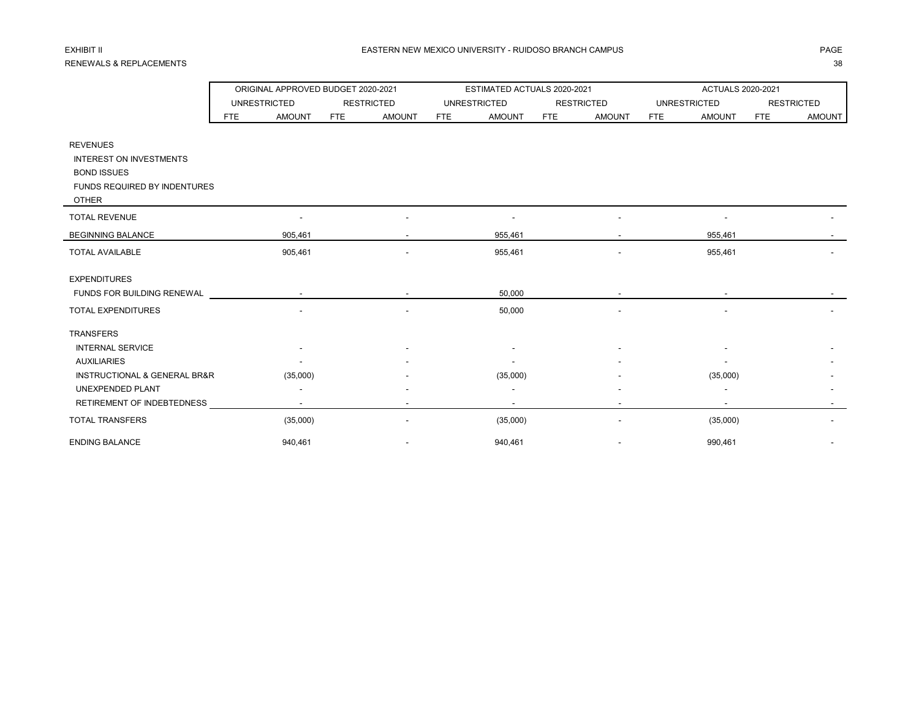EXHIBIT II

RENEWALS & REPLACEMENTS

EASTERN NEW MEXICO UNIVERSITY - RUIDOSO BRANCH CAMPUS

| | ORIGINAL APPROVED BUDGET 2020-2021 | | | | ESTIMATED ACTUALS 2020-2021 | | | | ACTUALS 2020-2021 | | | |
|---|---|---|---|---|---|---|---|---|---|---|---|---|
| | UNRESTRICTED | | RESTRICTED | | UNRESTRICTED | | RESTRICTED | | UNRESTRICTED | | RESTRICTED | |
| | FTE | AMOUNT | FTE | AMOUNT | FTE | AMOUNT | FTE | AMOUNT | FTE | AMOUNT | FTE | AMOUNT |
| REVENUES | | | | | | | | | | | | |
| INTEREST ON INVESTMENTS | | | | | | | | | | | | |
| BOND ISSUES | | | | | | | | | | | | |
| FUNDS REQUIRED BY INDENTURES | | | | | | | | | | | | |
| OTHER | | | | | | | | | | | | |
| TOTAL REVENUE | | - | | - | | - | | - | | - | | - |
| BEGINNING BALANCE | | 905,461 | | - | | 955,461 | | - | | 955,461 | | - |
| TOTAL AVAILABLE | | 905,461 | | - | | 955,461 | | - | | 955,461 | | - |
| EXPENDITURES | | | | | | | | | | | | |
| FUNDS FOR BUILDING RENEWAL | | - | | - | | 50,000 | | - | | - | | - |
| TOTAL EXPENDITURES | | - | | - | | 50,000 | | - | | - | | - |
| TRANSFERS | | | | | | | | | | | | |
| INTERNAL SERVICE | | - | | - | | - | | - | | - | | - |
| AUXILIARIES | | - | | - | | - | | - | | - | | - |
| INSTRUCTIONAL & GENERAL BR&R | | (35,000) | | - | | (35,000) | | - | | (35,000) | | - |
| UNEXPENDED PLANT | | - | | - | | - | | - | | - | | - |
| RETIREMENT OF INDEBTEDNESS | | - | | - | | - | | - | | - | | - |
| TOTAL TRANSFERS | | (35,000) | | - | | (35,000) | | - | | (35,000) | | - |
| ENDING BALANCE | | 940,461 | | - | | 940,461 | | - | | 990,461 | | - |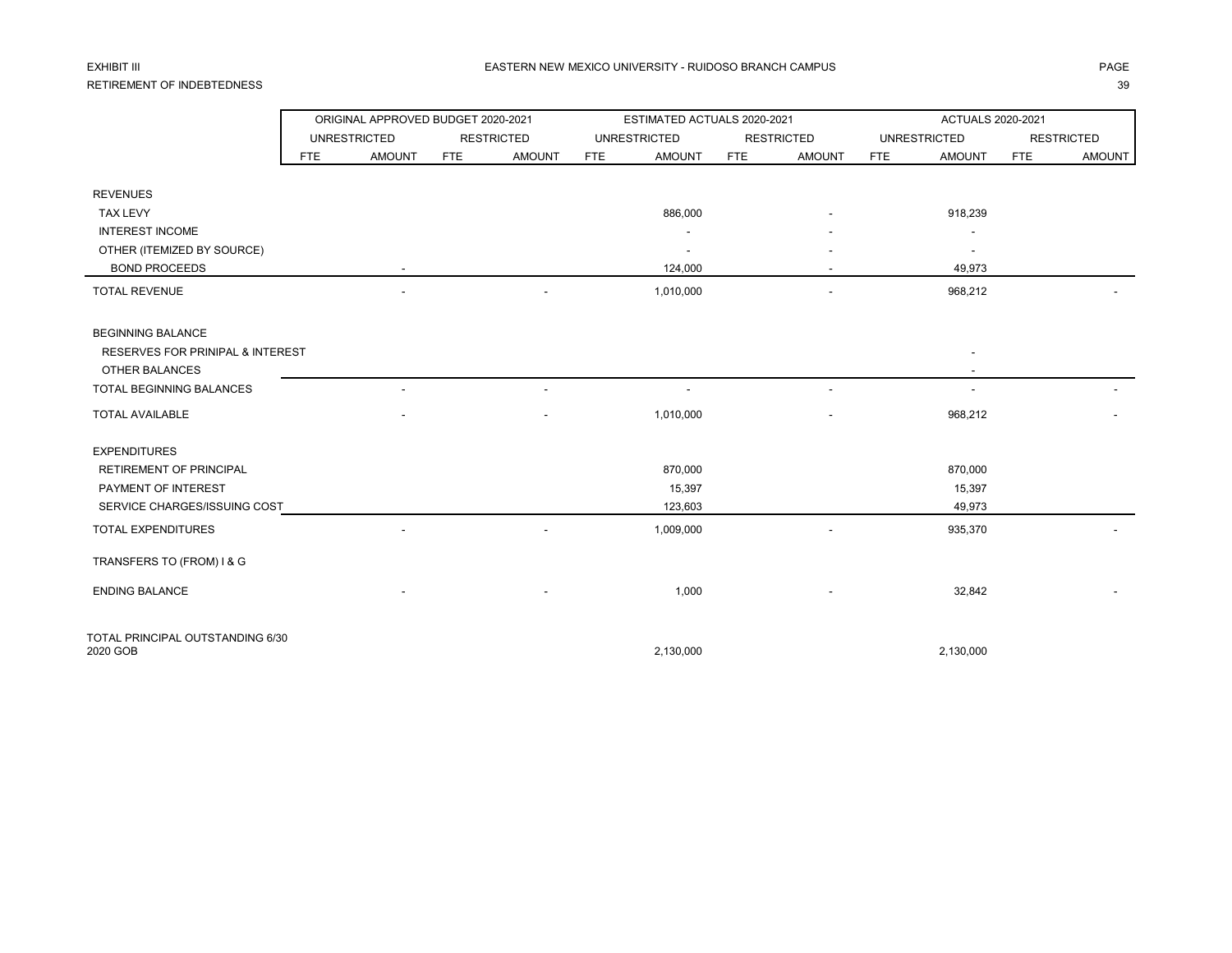EXHIBIT III

RETIREMENT OF INDEBTEDNESS

EASTERN NEW MEXICO UNIVERSITY - RUIDOSO BRANCH CAMPUS

| | ORIGINAL APPROVED BUDGET 2020-2021 | | | | ESTIMATED ACTUALS 2020-2021 | | | | ACTUALS 2020-2021 | | | |
|---|---|---|---|---|---|---|---|---|---|---|---|---|
| | UNRESTRICTED | | RESTRICTED | | UNRESTRICTED | | RESTRICTED | | UNRESTRICTED | | RESTRICTED | |
| | FTE | AMOUNT | FTE | AMOUNT | FTE | AMOUNT | FTE | AMOUNT | FTE | AMOUNT | FTE | AMOUNT |
| REVENUES | | | | | | | | | | | | |
| TAX LEVY | | | | | | 886,000 | | - | | 918,239 | | |
| INTEREST INCOME | | | | | | - | | - | | - | | |
| OTHER (ITEMIZED BY SOURCE) | | | | | | - | | - | | - | | |
| BOND PROCEEDS | | - | | | | 124,000 | | - | | 49,973 | | |
| TOTAL REVENUE | | - | | - | | 1,010,000 | | - | | 968,212 | | - |
| BEGINNING BALANCE | | | | | | | | | | | | |
| RESERVES FOR PRINIPAL & INTEREST | | | | | | | | | | - | | |
| OTHER BALANCES | | | | | | | | | | - | | |
| TOTAL BEGINNING BALANCES | | - | | - | | - | | - | | - | | - |
| TOTAL AVAILABLE | | - | | - | | 1,010,000 | | - | | 968,212 | | - |
| EXPENDITURES | | | | | | | | | | | | |
| RETIREMENT OF PRINCIPAL | | | | | | 870,000 | | | | 870,000 | | |
| PAYMENT OF INTEREST | | | | | | 15,397 | | | | 15,397 | | |
| SERVICE CHARGES/ISSUING COST | | | | | | 123,603 | | | | 49,973 | | |
| TOTAL EXPENDITURES | | - | | - | | 1,009,000 | | - | | 935,370 | | - |
| TRANSFERS TO (FROM) I & G | | | | | | | | | | | | |
| ENDING BALANCE | | - | | - | | 1,000 | | - | | 32,842 | | - |
| TOTAL PRINCIPAL OUTSTANDING 6/30 | | | | | | | | | | | | |
| 2020 GOB | | | | | | 2,130,000 | | | | 2,130,000 | | |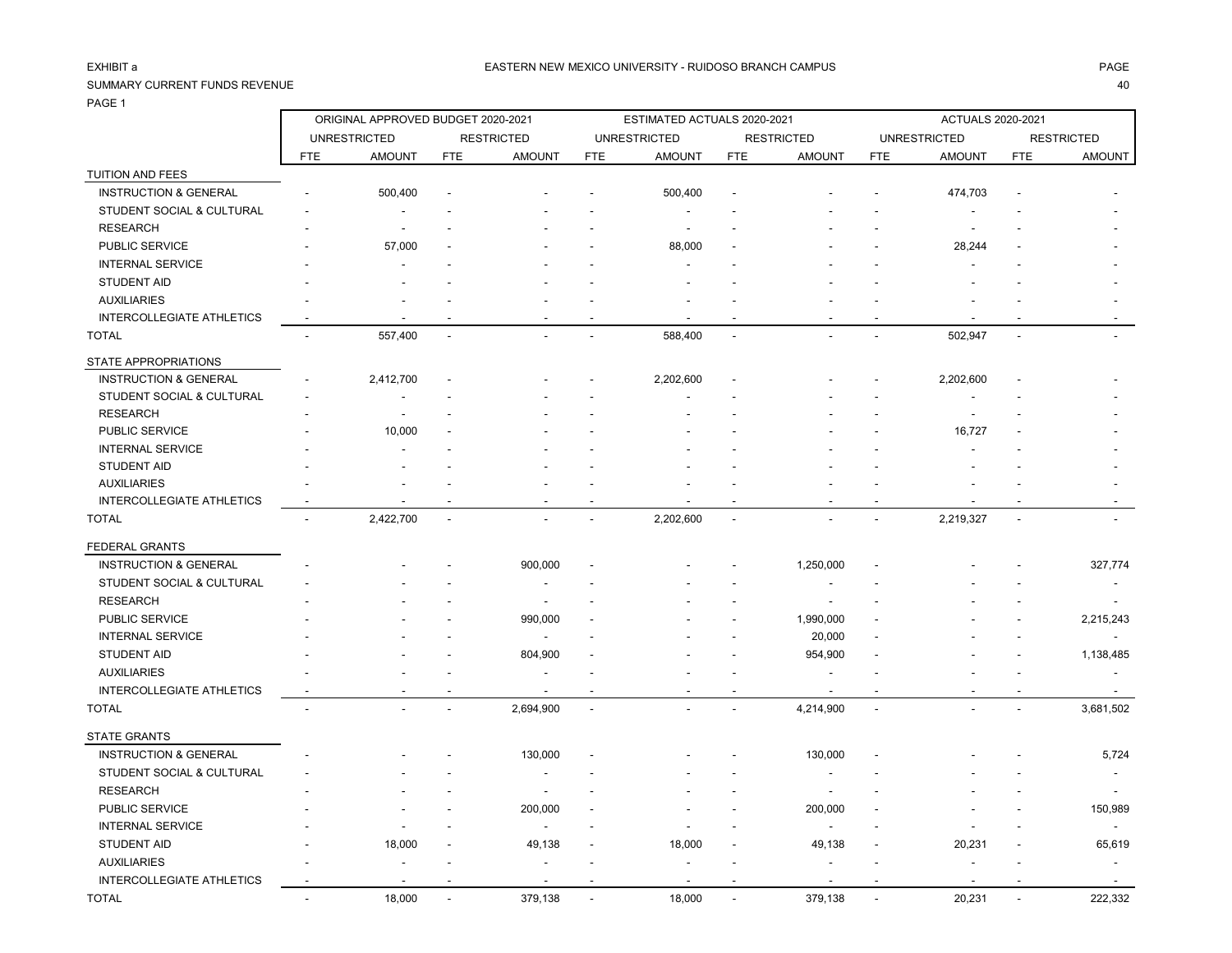EXHIBIT a

EASTERN NEW MEXICO UNIVERSITY - RUIDOSO BRANCH CAMPUS

SUMMARY CURRENT FUNDS REVENUE

PAGE 1

| | ORIGINAL APPROVED BUDGET 2020-2021 | | | | ESTIMATED ACTUALS 2020-2021 | | | | ACTUALS 2020-2021 | | | |
|---|---|---|---|---|---|---|---|---|---|---|---|---|
| | UNRESTRICTED | | RESTRICTED | | UNRESTRICTED | | RESTRICTED | | UNRESTRICTED | | RESTRICTED | |
| | FTE | AMOUNT | FTE | AMOUNT | FTE | AMOUNT | FTE | AMOUNT | FTE | AMOUNT | FTE | AMOUNT |
| TUITION AND FEES | | | | | | | | | | | | |
| INSTRUCTION & GENERAL | - | 500,400 | - | - | - | 500,400 | - | - | - | 474,703 | - | - |
| STUDENT SOCIAL & CULTURAL | - | - | - | - | - | - | - | - | - | - | - | - |
| RESEARCH | - | - | - | - | - | - | - | - | - | - | - | - |
| PUBLIC SERVICE | - | 57,000 | - | - | - | 88,000 | - | - | - | 28,244 | - | - |
| INTERNAL SERVICE | - | - | - | - | - | - | - | - | - | - | - | - |
| STUDENT AID | - | - | - | - | - | - | - | - | - | - | - | - |
| AUXILIARIES | - | - | - | - | - | - | - | - | - | - | - | - |
| INTERCOLLEGIATE ATHLETICS | - | - | - | - | - | - | - | - | - | - | - | - |
| TOTAL | - | 557,400 | - | - | - | 588,400 | - | - | - | 502,947 | - | - |
| STATE APPROPRIATIONS | | | | | | | | | | | | |
| INSTRUCTION & GENERAL | - | 2,412,700 | - | - | - | 2,202,600 | - | - | - | 2,202,600 | - | - |
| STUDENT SOCIAL & CULTURAL | - | - | - | - | - | - | - | - | - | - | - | - |
| RESEARCH | - | - | - | - | - | - | - | - | - | - | - | - |
| PUBLIC SERVICE | - | 10,000 | - | - | - | - | - | - | - | 16,727 | - | - |
| INTERNAL SERVICE | - | - | - | - | - | - | - | - | - | - | - | - |
| STUDENT AID | - | - | - | - | - | - | - | - | - | - | - | - |
| AUXILIARIES | - | - | - | - | - | - | - | - | - | - | - | - |
| INTERCOLLEGIATE ATHLETICS | - | - | - | - | - | - | - | - | - | - | - | - |
| TOTAL | - | 2,422,700 | - | - | - | 2,202,600 | - | - | - | 2,219,327 | - | - |
| FEDERAL GRANTS | | | | | | | | | | | | |
| INSTRUCTION & GENERAL | - | - | - | 900,000 | - | - | - | 1,250,000 | - | - | - | 327,774 |
| STUDENT SOCIAL & CULTURAL | - | - | - | - | - | - | - | - | - | - | - | - |
| RESEARCH | - | - | - | - | - | - | - | - | - | - | - | - |
| PUBLIC SERVICE | - | - | - | 990,000 | - | - | - | 1,990,000 | - | - | - | 2,215,243 |
| INTERNAL SERVICE | - | - | - | - | - | - | - | 20,000 | - | - | - | - |
| STUDENT AID | - | - | - | 804,900 | - | - | - | 954,900 | - | - | - | 1,138,485 |
| AUXILIARIES | - | - | - | - | - | - | - | - | - | - | - | - |
| INTERCOLLEGIATE ATHLETICS | - | - | - | - | - | - | - | - | - | - | - | - |
| TOTAL | - | - | - | 2,694,900 | - | - | - | 4,214,900 | - | - | - | 3,681,502 |
| STATE GRANTS | | | | | | | | | | | | |
| INSTRUCTION & GENERAL | - | - | - | 130,000 | - | - | - | 130,000 | - | - | - | 5,724 |
| STUDENT SOCIAL & CULTURAL | - | - | - | - | - | - | - | - | - | - | - | - |
| RESEARCH | - | - | - | - | - | - | - | - | - | - | - | - |
| PUBLIC SERVICE | - | - | - | 200,000 | - | - | - | 200,000 | - | - | - | 150,989 |
| INTERNAL SERVICE | - | - | - | - | - | - | - | - | - | - | - | - |
| STUDENT AID | - | 18,000 | - | 49,138 | - | 18,000 | - | 49,138 | - | 20,231 | - | 65,619 |
| AUXILIARIES | - | - | - | - | - | - | - | - | - | - | - | - |
| INTERCOLLEGIATE ATHLETICS | - | - | - | - | - | - | - | - | - | - | - | - |
| TOTAL | - | 18,000 | - | 379,138 | - | 18,000 | - | 379,138 | - | 20,231 | - | 222,332 |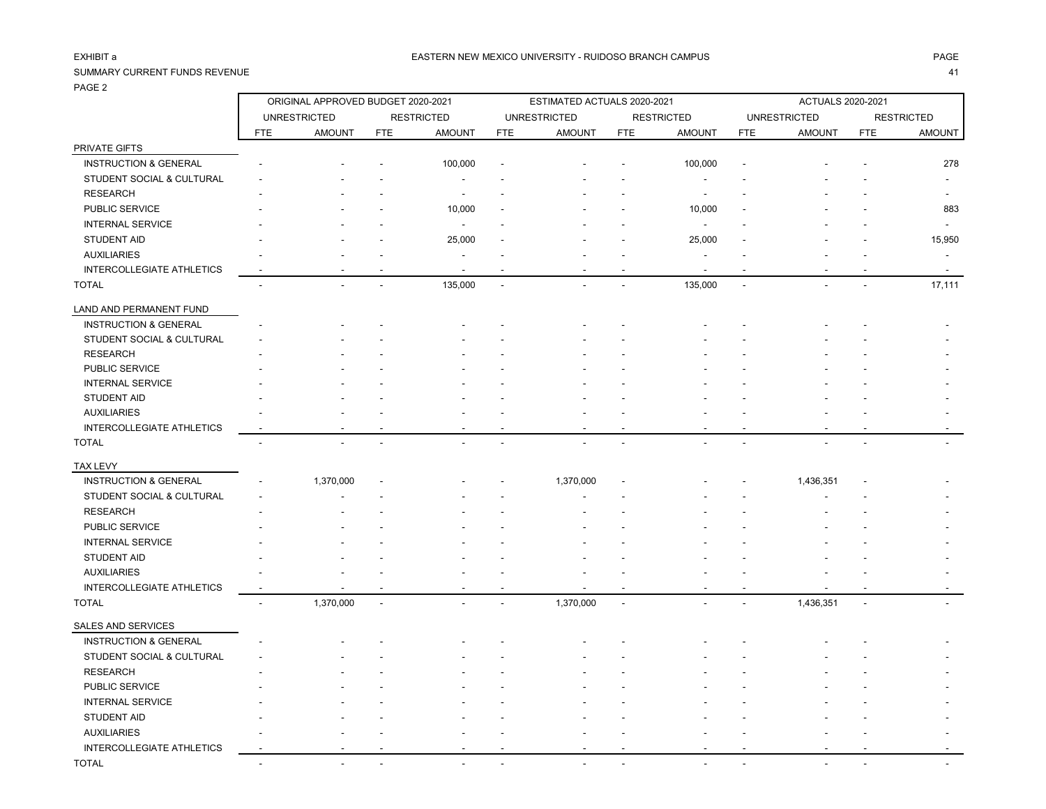EXHIBIT a

EASTERN NEW MEXICO UNIVERSITY - RUIDOSO BRANCH CAMPUS

SUMMARY CURRENT FUNDS REVENUE

PAGE 2

| | ORIGINAL APPROVED BUDGET 2020-2021 | | | | ESTIMATED ACTUALS 2020-2021 | | | | ACTUALS 2020-2021 | | | |
|---|---|---|---|---|---|---|---|---|---|---|---|---|
| | UNRESTRICTED | | RESTRICTED | | UNRESTRICTED | | RESTRICTED | | UNRESTRICTED | | RESTRICTED | |
| | FTE | AMOUNT | FTE | AMOUNT | FTE | AMOUNT | FTE | AMOUNT | FTE | AMOUNT | FTE | AMOUNT |
| PRIVATE GIFTS | | | | | | | | | | | | |
| INSTRUCTION & GENERAL | - | - | - | 100,000 | - | - | - | 100,000 | - | - | - | 278 |
| STUDENT SOCIAL & CULTURAL | - | - | - | - | - | - | - | - | - | - | - | - |
| RESEARCH | - | - | - | - | - | - | - | - | - | - | - | - |
| PUBLIC SERVICE | - | - | - | 10,000 | - | - | - | 10,000 | - | - | - | 883 |
| INTERNAL SERVICE | - | - | - | - | - | - | - | - | - | - | - | - |
| STUDENT AID | - | - | - | 25,000 | - | - | - | 25,000 | - | - | - | 15,950 |
| AUXILIARIES | - | - | - | - | - | - | - | - | - | - | - | - |
| INTERCOLLEGIATE ATHLETICS | - | - | - | - | - | - | - | - | - | - | - | - |
| TOTAL | - | - | - | 135,000 | - | - | - | 135,000 | - | - | - | 17,111 |
| LAND AND PERMANENT FUND | | | | | | | | | | | | |
| INSTRUCTION & GENERAL | - | - | - | - | - | - | - | - | - | - | - | - |
| STUDENT SOCIAL & CULTURAL | - | - | - | - | - | - | - | - | - | - | - | - |
| RESEARCH | - | - | - | - | - | - | - | - | - | - | - | - |
| PUBLIC SERVICE | - | - | - | - | - | - | - | - | - | - | - | - |
| INTERNAL SERVICE | - | - | - | - | - | - | - | - | - | - | - | - |
| STUDENT AID | - | - | - | - | - | - | - | - | - | - | - | - |
| AUXILIARIES | - | - | - | - | - | - | - | - | - | - | - | - |
| INTERCOLLEGIATE ATHLETICS | - | - | - | - | - | - | - | - | - | - | - | - |
| TOTAL | - | - | - | - | - | - | - | - | - | - | - | - |
| TAX LEVY | | | | | | | | | | | | |
| INSTRUCTION & GENERAL | - | 1,370,000 | - | - | - | 1,370,000 | - | - | - | 1,436,351 | - | - |
| STUDENT SOCIAL & CULTURAL | - | - | - | - | - | - | - | - | - | - | - | - |
| RESEARCH | - | - | - | - | - | - | - | - | - | - | - | - |
| PUBLIC SERVICE | - | - | - | - | - | - | - | - | - | - | - | - |
| INTERNAL SERVICE | - | - | - | - | - | - | - | - | - | - | - | - |
| STUDENT AID | - | - | - | - | - | - | - | - | - | - | - | - |
| AUXILIARIES | - | - | - | - | - | - | - | - | - | - | - | - |
| INTERCOLLEGIATE ATHLETICS | - | - | - | - | - | - | - | - | - | - | - | - |
| TOTAL | - | 1,370,000 | - | - | - | 1,370,000 | - | - | - | 1,436,351 | - | - |
| SALES AND SERVICES | | | | | | | | | | | | |
| INSTRUCTION & GENERAL | - | - | - | - | - | - | - | - | - | - | - | - |
| STUDENT SOCIAL & CULTURAL | - | - | - | - | - | - | - | - | - | - | - | - |
| RESEARCH | - | - | - | - | - | - | - | - | - | - | - | - |
| PUBLIC SERVICE | - | - | - | - | - | - | - | - | - | - | - | - |
| INTERNAL SERVICE | - | - | - | - | - | - | - | - | - | - | - | - |
| STUDENT AID | - | - | - | - | - | - | - | - | - | - | - | - |
| AUXILIARIES | - | - | - | - | - | - | - | - | - | - | - | - |
| INTERCOLLEGIATE ATHLETICS | - | - | - | - | - | - | - | - | - | - | - | - |
| TOTAL | - | - | - | - | - | - | - | - | - | - | - | - |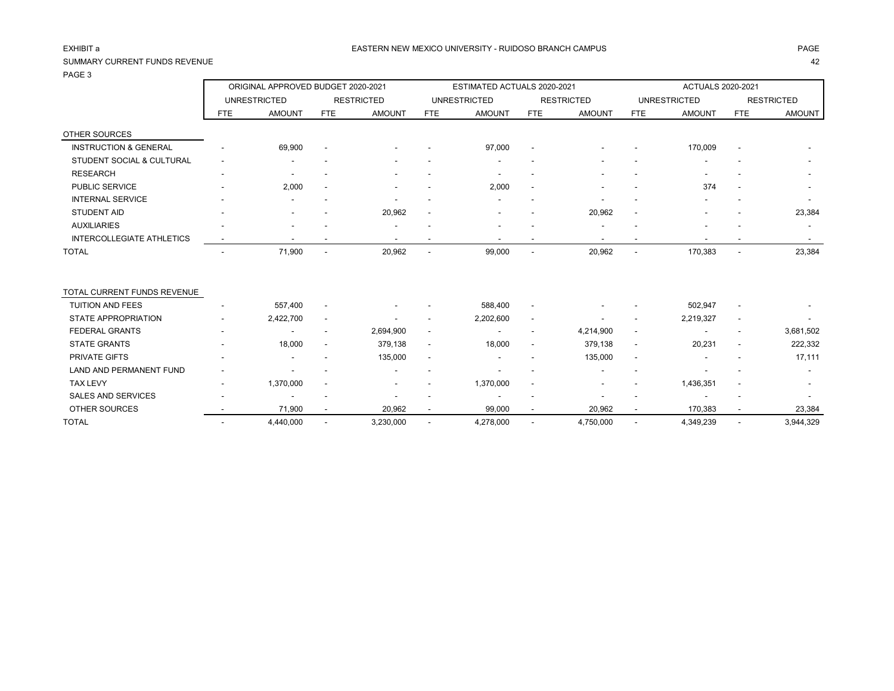EXHIBIT a

EASTERN NEW MEXICO UNIVERSITY - RUIDOSO BRANCH CAMPUS

SUMMARY CURRENT FUNDS REVENUE

PAGE 3

| | ORIGINAL APPROVED BUDGET 2020-2021 | | | | ESTIMATED ACTUALS 2020-2021 | | | | ACTUALS 2020-2021 | | | |
|---|---|---|---|---|---|---|---|---|---|---|---|---|
| | UNRESTRICTED | | RESTRICTED | | UNRESTRICTED | | RESTRICTED | | UNRESTRICTED | | RESTRICTED | |
| | FTE | AMOUNT | FTE | AMOUNT | FTE | AMOUNT | FTE | AMOUNT | FTE | AMOUNT | FTE | AMOUNT |
| OTHER SOURCES | | | | | | | | | | | | |
| INSTRUCTION & GENERAL | - | 69,900 | - | - | - | 97,000 | - | - | - | 170,009 | - | - |
| STUDENT SOCIAL & CULTURAL | - | - | - | - | - | - | - | - | - | - | - | - |
| RESEARCH | - | - | - | - | - | - | - | - | - | - | - | - |
| PUBLIC SERVICE | - | 2,000 | - | - | - | 2,000 | - | - | - | 374 | - | - |
| INTERNAL SERVICE | - | - | - | - | - | - | - | - | - | - | - | - |
| STUDENT AID | - | - | - | 20,962 | - | - | - | 20,962 | - | - | - | 23,384 |
| AUXILIARIES | - | - | - | - | - | - | - | - | - | - | - | - |
| INTERCOLLEGIATE ATHLETICS | - | - | - | - | - | - | - | - | - | - | - | - |
| TOTAL | - | 71,900 | - | 20,962 | - | 99,000 | - | 20,962 | - | 170,383 | - | 23,384 |
| | | | | | | | | | | | | |
| TOTAL CURRENT FUNDS REVENUE | | | | | | | | | | | | |
| TUITION AND FEES | - | 557,400 | - | - | - | 588,400 | - | - | - | 502,947 | - | - |
| STATE APPROPRIATION | - | 2,422,700 | - | - | - | 2,202,600 | - | - | - | 2,219,327 | - | - |
| FEDERAL GRANTS | - | - | - | 2,694,900 | - | - | - | 4,214,900 | - | - | - | 3,681,502 |
| STATE GRANTS | - | 18,000 | - | 379,138 | - | 18,000 | - | 379,138 | - | 20,231 | - | 222,332 |
| PRIVATE GIFTS | - | - | - | 135,000 | - | - | - | 135,000 | - | - | - | 17,111 |
| LAND AND PERMANENT FUND | - | - | - | - | - | - | - | - | - | - | - | - |
| TAX LEVY | - | 1,370,000 | - | - | - | 1,370,000 | - | - | - | 1,436,351 | - | - |
| SALES AND SERVICES | - | - | - | - | - | - | - | - | - | - | - | - |
| OTHER SOURCES | - | 71,900 | - | 20,962 | - | 99,000 | - | 20,962 | - | 170,383 | - | 23,384 |
| TOTAL | - | 4,440,000 | - | 3,230,000 | - | 4,278,000 | - | 4,750,000 | - | 4,349,239 | - | 3,944,329 |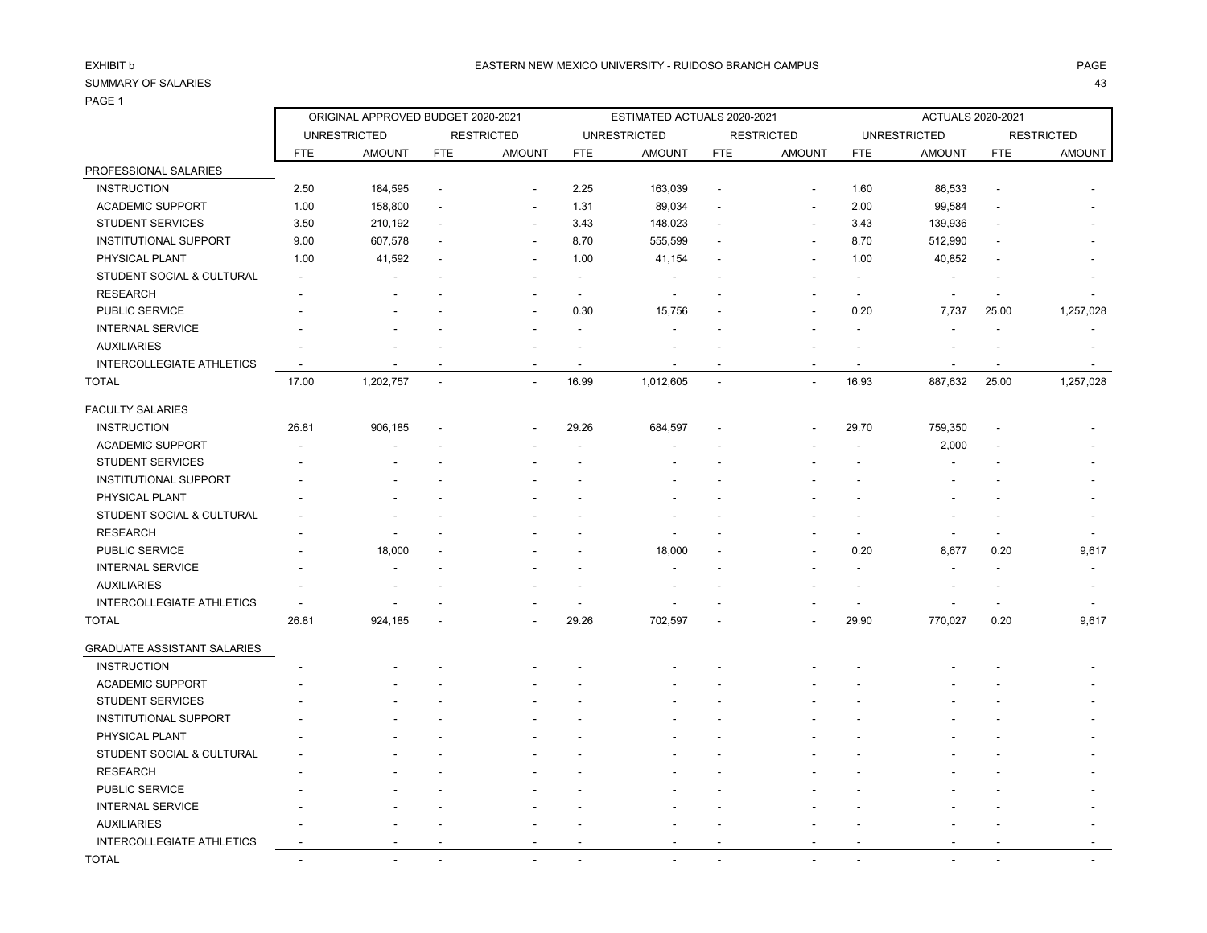EXHIBIT b

EASTERN NEW MEXICO UNIVERSITY - RUIDOSO BRANCH CAMPUS

SUMMARY OF SALARIES

PAGE 1

| | ORIGINAL APPROVED BUDGET 2020-2021 | | | | ESTIMATED ACTUALS 2020-2021 | | | | ACTUALS 2020-2021 | | | |
|---|---|---|---|---|---|---|---|---|---|---|---|---|
| | UNRESTRICTED | | RESTRICTED | | UNRESTRICTED | | RESTRICTED | | UNRESTRICTED | | RESTRICTED | |
| | FTE | AMOUNT | FTE | AMOUNT | FTE | AMOUNT | FTE | AMOUNT | FTE | AMOUNT | FTE | AMOUNT |
| PROFESSIONAL SALARIES | | | | | | | | | | | | |
| INSTRUCTION | 2.50 | 184,595 | - | - | 2.25 | 163,039 | - | - | 1.60 | 86,533 | - | - |
| ACADEMIC SUPPORT | 1.00 | 158,800 | - | - | 1.31 | 89,034 | - | - | 2.00 | 99,584 | - | - |
| STUDENT SERVICES | 3.50 | 210,192 | - | - | 3.43 | 148,023 | - | - | 3.43 | 139,936 | - | - |
| INSTITUTIONAL SUPPORT | 9.00 | 607,578 | - | - | 8.70 | 555,599 | - | - | 8.70 | 512,990 | - | - |
| PHYSICAL PLANT | 1.00 | 41,592 | - | - | 1.00 | 41,154 | - | - | 1.00 | 40,852 | - | - |
| STUDENT SOCIAL & CULTURAL | - | - | - | - | - | - | - | - | - | - | - | - |
| RESEARCH | - | - | - | - | - | - | - | - | - | - | - | - |
| PUBLIC SERVICE | - | - | - | - | 0.30 | 15,756 | - | - | 0.20 | 7,737 | 25.00 | 1,257,028 |
| INTERNAL SERVICE | - | - | - | - | - | - | - | - | - | - | - | - |
| AUXILIARIES | - | - | - | - | - | - | - | - | - | - | - | - |
| INTERCOLLEGIATE ATHLETICS | - | - | - | - | - | - | - | - | - | - | - | - |
| TOTAL | 17.00 | 1,202,757 | - | - | 16.99 | 1,012,605 | - | - | 16.93 | 887,632 | 25.00 | 1,257,028 |
| FACULTY SALARIES | | | | | | | | | | | | |
| INSTRUCTION | 26.81 | 906,185 | - | - | 29.26 | 684,597 | - | - | 29.70 | 759,350 | - | - |
| ACADEMIC SUPPORT | - | - | - | - | - | - | - | - | - | 2,000 | - | - |
| STUDENT SERVICES | - | - | - | - | - | - | - | - | - | - | - | - |
| INSTITUTIONAL SUPPORT | - | - | - | - | - | - | - | - | - | - | - | - |
| PHYSICAL PLANT | - | - | - | - | - | - | - | - | - | - | - | - |
| STUDENT SOCIAL & CULTURAL | - | - | - | - | - | - | - | - | - | - | - | - |
| RESEARCH | - | - | - | - | - | - | - | - | - | - | - | - |
| PUBLIC SERVICE | - | 18,000 | - | - | - | 18,000 | - | - | 0.20 | 8,677 | 0.20 | 9,617 |
| INTERNAL SERVICE | - | - | - | - | - | - | - | - | - | - | - | - |
| AUXILIARIES | - | - | - | - | - | - | - | - | - | - | - | - |
| INTERCOLLEGIATE ATHLETICS | - | - | - | - | - | - | - | - | - | - | - | - |
| TOTAL | 26.81 | 924,185 | - | - | 29.26 | 702,597 | - | - | 29.90 | 770,027 | 0.20 | 9,617 |
| GRADUATE ASSISTANT SALARIES | | | | | | | | | | | | |
| INSTRUCTION | - | - | - | - | - | - | - | - | - | - | - | - |
| ACADEMIC SUPPORT | - | - | - | - | - | - | - | - | - | - | - | - |
| STUDENT SERVICES | - | - | - | - | - | - | - | - | - | - | - | - |
| INSTITUTIONAL SUPPORT | - | - | - | - | - | - | - | - | - | - | - | - |
| PHYSICAL PLANT | - | - | - | - | - | - | - | - | - | - | - | - |
| STUDENT SOCIAL & CULTURAL | - | - | - | - | - | - | - | - | - | - | - | - |
| RESEARCH | - | - | - | - | - | - | - | - | - | - | - | - |
| PUBLIC SERVICE | - | - | - | - | - | - | - | - | - | - | - | - |
| INTERNAL SERVICE | - | - | - | - | - | - | - | - | - | - | - | - |
| AUXILIARIES | - | - | - | - | - | - | - | - | - | - | - | - |
| INTERCOLLEGIATE ATHLETICS | - | - | - | - | - | - | - | - | - | - | - | - |
| TOTAL | - | - | - | - | - | - | - | - | - | - | - | - |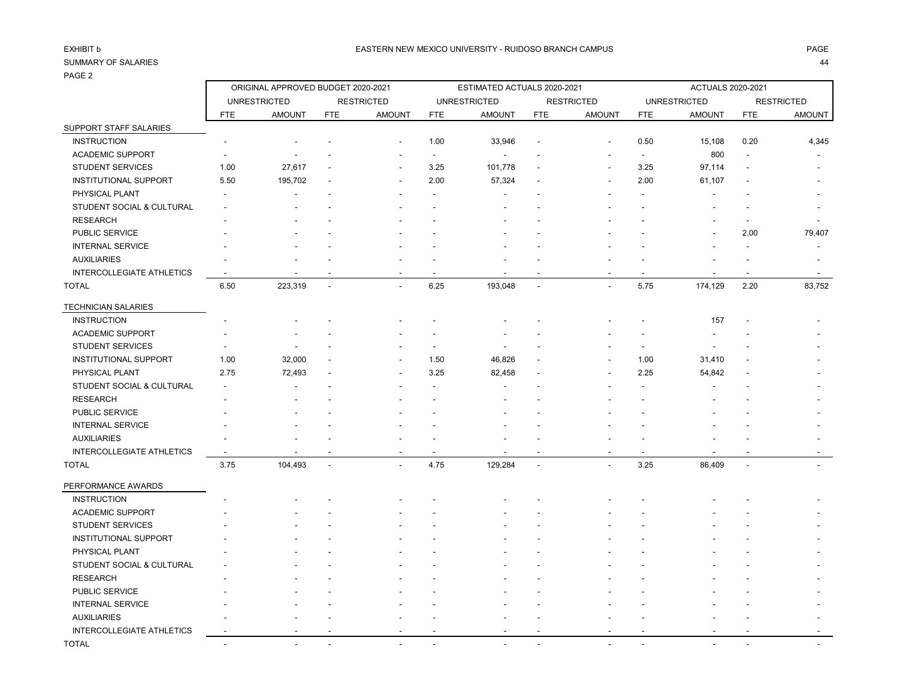EXHIBIT b

EASTERN NEW MEXICO UNIVERSITY - RUIDOSO BRANCH CAMPUS

SUMMARY OF SALARIES

PAGE 2

| | ORIGINAL APPROVED BUDGET 2020-2021 | | | | ESTIMATED ACTUALS 2020-2021 | | | | ACTUALS 2020-2021 | | | |
|---|---|---|---|---|---|---|---|---|---|---|---|---|
| | UNRESTRICTED | | RESTRICTED | | UNRESTRICTED | | RESTRICTED | | UNRESTRICTED | | RESTRICTED | |
| | FTE | AMOUNT | FTE | AMOUNT | FTE | AMOUNT | FTE | AMOUNT | FTE | AMOUNT | FTE | AMOUNT |
| SUPPORT STAFF SALARIES | | | | | | | | | | | | |
| INSTRUCTION | - | - | - | - | 1.00 | 33,946 | - | - | 0.50 | 15,108 | 0.20 | 4,345 |
| ACADEMIC SUPPORT | - | - | - | - | - | - | - | - | - | 800 | - | - |
| STUDENT SERVICES | 1.00 | 27,617 | - | - | 3.25 | 101,778 | - | - | 3.25 | 97,114 | - | - |
| INSTITUTIONAL SUPPORT | 5.50 | 195,702 | - | - | 2.00 | 57,324 | - | - | 2.00 | 61,107 | - | - |
| PHYSICAL PLANT | - | - | - | - | - | - | - | - | - | - | - | - |
| STUDENT SOCIAL & CULTURAL | - | - | - | - | - | - | - | - | - | - | - | - |
| RESEARCH | - | - | - | - | - | - | - | - | - | - | - | - |
| PUBLIC SERVICE | - | - | - | - | - | - | - | - | - | - | 2.00 | 79,407 |
| INTERNAL SERVICE | - | - | - | - | - | - | - | - | - | - | - | - |
| AUXILIARIES | - | - | - | - | - | - | - | - | - | - | - | - |
| INTERCOLLEGIATE ATHLETICS | - | - | - | - | - | - | - | - | - | - | - | - |
| TOTAL | 6.50 | 223,319 | - | - | 6.25 | 193,048 | - | - | 5.75 | 174,129 | 2.20 | 83,752 |
| TECHNICIAN SALARIES | | | | | | | | | | | | |
| INSTRUCTION | - | - | - | - | - | - | - | - | - | 157 | - | - |
| ACADEMIC SUPPORT | - | - | - | - | - | - | - | - | - | - | - | - |
| STUDENT SERVICES | - | - | - | - | - | - | - | - | - | - | - | - |
| INSTITUTIONAL SUPPORT | 1.00 | 32,000 | - | - | 1.50 | 46,826 | - | - | 1.00 | 31,410 | - | - |
| PHYSICAL PLANT | 2.75 | 72,493 | - | - | 3.25 | 82,458 | - | - | 2.25 | 54,842 | - | - |
| STUDENT SOCIAL & CULTURAL | - | - | - | - | - | - | - | - | - | - | - | - |
| RESEARCH | - | - | - | - | - | - | - | - | - | - | - | - |
| PUBLIC SERVICE | - | - | - | - | - | - | - | - | - | - | - | - |
| INTERNAL SERVICE | - | - | - | - | - | - | - | - | - | - | - | - |
| AUXILIARIES | - | - | - | - | - | - | - | - | - | - | - | - |
| INTERCOLLEGIATE ATHLETICS | - | - | - | - | - | - | - | - | - | - | - | - |
| TOTAL | 3.75 | 104,493 | - | - | 4.75 | 129,284 | - | - | 3.25 | 86,409 | - | - |
| PERFORMANCE AWARDS | | | | | | | | | | | | |
| INSTRUCTION | - | - | - | - | - | - | - | - | - | - | - | - |
| ACADEMIC SUPPORT | - | - | - | - | - | - | - | - | - | - | - | - |
| STUDENT SERVICES | - | - | - | - | - | - | - | - | - | - | - | - |
| INSTITUTIONAL SUPPORT | - | - | - | - | - | - | - | - | - | - | - | - |
| PHYSICAL PLANT | - | - | - | - | - | - | - | - | - | - | - | - |
| STUDENT SOCIAL & CULTURAL | - | - | - | - | - | - | - | - | - | - | - | - |
| RESEARCH | - | - | - | - | - | - | - | - | - | - | - | - |
| PUBLIC SERVICE | - | - | - | - | - | - | - | - | - | - | - | - |
| INTERNAL SERVICE | - | - | - | - | - | - | - | - | - | - | - | - |
| AUXILIARIES | - | - | - | - | - | - | - | - | - | - | - | - |
| INTERCOLLEGIATE ATHLETICS | - | - | - | - | - | - | - | - | - | - | - | - |
| TOTAL | - | - | - | - | - | - | - | - | - | - | - | - |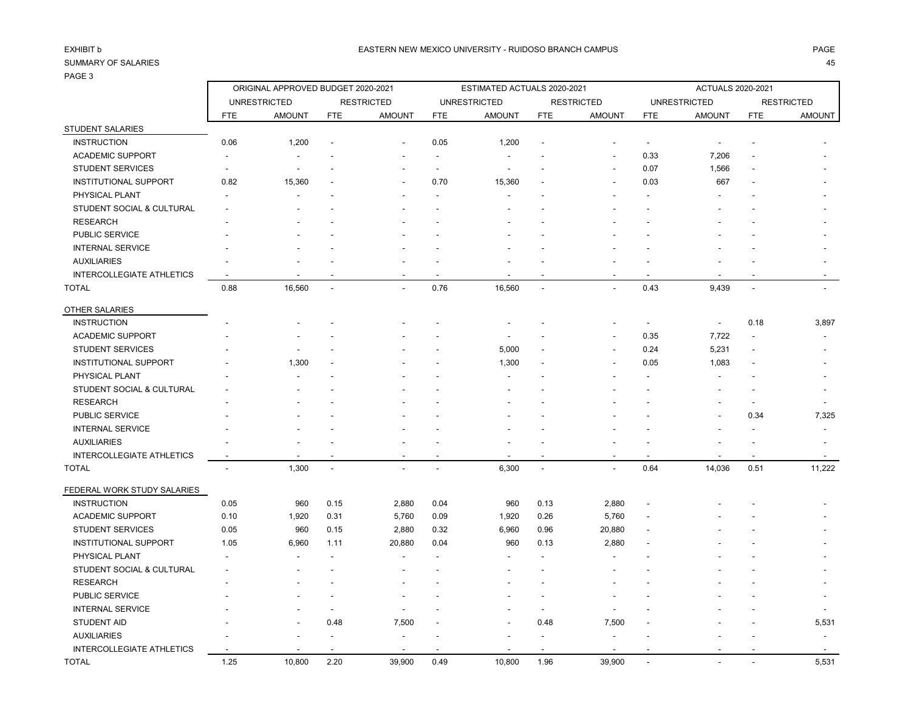EXHIBIT b

SUMMARY OF SALARIES

PAGE 3

EASTERN NEW MEXICO UNIVERSITY - RUIDOSO BRANCH CAMPUS

| | ORIGINAL APPROVED BUDGET 2020-2021 | | | | ESTIMATED ACTUALS 2020-2021 | | | | ACTUALS 2020-2021 | | | |
|---|---|---|---|---|---|---|---|---|---|---|---|---|
| | UNRESTRICTED | | RESTRICTED | | UNRESTRICTED | | RESTRICTED | | UNRESTRICTED | | RESTRICTED | |
| | FTE | AMOUNT | FTE | AMOUNT | FTE | AMOUNT | FTE | AMOUNT | FTE | AMOUNT | FTE | AMOUNT |
| **STUDENT SALARIES** | | | | | | | | | | | | |
| INSTRUCTION | 0.06 | 1,200 | - | - | 0.05 | 1,200 | - | - | - | - | - | - |
| ACADEMIC SUPPORT | - | - | - | - | - | - | - | - | 0.33 | 7,206 | - | - |
| STUDENT SERVICES | - | - | - | - | - | - | - | - | 0.07 | 1,566 | - | - |
| INSTITUTIONAL SUPPORT | 0.82 | 15,360 | - | - | 0.70 | 15,360 | - | - | 0.03 | 667 | - | - |
| PHYSICAL PLANT | - | - | - | - | - | - | - | - | - | - | - | - |
| STUDENT SOCIAL & CULTURAL | - | - | - | - | - | - | - | - | - | - | - | - |
| RESEARCH | - | - | - | - | - | - | - | - | - | - | - | - |
| PUBLIC SERVICE | - | - | - | - | - | - | - | - | - | - | - | - |
| INTERNAL SERVICE | - | - | - | - | - | - | - | - | - | - | - | - |
| AUXILIARIES | - | - | - | - | - | - | - | - | - | - | - | - |
| INTERCOLLEGIATE ATHLETICS | - | - | - | - | - | - | - | - | - | - | - | - |
| TOTAL | 0.88 | 16,560 | - | - | 0.76 | 16,560 | - | - | 0.43 | 9,439 | - | - |
| **OTHER SALARIES** | | | | | | | | | | | | |
| INSTRUCTION | - | - | - | - | - | - | - | - | - | - | 0.18 | 3,897 |
| ACADEMIC SUPPORT | - | - | - | - | - | - | - | - | 0.35 | 7,722 | - | - |
| STUDENT SERVICES | - | - | - | - | - | 5,000 | - | - | 0.24 | 5,231 | - | - |
| INSTITUTIONAL SUPPORT | - | 1,300 | - | - | - | 1,300 | - | - | 0.05 | 1,083 | - | - |
| PHYSICAL PLANT | - | - | - | - | - | - | - | - | - | - | - | - |
| STUDENT SOCIAL & CULTURAL | - | - | - | - | - | - | - | - | - | - | - | - |
| RESEARCH | - | - | - | - | - | - | - | - | - | - | - | - |
| PUBLIC SERVICE | - | - | - | - | - | - | - | - | - | - | 0.34 | 7,325 |
| INTERNAL SERVICE | - | - | - | - | - | - | - | - | - | - | - | - |
| AUXILIARIES | - | - | - | - | - | - | - | - | - | - | - | - |
| INTERCOLLEGIATE ATHLETICS | - | - | - | - | - | - | - | - | - | - | - | - |
| TOTAL | - | 1,300 | - | - | - | 6,300 | - | - | 0.64 | 14,036 | 0.51 | 11,222 |
| **FEDERAL WORK STUDY SALARIES** | | | | | | | | | | | | |
| INSTRUCTION | 0.05 | 960 | 0.15 | 2,880 | 0.04 | 960 | 0.13 | 2,880 | - | - | - | - |
| ACADEMIC SUPPORT | 0.10 | 1,920 | 0.31 | 5,760 | 0.09 | 1,920 | 0.26 | 5,760 | - | - | - | - |
| STUDENT SERVICES | 0.05 | 960 | 0.15 | 2,880 | 0.32 | 6,960 | 0.96 | 20,880 | - | - | - | - |
| INSTITUTIONAL SUPPORT | 1.05 | 6,960 | 1.11 | 20,880 | 0.04 | 960 | 0.13 | 2,880 | - | - | - | - |
| PHYSICAL PLANT | - | - | - | - | - | - | - | - | - | - | - | - |
| STUDENT SOCIAL & CULTURAL | - | - | - | - | - | - | - | - | - | - | - | - |
| RESEARCH | - | - | - | - | - | - | - | - | - | - | - | - |
| PUBLIC SERVICE | - | - | - | - | - | - | - | - | - | - | - | - |
| INTERNAL SERVICE | - | - | - | - | - | - | - | - | - | - | - | - |
| STUDENT AID | - | - | 0.48 | 7,500 | - | - | 0.48 | 7,500 | - | - | - | 5,531 |
| AUXILIARIES | - | - | - | - | - | - | - | - | - | - | - | - |
| INTERCOLLEGIATE ATHLETICS | - | - | - | - | - | - | - | - | - | - | - | - |
| TOTAL | 1.25 | 10,800 | 2.20 | 39,900 | 0.49 | 10,800 | 1.96 | 39,900 | - | - | - | 5,531 |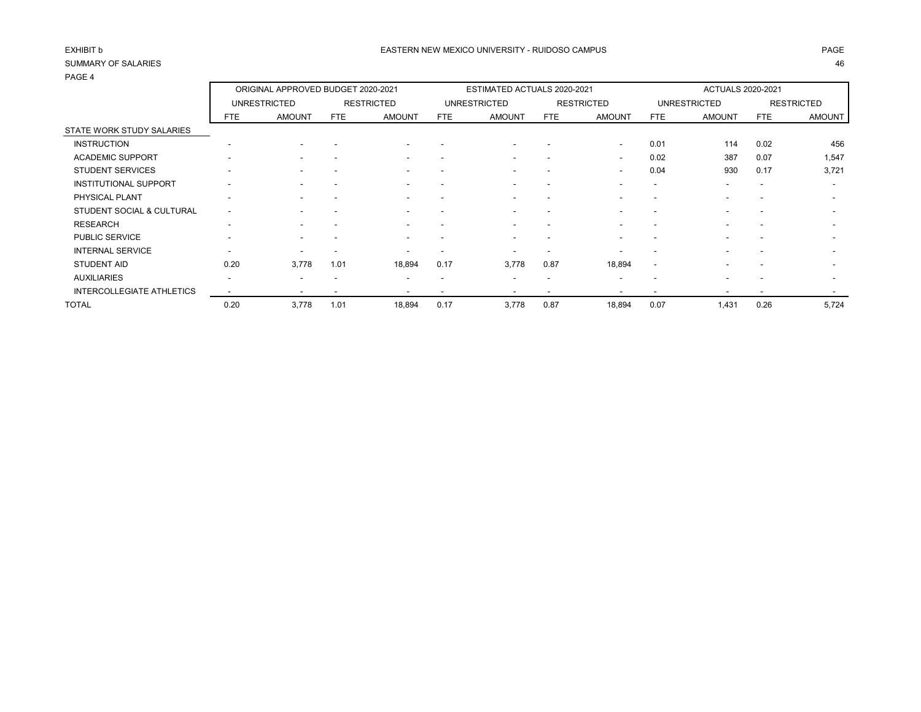EXHIBIT b

EASTERN NEW MEXICO UNIVERSITY - RUIDOSO CAMPUS

SUMMARY OF SALARIES

PAGE 4

| | ORIGINAL APPROVED BUDGET 2020-2021 | | | | ESTIMATED ACTUALS 2020-2021 | | | | ACTUALS 2020-2021 | | | |
|---|---|---|---|---|---|---|---|---|---|---|---|---|
| | UNRESTRICTED | | RESTRICTED | | UNRESTRICTED | | RESTRICTED | | UNRESTRICTED | | RESTRICTED | |
| | FTE | AMOUNT | FTE | AMOUNT | FTE | AMOUNT | FTE | AMOUNT | FTE | AMOUNT | FTE | AMOUNT |
| STATE WORK STUDY SALARIES | | | | | | | | | | | | |
| INSTRUCTION | - | - | - | - | - | - | - | - | 0.01 | 114 | 0.02 | 456 |
| ACADEMIC SUPPORT | - | - | - | - | - | - | - | - | 0.02 | 387 | 0.07 | 1,547 |
| STUDENT SERVICES | - | - | - | - | - | - | - | - | 0.04 | 930 | 0.17 | 3,721 |
| INSTITUTIONAL SUPPORT | - | - | - | - | - | - | - | - | - | - | - | - |
| PHYSICAL PLANT | - | - | - | - | - | - | - | - | - | - | - | - |
| STUDENT SOCIAL & CULTURAL | - | - | - | - | - | - | - | - | - | - | - | - |
| RESEARCH | - | - | - | - | - | - | - | - | - | - | - | - |
| PUBLIC SERVICE | - | - | - | - | - | - | - | - | - | - | - | - |
| INTERNAL SERVICE | - | - | - | - | - | - | - | - | - | - | - | - |
| STUDENT AID | 0.20 | 3,778 | 1.01 | 18,894 | 0.17 | 3,778 | 0.87 | 18,894 | - | - | - | - |
| AUXILIARIES | - | - | - | - | - | - | - | - | - | - | - | - |
| INTERCOLLEGIATE ATHLETICS | - | - | - | - | - | - | - | - | - | - | - | - |
| TOTAL | 0.20 | 3,778 | 1.01 | 18,894 | 0.17 | 3,778 | 0.87 | 18,894 | 0.07 | 1,431 | 0.26 | 5,724 |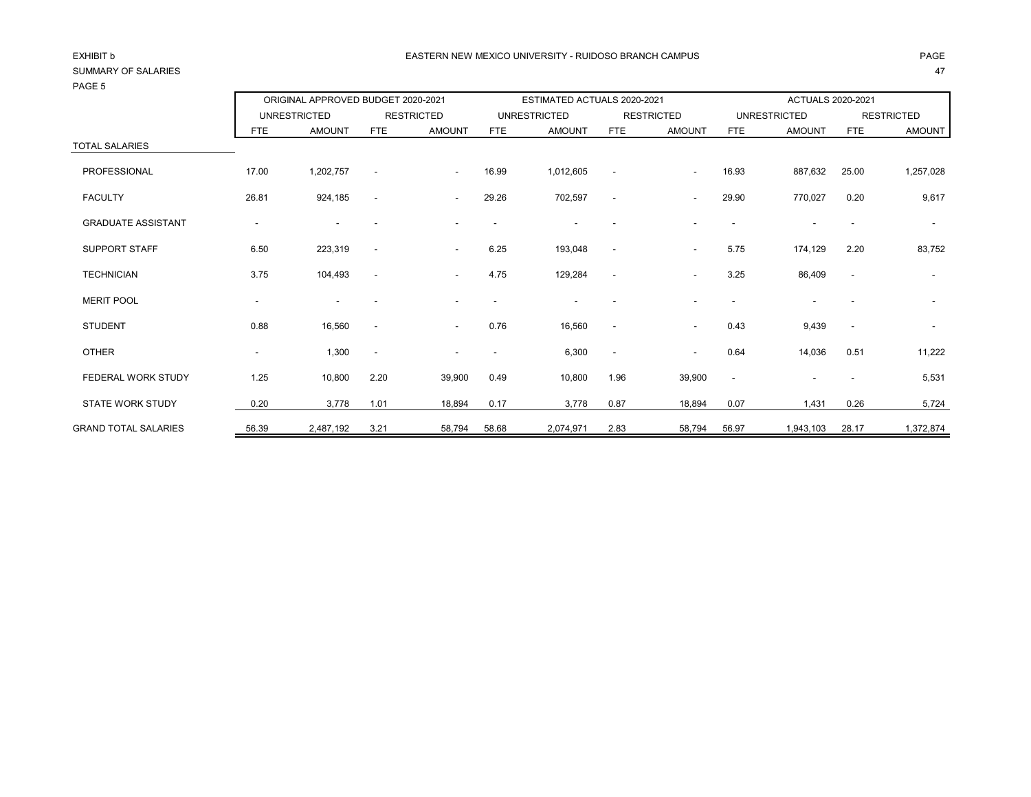EXHIBIT b

SUMMARY OF SALARIES

PAGE 5

EASTERN NEW MEXICO UNIVERSITY - RUIDOSO BRANCH CAMPUS

| | ORIGINAL APPROVED BUDGET 2020-2021 | | | | ESTIMATED ACTUALS 2020-2021 | | | | ACTUALS 2020-2021 | | | |
|---|---|---|---|---|---|---|---|---|---|---|---|---|
| | UNRESTRICTED | | RESTRICTED | | UNRESTRICTED | | RESTRICTED | | UNRESTRICTED | | RESTRICTED | |
| | FTE | AMOUNT | FTE | AMOUNT | FTE | AMOUNT | FTE | AMOUNT | FTE | AMOUNT | FTE | AMOUNT |
| TOTAL SALARIES | | | | | | | | | | | | |
| PROFESSIONAL | 17.00 | 1,202,757 | - | - | 16.99 | 1,012,605 | - | - | 16.93 | 887,632 | 25.00 | 1,257,028 |
| FACULTY | 26.81 | 924,185 | - | - | 29.26 | 702,597 | - | - | 29.90 | 770,027 | 0.20 | 9,617 |
| GRADUATE ASSISTANT | - | - | - | - | - | - | - | - | - | - | - | - |
| SUPPORT STAFF | 6.50 | 223,319 | - | - | 6.25 | 193,048 | - | - | 5.75 | 174,129 | 2.20 | 83,752 |
| TECHNICIAN | 3.75 | 104,493 | - | - | 4.75 | 129,284 | - | - | 3.25 | 86,409 | - | - |
| MERIT POOL | - | - | - | - | - | - | - | - | - | - | - | - |
| STUDENT | 0.88 | 16,560 | - | - | 0.76 | 16,560 | - | - | 0.43 | 9,439 | - | - |
| OTHER | - | 1,300 | - | - | - | 6,300 | - | - | 0.64 | 14,036 | 0.51 | 11,222 |
| FEDERAL WORK STUDY | 1.25 | 10,800 | 2.20 | 39,900 | 0.49 | 10,800 | 1.96 | 39,900 | - | - | - | 5,531 |
| STATE WORK STUDY | 0.20 | 3,778 | 1.01 | 18,894 | 0.17 | 3,778 | 0.87 | 18,894 | 0.07 | 1,431 | 0.26 | 5,724 |
| GRAND TOTAL SALARIES | 56.39 | 2,487,192 | 3.21 | 58,794 | 58.68 | 2,074,971 | 2.83 | 58,794 | 56.97 | 1,943,103 | 28.17 | 1,372,874 |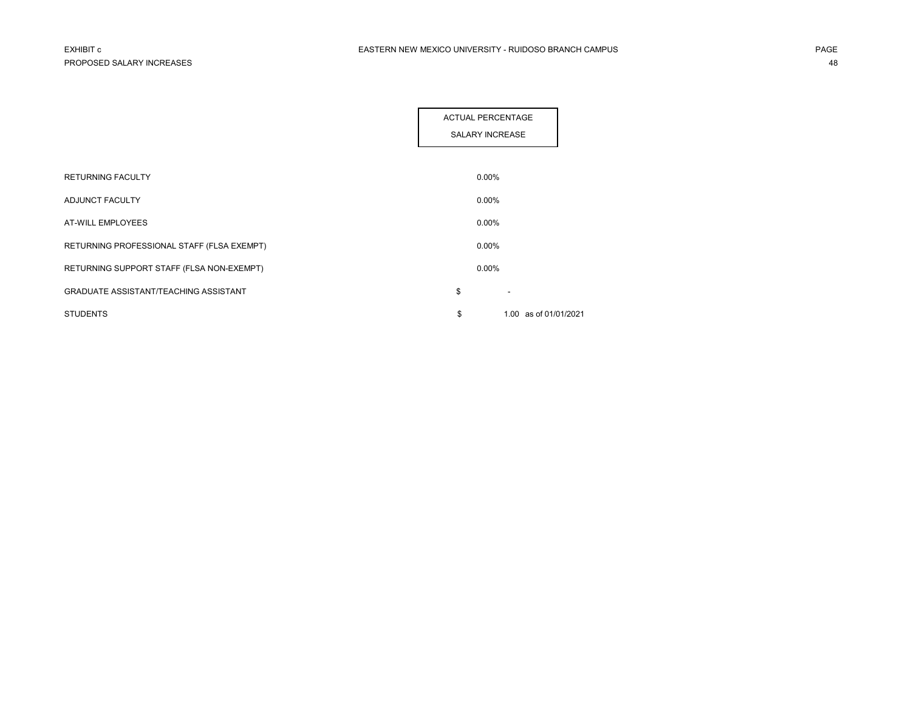EXHIBIT c

PROPOSED SALARY INCREASES

# EASTERN NEW MEXICO UNIVERSITY - RUIDOSO BRANCH CAMPUS

| | ACTUAL PERCENTAGE SALARY INCREASE |
|---|---|
| RETURNING FACULTY | 0.00% |
| ADJUNCT FACULTY | 0.00% |
| AT-WILL EMPLOYEES | 0.00% |
| RETURNING PROFESSIONAL STAFF (FLSA EXEMPT) | 0.00% |
| RETURNING SUPPORT STAFF (FLSA NON-EXEMPT) | 0.00% |
| GRADUATE ASSISTANT/TEACHING ASSISTANT | $ - |
| STUDENTS | $ 1.00 as of 01/01/2021 |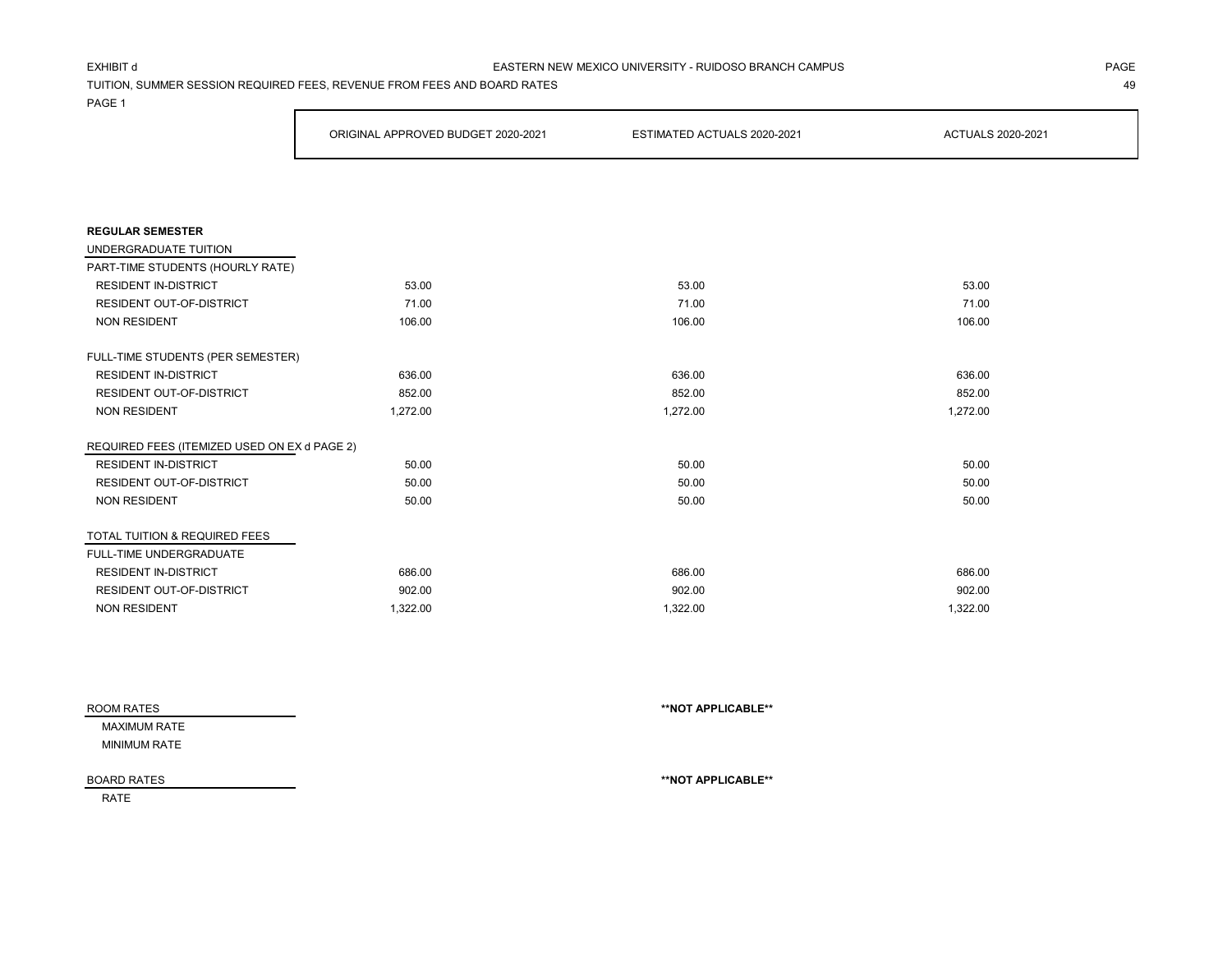EXHIBIT d

EASTERN NEW MEXICO UNIVERSITY - RUIDOSO BRANCH CAMPUS

TUITION, SUMMER SESSION REQUIRED FEES, REVENUE FROM FEES AND BOARD RATES

PAGE 1

| | ORIGINAL APPROVED BUDGET 2020-2021 | ESTIMATED ACTUALS 2020-2021 | ACTUALS 2020-2021 |
|---|---|---|---|
| **REGULAR SEMESTER** | | | |
| UNDERGRADUATE TUITION | | | |
| PART-TIME STUDENTS (HOURLY RATE) | | | |
| RESIDENT IN-DISTRICT | 53.00 | 53.00 | 53.00 |
| RESIDENT OUT-OF-DISTRICT | 71.00 | 71.00 | 71.00 |
| NON RESIDENT | 106.00 | 106.00 | 106.00 |
| FULL-TIME STUDENTS (PER SEMESTER) | | | |
| RESIDENT IN-DISTRICT | 636.00 | 636.00 | 636.00 |
| RESIDENT OUT-OF-DISTRICT | 852.00 | 852.00 | 852.00 |
| NON RESIDENT | 1,272.00 | 1,272.00 | 1,272.00 |
| REQUIRED FEES (ITEMIZED USED ON EX d PAGE 2) | | | |
| RESIDENT IN-DISTRICT | 50.00 | 50.00 | 50.00 |
| RESIDENT OUT-OF-DISTRICT | 50.00 | 50.00 | 50.00 |
| NON RESIDENT | 50.00 | 50.00 | 50.00 |
| TOTAL TUITION & REQUIRED FEES | | | |
| FULL-TIME UNDERGRADUATE | | | |
| RESIDENT IN-DISTRICT | 686.00 | 686.00 | 686.00 |
| RESIDENT OUT-OF-DISTRICT | 902.00 | 902.00 | 902.00 |
| NON RESIDENT | 1,322.00 | 1,322.00 | 1,322.00 |

ROOM RATES **\*\*NOT APPLICABLE\*\***

MAXIMUM RATE

MINIMUM RATE

BOARD RATES **\*\*NOT APPLICABLE\*\***

RATE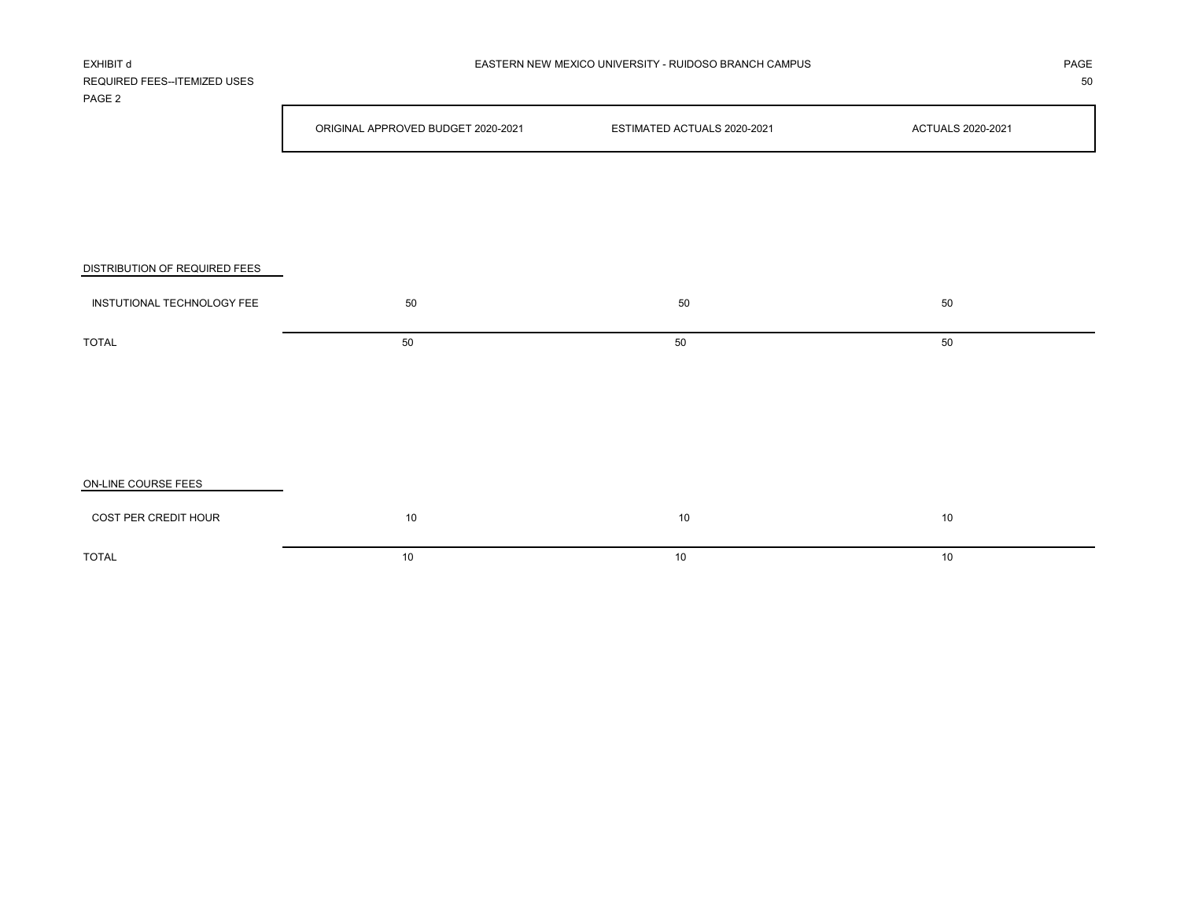EXHIBIT d

REQUIRED FEES--ITEMIZED USES

PAGE 2

EASTERN NEW MEXICO UNIVERSITY - RUIDOSO BRANCH CAMPUS

| | ORIGINAL APPROVED BUDGET 2020-2021 | ESTIMATED ACTUALS 2020-2021 | ACTUALS 2020-2021 |
|---|---|---|---|
| **DISTRIBUTION OF REQUIRED FEES** | | | |
| INSTUTIONAL TECHNOLOGY FEE | 50 | 50 | 50 |
| TOTAL | 50 | 50 | 50 |
| **ON-LINE COURSE FEES** | | | |
| COST PER CREDIT HOUR | 10 | 10 | 10 |
| TOTAL | 10 | 10 | 10 |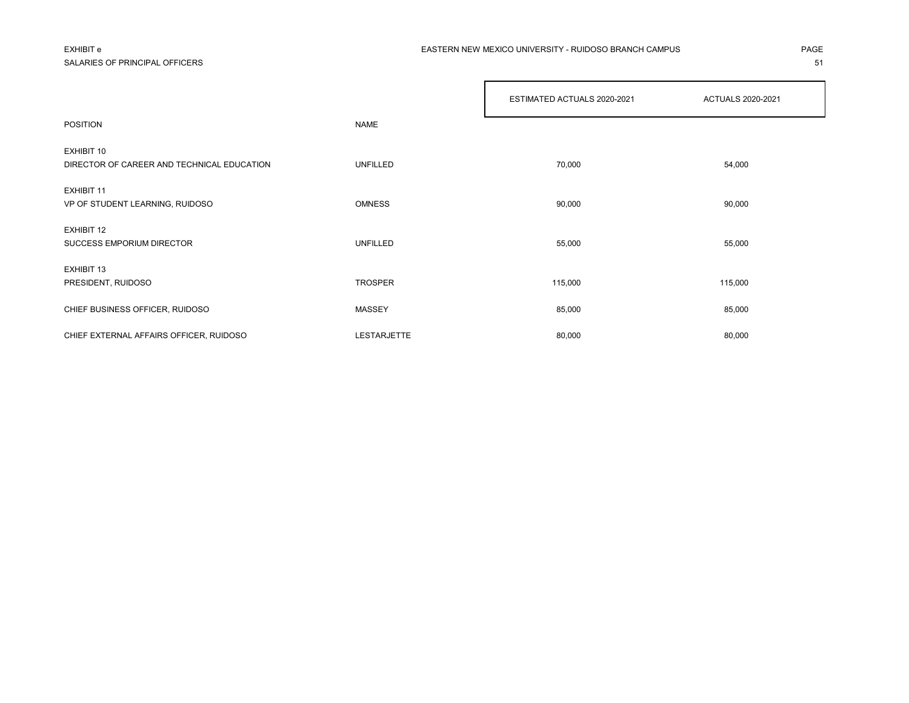EXHIBIT e

SALARIES OF PRINCIPAL OFFICERS

EASTERN NEW MEXICO UNIVERSITY - RUIDOSO BRANCH CAMPUS

| POSITION | NAME | ESTIMATED ACTUALS 2020-2021 | ACTUALS 2020-2021 |
|---|---|---|---|
| EXHIBIT 10 | | | |
| DIRECTOR OF CAREER AND TECHNICAL EDUCATION | UNFILLED | 70,000 | 54,000 |
| EXHIBIT 11 | | | |
| VP OF STUDENT LEARNING, RUIDOSO | OMNESS | 90,000 | 90,000 |
| EXHIBIT 12 | | | |
| SUCCESS EMPORIUM DIRECTOR | UNFILLED | 55,000 | 55,000 |
| EXHIBIT 13 | | | |
| PRESIDENT, RUIDOSO | TROSPER | 115,000 | 115,000 |
| CHIEF BUSINESS OFFICER, RUIDOSO | MASSEY | 85,000 | 85,000 |
| CHIEF EXTERNAL AFFAIRS OFFICER, RUIDOSO | LESTARJETTE | 80,000 | 80,000 |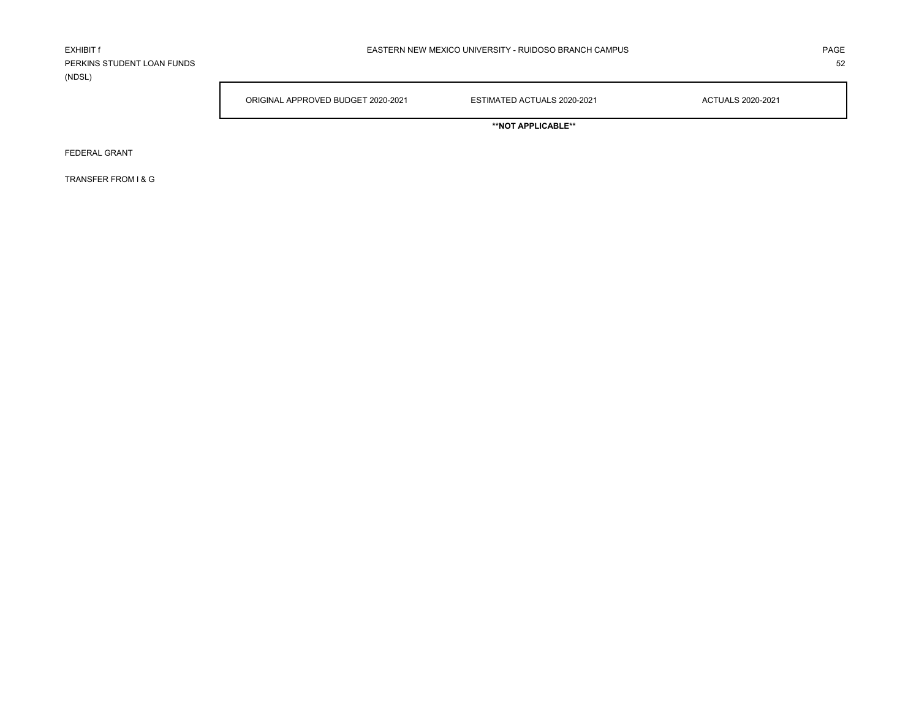EXHIBIT f

EASTERN NEW MEXICO UNIVERSITY - RUIDOSO BRANCH CAMPUS

PERKINS STUDENT LOAN FUNDS
(NDSL)

| | ORIGINAL APPROVED BUDGET 2020-2021 | ESTIMATED ACTUALS 2020-2021 | ACTUALS 2020-2021 |
|---|---|---|---|
| | | **\*\*NOT APPLICABLE\*\*** | |
| FEDERAL GRANT | | | |
| TRANSFER FROM I & G | | | |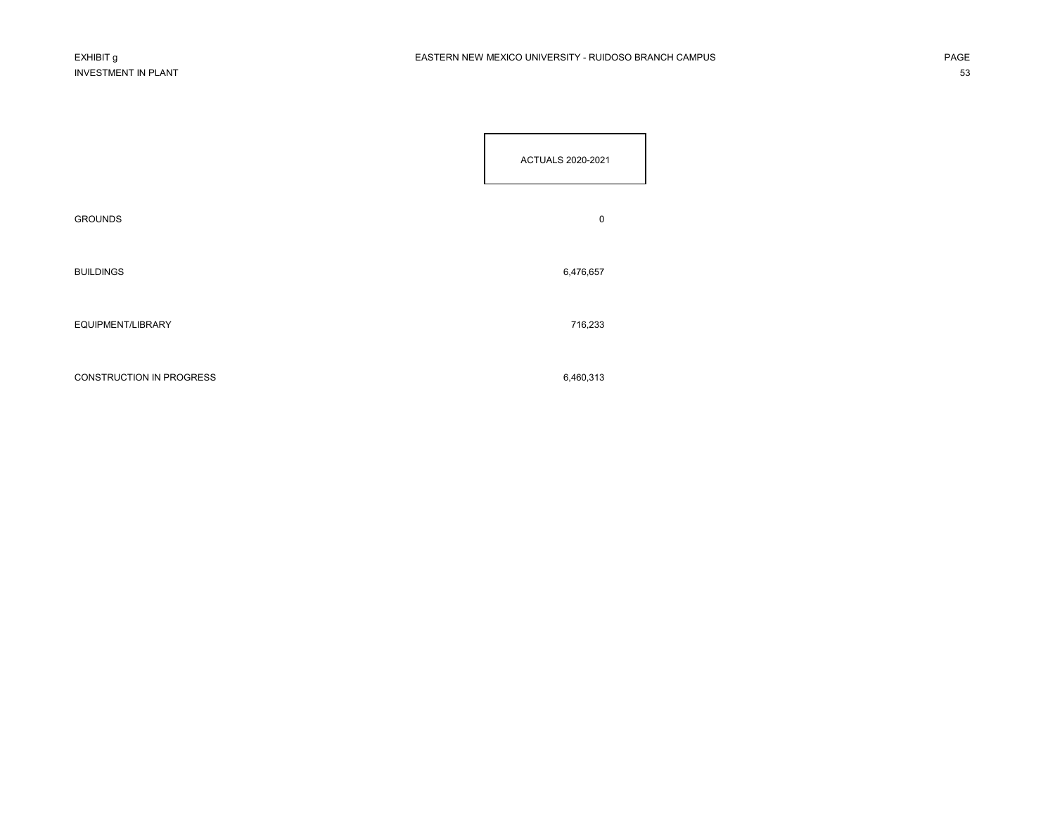EXHIBIT g

INVESTMENT IN PLANT

EASTERN NEW MEXICO UNIVERSITY - RUIDOSO BRANCH CAMPUS

| | ACTUALS 2020-2021 |
|---|---|
| GROUNDS | 0 |
| BUILDINGS | 6,476,657 |
| EQUIPMENT/LIBRARY | 716,233 |
| CONSTRUCTION IN PROGRESS | 6,460,313 |